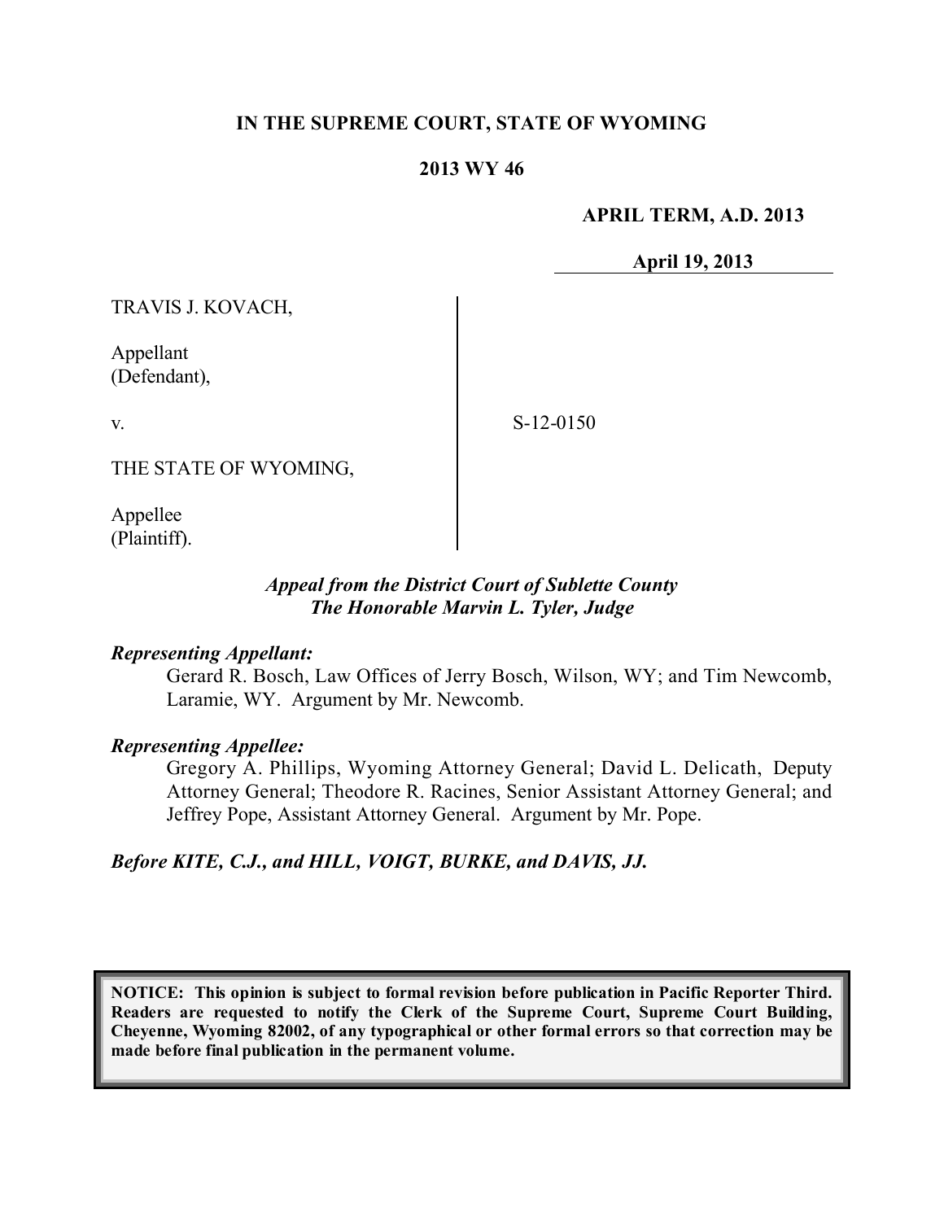**IN THE SUPREME COURT, STATE OF WYOMING**

**2013 WY 46**

**APRIL TERM, A.D. 2013**

**April 19, 2013**

TRAVIS J. KOVACH,

Appellant
(Defendant),

v.

THE STATE OF WYOMING,

Appellee
(Plaintiff).

S-12-0150

***Appeal from the District Court of Sublette County***
***The Honorable Marvin L. Tyler, Judge***

***Representing Appellant:***

Gerard R. Bosch, Law Offices of Jerry Bosch, Wilson, WY; and Tim Newcomb, Laramie, WY. Argument by Mr. Newcomb.

***Representing Appellee:***

Gregory A. Phillips, Wyoming Attorney General; David L. Delicath, Deputy Attorney General; Theodore R. Racines, Senior Assistant Attorney General; and Jeffrey Pope, Assistant Attorney General. Argument by Mr. Pope.

***Before KITE, C.J., and HILL, VOIGT, BURKE, and DAVIS, JJ.***

**NOTICE: This opinion is subject to formal revision before publication in Pacific Reporter Third. Readers are requested to notify the Clerk of the Supreme Court, Supreme Court Building, Cheyenne, Wyoming 82002, of any typographical or other formal errors so that correction may be made before final publication in the permanent volume.**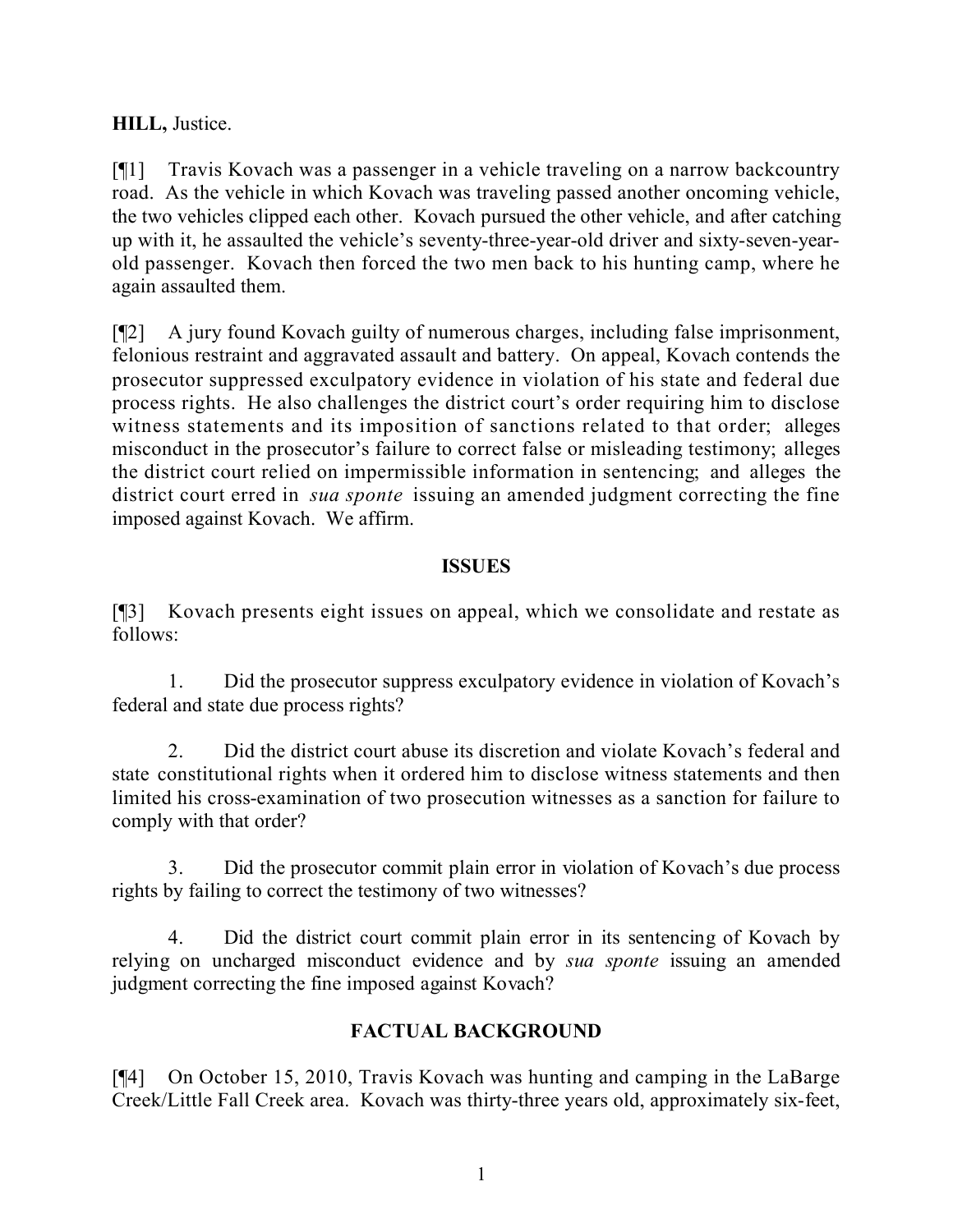**HILL,** Justice.

[¶1] Travis Kovach was a passenger in a vehicle traveling on a narrow backcountry road. As the vehicle in which Kovach was traveling passed another oncoming vehicle, the two vehicles clipped each other. Kovach pursued the other vehicle, and after catching up with it, he assaulted the vehicle's seventy-three-year-old driver and sixty-seven-year-old passenger. Kovach then forced the two men back to his hunting camp, where he again assaulted them.

[¶2] A jury found Kovach guilty of numerous charges, including false imprisonment, felonious restraint and aggravated assault and battery. On appeal, Kovach contends the prosecutor suppressed exculpatory evidence in violation of his state and federal due process rights. He also challenges the district court's order requiring him to disclose witness statements and its imposition of sanctions related to that order; alleges misconduct in the prosecutor's failure to correct false or misleading testimony; alleges the district court relied on impermissible information in sentencing; and alleges the district court erred in *sua sponte* issuing an amended judgment correcting the fine imposed against Kovach. We affirm.

## ISSUES

[¶3] Kovach presents eight issues on appeal, which we consolidate and restate as follows:

1. Did the prosecutor suppress exculpatory evidence in violation of Kovach's federal and state due process rights?

2. Did the district court abuse its discretion and violate Kovach's federal and state constitutional rights when it ordered him to disclose witness statements and then limited his cross-examination of two prosecution witnesses as a sanction for failure to comply with that order?

3. Did the prosecutor commit plain error in violation of Kovach's due process rights by failing to correct the testimony of two witnesses?

4. Did the district court commit plain error in its sentencing of Kovach by relying on uncharged misconduct evidence and by *sua sponte* issuing an amended judgment correcting the fine imposed against Kovach?

## FACTUAL BACKGROUND

[¶4] On October 15, 2010, Travis Kovach was hunting and camping in the LaBarge Creek/Little Fall Creek area. Kovach was thirty-three years old, approximately six-feet,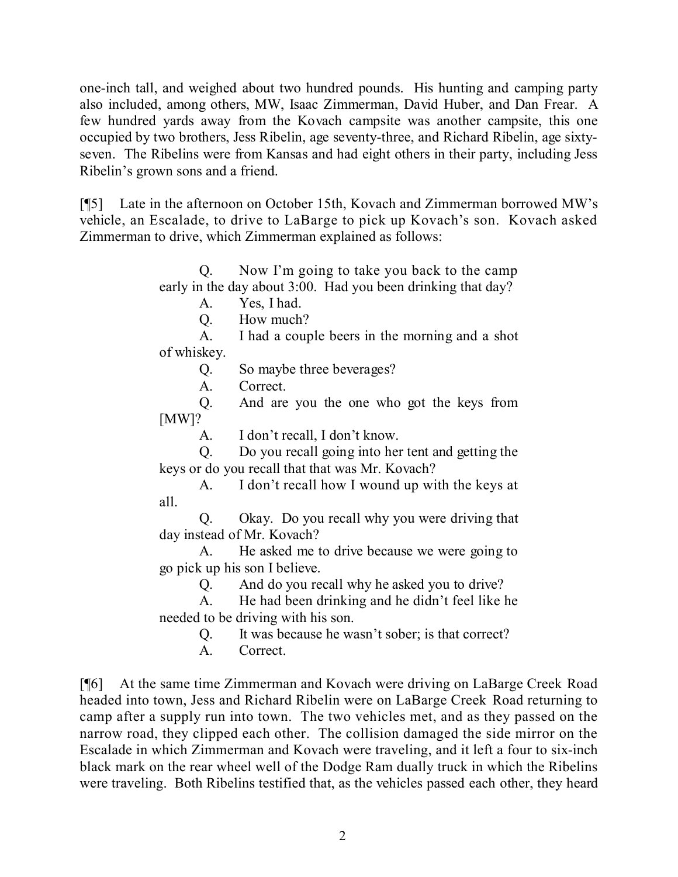one-inch tall, and weighed about two hundred pounds. His hunting and camping party also included, among others, MW, Isaac Zimmerman, David Huber, and Dan Frear. A few hundred yards away from the Kovach campsite was another campsite, this one occupied by two brothers, Jess Ribelin, age seventy-three, and Richard Ribelin, age sixty-seven. The Ribelins were from Kansas and had eight others in their party, including Jess Ribelin's grown sons and a friend.

[¶5] Late in the afternoon on October 15th, Kovach and Zimmerman borrowed MW's vehicle, an Escalade, to drive to LaBarge to pick up Kovach's son. Kovach asked Zimmerman to drive, which Zimmerman explained as follows:

> Q. Now I'm going to take you back to the camp early in the day about 3:00. Had you been drinking that day?
>
> A. Yes, I had.
>
> Q. How much?
>
> A. I had a couple beers in the morning and a shot of whiskey.
>
> Q. So maybe three beverages?
>
> A. Correct.
>
> Q. And are you the one who got the keys from [MW]?
>
> A. I don't recall, I don't know.
>
> Q. Do you recall going into her tent and getting the keys or do you recall that that was Mr. Kovach?
>
> A. I don't recall how I wound up with the keys at all.
>
> Q. Okay. Do you recall why you were driving that day instead of Mr. Kovach?
>
> A. He asked me to drive because we were going to go pick up his son I believe.
>
> Q. And do you recall why he asked you to drive?
>
> A. He had been drinking and he didn't feel like he needed to be driving with his son.
>
> Q. It was because he wasn't sober; is that correct?
>
> A. Correct.

[¶6] At the same time Zimmerman and Kovach were driving on LaBarge Creek Road headed into town, Jess and Richard Ribelin were on LaBarge Creek Road returning to camp after a supply run into town. The two vehicles met, and as they passed on the narrow road, they clipped each other. The collision damaged the side mirror on the Escalade in which Zimmerman and Kovach were traveling, and it left a four to six-inch black mark on the rear wheel well of the Dodge Ram dually truck in which the Ribelins were traveling. Both Ribelins testified that, as the vehicles passed each other, they heard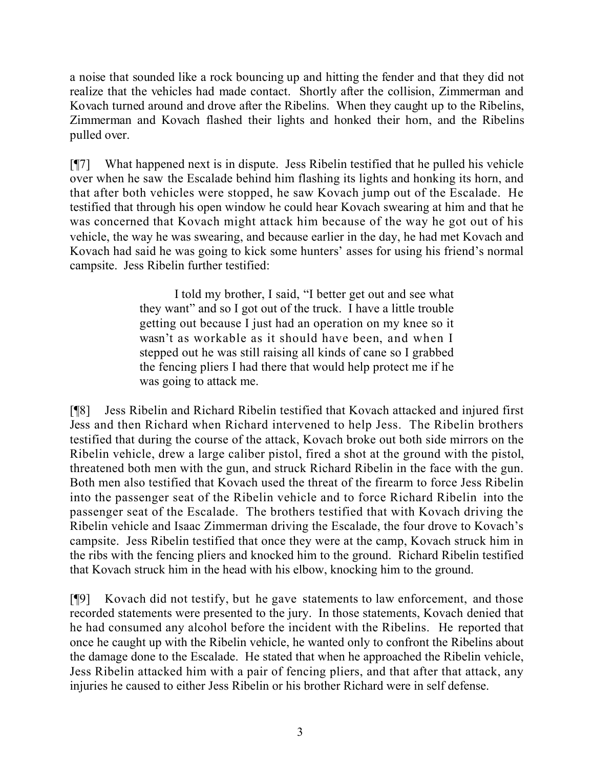a noise that sounded like a rock bouncing up and hitting the fender and that they did not realize that the vehicles had made contact. Shortly after the collision, Zimmerman and Kovach turned around and drove after the Ribelins. When they caught up to the Ribelins, Zimmerman and Kovach flashed their lights and honked their horn, and the Ribelins pulled over.

[¶7] What happened next is in dispute. Jess Ribelin testified that he pulled his vehicle over when he saw the Escalade behind him flashing its lights and honking its horn, and that after both vehicles were stopped, he saw Kovach jump out of the Escalade. He testified that through his open window he could hear Kovach swearing at him and that he was concerned that Kovach might attack him because of the way he got out of his vehicle, the way he was swearing, and because earlier in the day, he had met Kovach and Kovach had said he was going to kick some hunters' asses for using his friend's normal campsite. Jess Ribelin further testified:

> I told my brother, I said, "I better get out and see what they want" and so I got out of the truck. I have a little trouble getting out because I just had an operation on my knee so it wasn't as workable as it should have been, and when I stepped out he was still raising all kinds of cane so I grabbed the fencing pliers I had there that would help protect me if he was going to attack me.

[¶8] Jess Ribelin and Richard Ribelin testified that Kovach attacked and injured first Jess and then Richard when Richard intervened to help Jess. The Ribelin brothers testified that during the course of the attack, Kovach broke out both side mirrors on the Ribelin vehicle, drew a large caliber pistol, fired a shot at the ground with the pistol, threatened both men with the gun, and struck Richard Ribelin in the face with the gun. Both men also testified that Kovach used the threat of the firearm to force Jess Ribelin into the passenger seat of the Ribelin vehicle and to force Richard Ribelin into the passenger seat of the Escalade. The brothers testified that with Kovach driving the Ribelin vehicle and Isaac Zimmerman driving the Escalade, the four drove to Kovach's campsite. Jess Ribelin testified that once they were at the camp, Kovach struck him in the ribs with the fencing pliers and knocked him to the ground. Richard Ribelin testified that Kovach struck him in the head with his elbow, knocking him to the ground.

[¶9] Kovach did not testify, but he gave statements to law enforcement, and those recorded statements were presented to the jury. In those statements, Kovach denied that he had consumed any alcohol before the incident with the Ribelins. He reported that once he caught up with the Ribelin vehicle, he wanted only to confront the Ribelins about the damage done to the Escalade. He stated that when he approached the Ribelin vehicle, Jess Ribelin attacked him with a pair of fencing pliers, and that after that attack, any injuries he caused to either Jess Ribelin or his brother Richard were in self defense.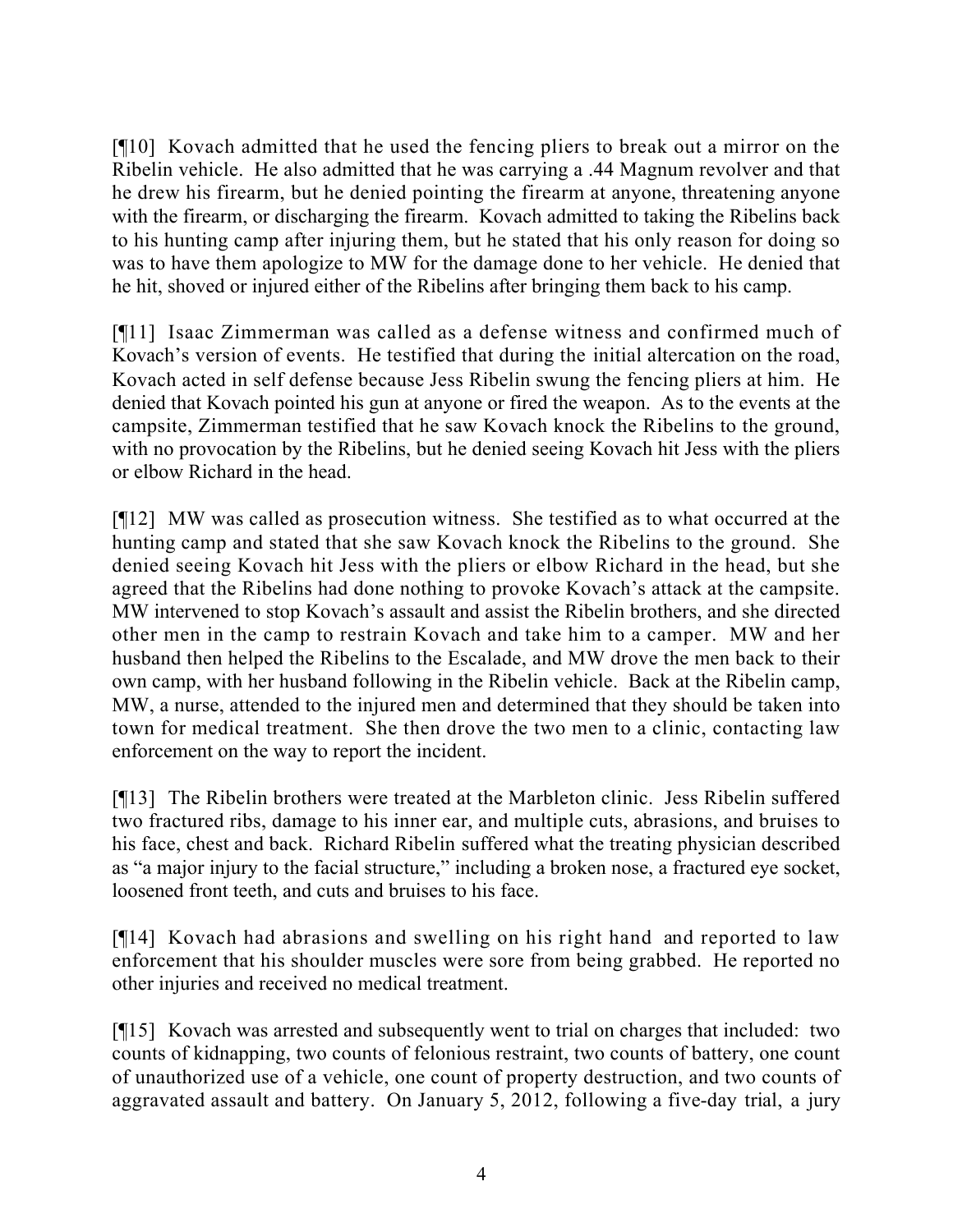[¶10] Kovach admitted that he used the fencing pliers to break out a mirror on the Ribelin vehicle. He also admitted that he was carrying a .44 Magnum revolver and that he drew his firearm, but he denied pointing the firearm at anyone, threatening anyone with the firearm, or discharging the firearm. Kovach admitted to taking the Ribelins back to his hunting camp after injuring them, but he stated that his only reason for doing so was to have them apologize to MW for the damage done to her vehicle. He denied that he hit, shoved or injured either of the Ribelins after bringing them back to his camp.

[¶11] Isaac Zimmerman was called as a defense witness and confirmed much of Kovach's version of events. He testified that during the initial altercation on the road, Kovach acted in self defense because Jess Ribelin swung the fencing pliers at him. He denied that Kovach pointed his gun at anyone or fired the weapon. As to the events at the campsite, Zimmerman testified that he saw Kovach knock the Ribelins to the ground, with no provocation by the Ribelins, but he denied seeing Kovach hit Jess with the pliers or elbow Richard in the head.

[¶12] MW was called as prosecution witness. She testified as to what occurred at the hunting camp and stated that she saw Kovach knock the Ribelins to the ground. She denied seeing Kovach hit Jess with the pliers or elbow Richard in the head, but she agreed that the Ribelins had done nothing to provoke Kovach's attack at the campsite. MW intervened to stop Kovach's assault and assist the Ribelin brothers, and she directed other men in the camp to restrain Kovach and take him to a camper. MW and her husband then helped the Ribelins to the Escalade, and MW drove the men back to their own camp, with her husband following in the Ribelin vehicle. Back at the Ribelin camp, MW, a nurse, attended to the injured men and determined that they should be taken into town for medical treatment. She then drove the two men to a clinic, contacting law enforcement on the way to report the incident.

[¶13] The Ribelin brothers were treated at the Marbleton clinic. Jess Ribelin suffered two fractured ribs, damage to his inner ear, and multiple cuts, abrasions, and bruises to his face, chest and back. Richard Ribelin suffered what the treating physician described as "a major injury to the facial structure," including a broken nose, a fractured eye socket, loosened front teeth, and cuts and bruises to his face.

[¶14] Kovach had abrasions and swelling on his right hand and reported to law enforcement that his shoulder muscles were sore from being grabbed. He reported no other injuries and received no medical treatment.

[¶15] Kovach was arrested and subsequently went to trial on charges that included: two counts of kidnapping, two counts of felonious restraint, two counts of battery, one count of unauthorized use of a vehicle, one count of property destruction, and two counts of aggravated assault and battery. On January 5, 2012, following a five-day trial, a jury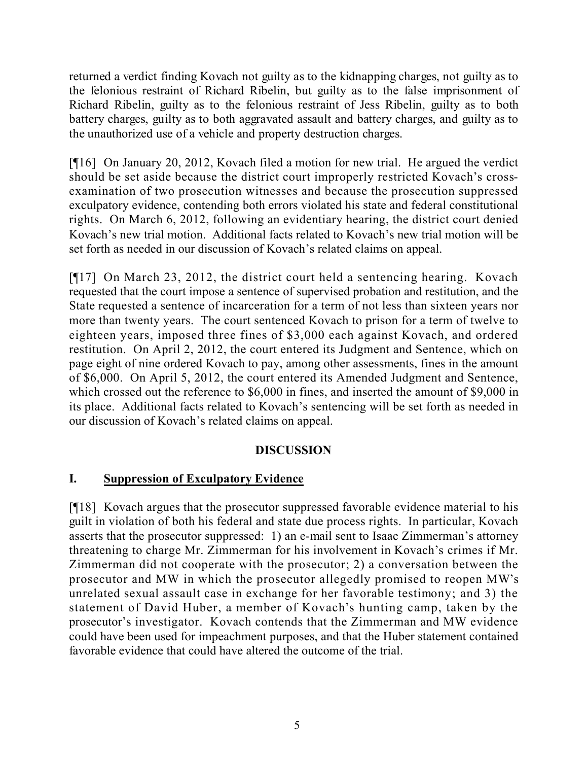returned a verdict finding Kovach not guilty as to the kidnapping charges, not guilty as to the felonious restraint of Richard Ribelin, but guilty as to the false imprisonment of Richard Ribelin, guilty as to the felonious restraint of Jess Ribelin, guilty as to both battery charges, guilty as to both aggravated assault and battery charges, and guilty as to the unauthorized use of a vehicle and property destruction charges.

[¶16] On January 20, 2012, Kovach filed a motion for new trial. He argued the verdict should be set aside because the district court improperly restricted Kovach's cross-examination of two prosecution witnesses and because the prosecution suppressed exculpatory evidence, contending both errors violated his state and federal constitutional rights. On March 6, 2012, following an evidentiary hearing, the district court denied Kovach's new trial motion. Additional facts related to Kovach's new trial motion will be set forth as needed in our discussion of Kovach's related claims on appeal.

[¶17] On March 23, 2012, the district court held a sentencing hearing. Kovach requested that the court impose a sentence of supervised probation and restitution, and the State requested a sentence of incarceration for a term of not less than sixteen years nor more than twenty years. The court sentenced Kovach to prison for a term of twelve to eighteen years, imposed three fines of $3,000 each against Kovach, and ordered restitution. On April 2, 2012, the court entered its Judgment and Sentence, which on page eight of nine ordered Kovach to pay, among other assessments, fines in the amount of $6,000. On April 5, 2012, the court entered its Amended Judgment and Sentence, which crossed out the reference to $6,000 in fines, and inserted the amount of $9,000 in its place. Additional facts related to Kovach's sentencing will be set forth as needed in our discussion of Kovach's related claims on appeal.

## DISCUSSION

### I. Suppression of Exculpatory Evidence

[¶18] Kovach argues that the prosecutor suppressed favorable evidence material to his guilt in violation of both his federal and state due process rights. In particular, Kovach asserts that the prosecutor suppressed: 1) an e-mail sent to Isaac Zimmerman's attorney threatening to charge Mr. Zimmerman for his involvement in Kovach's crimes if Mr. Zimmerman did not cooperate with the prosecutor; 2) a conversation between the prosecutor and MW in which the prosecutor allegedly promised to reopen MW's unrelated sexual assault case in exchange for her favorable testimony; and 3) the statement of David Huber, a member of Kovach's hunting camp, taken by the prosecutor's investigator. Kovach contends that the Zimmerman and MW evidence could have been used for impeachment purposes, and that the Huber statement contained favorable evidence that could have altered the outcome of the trial.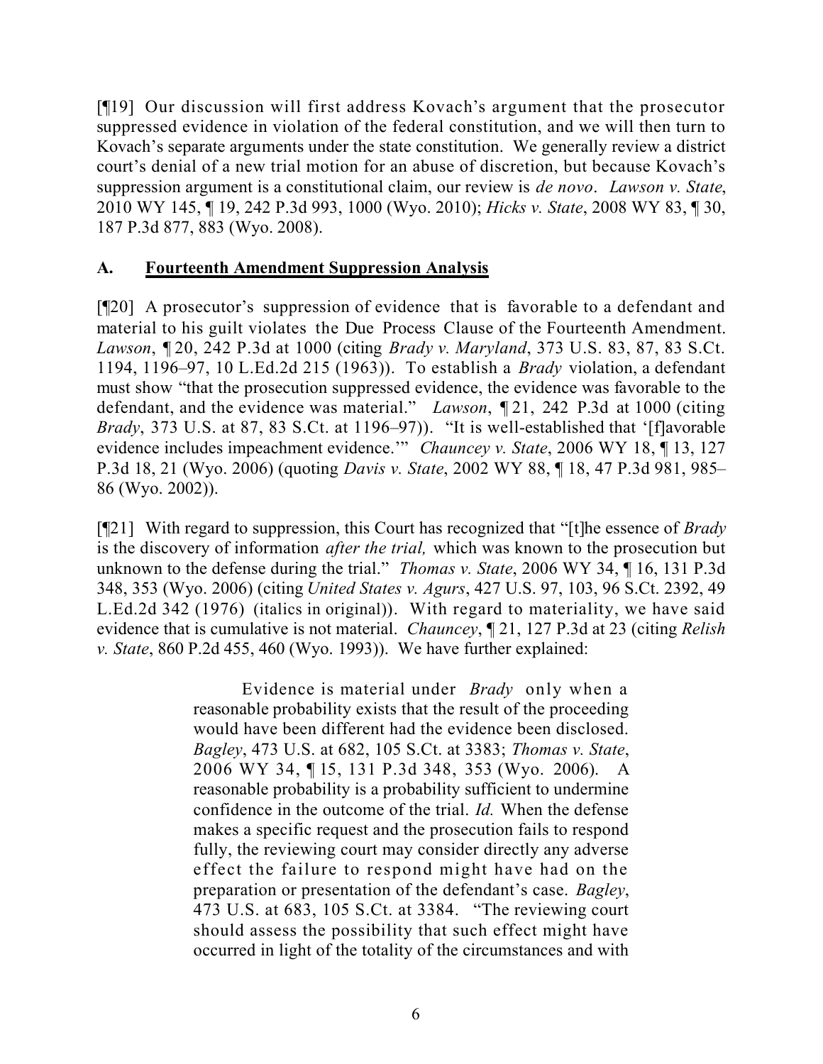[¶19] Our discussion will first address Kovach's argument that the prosecutor suppressed evidence in violation of the federal constitution, and we will then turn to Kovach's separate arguments under the state constitution. We generally review a district court's denial of a new trial motion for an abuse of discretion, but because Kovach's suppression argument is a constitutional claim, our review is *de novo*. *Lawson v. State*, 2010 WY 145, ¶ 19, 242 P.3d 993, 1000 (Wyo. 2010); *Hicks v. State*, 2008 WY 83, ¶ 30, 187 P.3d 877, 883 (Wyo. 2008).

## A. **Fourteenth Amendment Suppression Analysis**

[¶20] A prosecutor's suppression of evidence that is favorable to a defendant and material to his guilt violates the Due Process Clause of the Fourteenth Amendment. *Lawson*, ¶ 20, 242 P.3d at 1000 (citing *Brady v. Maryland*, 373 U.S. 83, 87, 83 S.Ct. 1194, 1196–97, 10 L.Ed.2d 215 (1963)). To establish a *Brady* violation, a defendant must show "that the prosecution suppressed evidence, the evidence was favorable to the defendant, and the evidence was material." *Lawson*, ¶ 21, 242 P.3d at 1000 (citing *Brady*, 373 U.S. at 87, 83 S.Ct. at 1196–97)). "It is well-established that '[f]avorable evidence includes impeachment evidence.'" *Chauncey v. State*, 2006 WY 18, ¶ 13, 127 P.3d 18, 21 (Wyo. 2006) (quoting *Davis v. State*, 2002 WY 88, ¶ 18, 47 P.3d 981, 985–86 (Wyo. 2002)).

[¶21] With regard to suppression, this Court has recognized that "[t]he essence of *Brady* is the discovery of information *after the trial,* which was known to the prosecution but unknown to the defense during the trial." *Thomas v. State*, 2006 WY 34, ¶ 16, 131 P.3d 348, 353 (Wyo. 2006) (citing *United States v. Agurs*, 427 U.S. 97, 103, 96 S.Ct. 2392, 49 L.Ed.2d 342 (1976) (italics in original)). With regard to materiality, we have said evidence that is cumulative is not material. *Chauncey*, ¶ 21, 127 P.3d at 23 (citing *Relish v. State*, 860 P.2d 455, 460 (Wyo. 1993)). We have further explained:

> Evidence is material under *Brady* only when a reasonable probability exists that the result of the proceeding would have been different had the evidence been disclosed. *Bagley*, 473 U.S. at 682, 105 S.Ct. at 3383; *Thomas v. State*, 2006 WY 34, ¶ 15, 131 P.3d 348, 353 (Wyo. 2006). A reasonable probability is a probability sufficient to undermine confidence in the outcome of the trial. *Id.* When the defense makes a specific request and the prosecution fails to respond fully, the reviewing court may consider directly any adverse effect the failure to respond might have had on the preparation or presentation of the defendant's case. *Bagley*, 473 U.S. at 683, 105 S.Ct. at 3384. "The reviewing court should assess the possibility that such effect might have occurred in light of the totality of the circumstances and with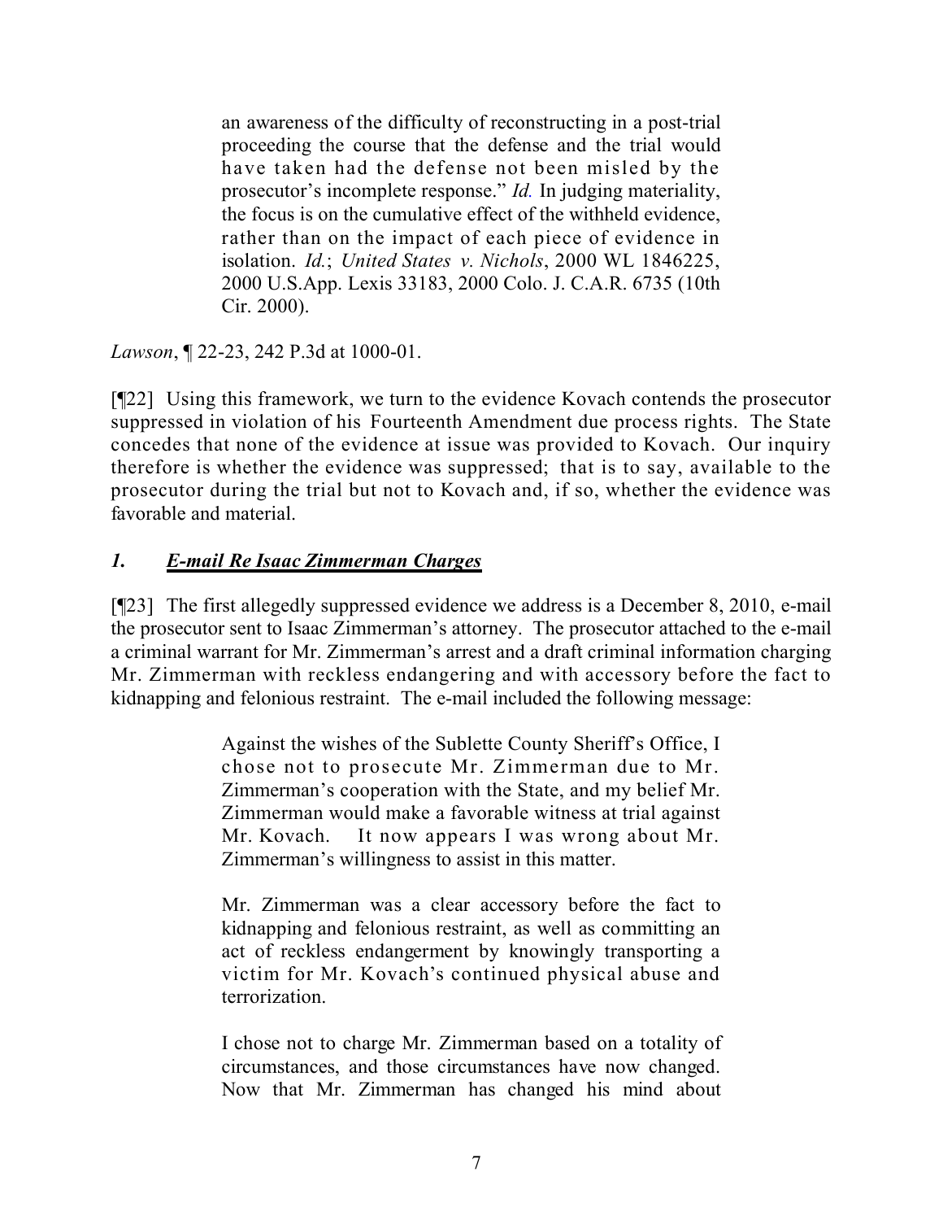> an awareness of the difficulty of reconstructing in a post-trial proceeding the course that the defense and the trial would have taken had the defense not been misled by the prosecutor's incomplete response." *Id.* In judging materiality, the focus is on the cumulative effect of the withheld evidence, rather than on the impact of each piece of evidence in isolation. *Id.*; *United States v. Nichols*, 2000 WL 1846225, 2000 U.S.App. Lexis 33183, 2000 Colo. J. C.A.R. 6735 (10th Cir. 2000).

*Lawson*, ¶ 22-23, 242 P.3d at 1000-01.

[¶22] Using this framework, we turn to the evidence Kovach contends the prosecutor suppressed in violation of his Fourteenth Amendment due process rights. The State concedes that none of the evidence at issue was provided to Kovach. Our inquiry therefore is whether the evidence was suppressed; that is to say, available to the prosecutor during the trial but not to Kovach and, if so, whether the evidence was favorable and material.

## *1. E-mail Re Isaac Zimmerman Charges*

[¶23] The first allegedly suppressed evidence we address is a December 8, 2010, e-mail the prosecutor sent to Isaac Zimmerman's attorney. The prosecutor attached to the e-mail a criminal warrant for Mr. Zimmerman's arrest and a draft criminal information charging Mr. Zimmerman with reckless endangering and with accessory before the fact to kidnapping and felonious restraint. The e-mail included the following message:

> Against the wishes of the Sublette County Sheriff's Office, I chose not to prosecute Mr. Zimmerman due to Mr. Zimmerman's cooperation with the State, and my belief Mr. Zimmerman would make a favorable witness at trial against Mr. Kovach. It now appears I was wrong about Mr. Zimmerman's willingness to assist in this matter.
>
> Mr. Zimmerman was a clear accessory before the fact to kidnapping and felonious restraint, as well as committing an act of reckless endangerment by knowingly transporting a victim for Mr. Kovach's continued physical abuse and terrorization.
>
> I chose not to charge Mr. Zimmerman based on a totality of circumstances, and those circumstances have now changed. Now that Mr. Zimmerman has changed his mind about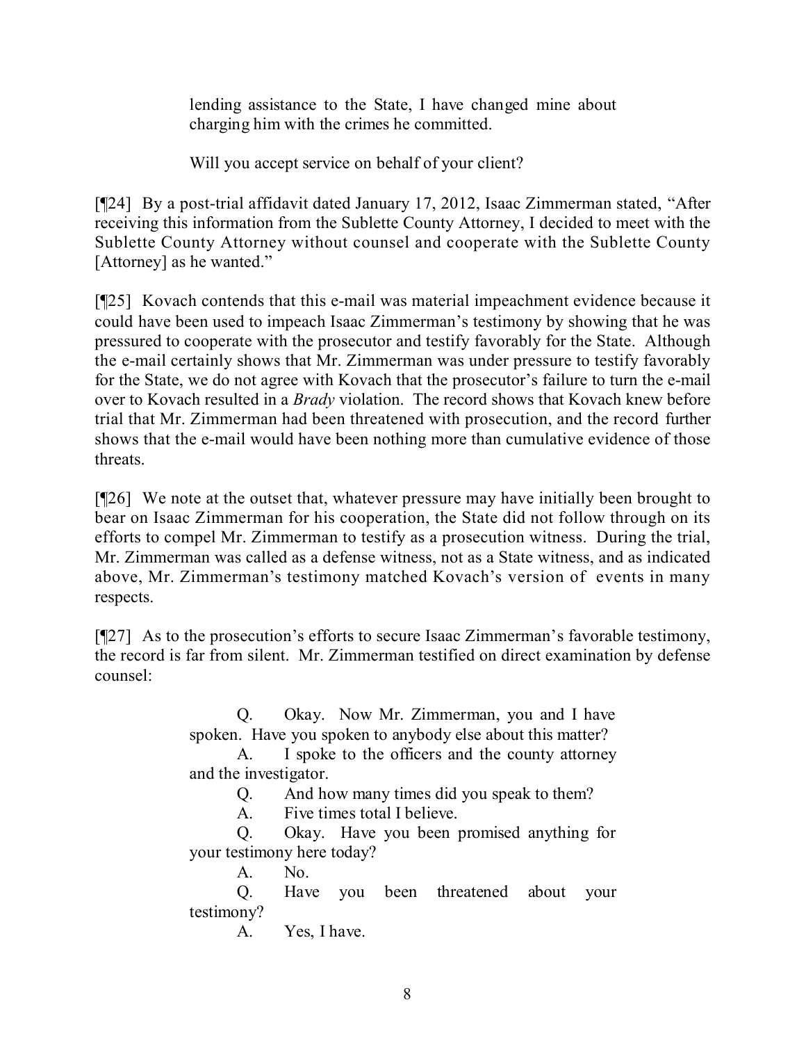> lending assistance to the State, I have changed mine about charging him with the crimes he committed.
>
> Will you accept service on behalf of your client?

[¶24] By a post-trial affidavit dated January 17, 2012, Isaac Zimmerman stated, "After receiving this information from the Sublette County Attorney, I decided to meet with the Sublette County Attorney without counsel and cooperate with the Sublette County [Attorney] as he wanted."

[¶25] Kovach contends that this e-mail was material impeachment evidence because it could have been used to impeach Isaac Zimmerman's testimony by showing that he was pressured to cooperate with the prosecutor and testify favorably for the State. Although the e-mail certainly shows that Mr. Zimmerman was under pressure to testify favorably for the State, we do not agree with Kovach that the prosecutor's failure to turn the e-mail over to Kovach resulted in a *Brady* violation. The record shows that Kovach knew before trial that Mr. Zimmerman had been threatened with prosecution, and the record further shows that the e-mail would have been nothing more than cumulative evidence of those threats.

[¶26] We note at the outset that, whatever pressure may have initially been brought to bear on Isaac Zimmerman for his cooperation, the State did not follow through on its efforts to compel Mr. Zimmerman to testify as a prosecution witness. During the trial, Mr. Zimmerman was called as a defense witness, not as a State witness, and as indicated above, Mr. Zimmerman's testimony matched Kovach's version of events in many respects.

[¶27] As to the prosecution's efforts to secure Isaac Zimmerman's favorable testimony, the record is far from silent. Mr. Zimmerman testified on direct examination by defense counsel:

> Q. Okay. Now Mr. Zimmerman, you and I have spoken. Have you spoken to anybody else about this matter?
>
> A. I spoke to the officers and the county attorney and the investigator.
>
> Q. And how many times did you speak to them?
>
> A. Five times total I believe.
>
> Q. Okay. Have you been promised anything for your testimony here today?
>
> A. No.
>
> Q. Have you been threatened about your testimony?
>
> A. Yes, I have.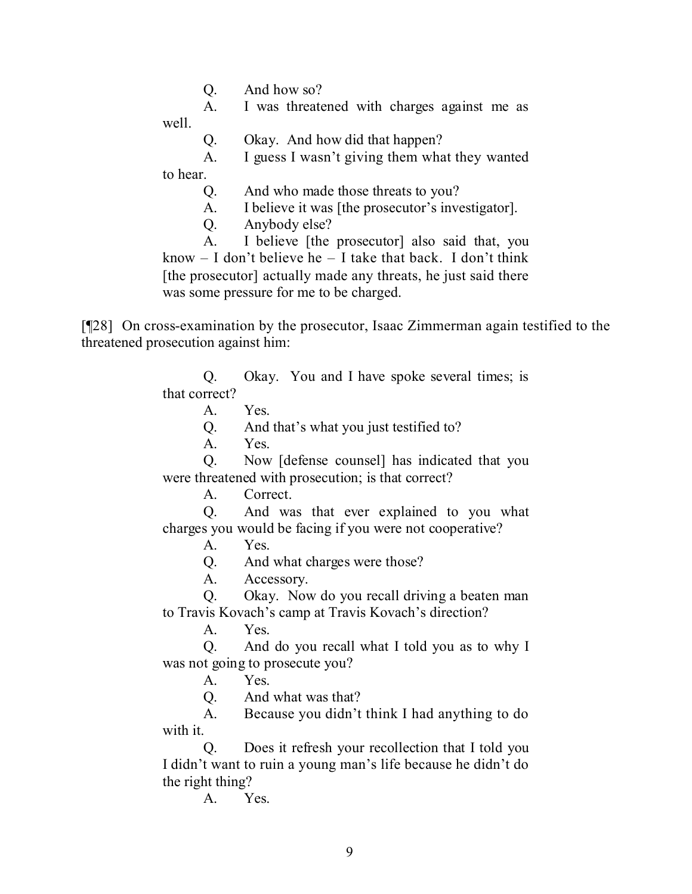Q. And how so?

A. I was threatened with charges against me as well.

Q. Okay. And how did that happen?

A. I guess I wasn't giving them what they wanted to hear.

Q. And who made those threats to you?

A. I believe it was [the prosecutor's investigator].

Q. Anybody else?

A. I believe [the prosecutor] also said that, you know – I don't believe he – I take that back. I don't think [the prosecutor] actually made any threats, he just said there was some pressure for me to be charged.

[¶28] On cross-examination by the prosecutor, Isaac Zimmerman again testified to the threatened prosecution against him:

> Q. Okay. You and I have spoke several times; is that correct?
>
> A. Yes.
>
> Q. And that's what you just testified to?
>
> A. Yes.
>
> Q. Now [defense counsel] has indicated that you were threatened with prosecution; is that correct?
>
> A. Correct.
>
> Q. And was that ever explained to you what charges you would be facing if you were not cooperative?
>
> A. Yes.
>
> Q. And what charges were those?
>
> A. Accessory.
>
> Q. Okay. Now do you recall driving a beaten man to Travis Kovach's camp at Travis Kovach's direction?
>
> A. Yes.
>
> Q. And do you recall what I told you as to why I was not going to prosecute you?
>
> A. Yes.
>
> Q. And what was that?
>
> A. Because you didn't think I had anything to do with it.
>
> Q. Does it refresh your recollection that I told you I didn't want to ruin a young man's life because he didn't do the right thing?
>
> A. Yes.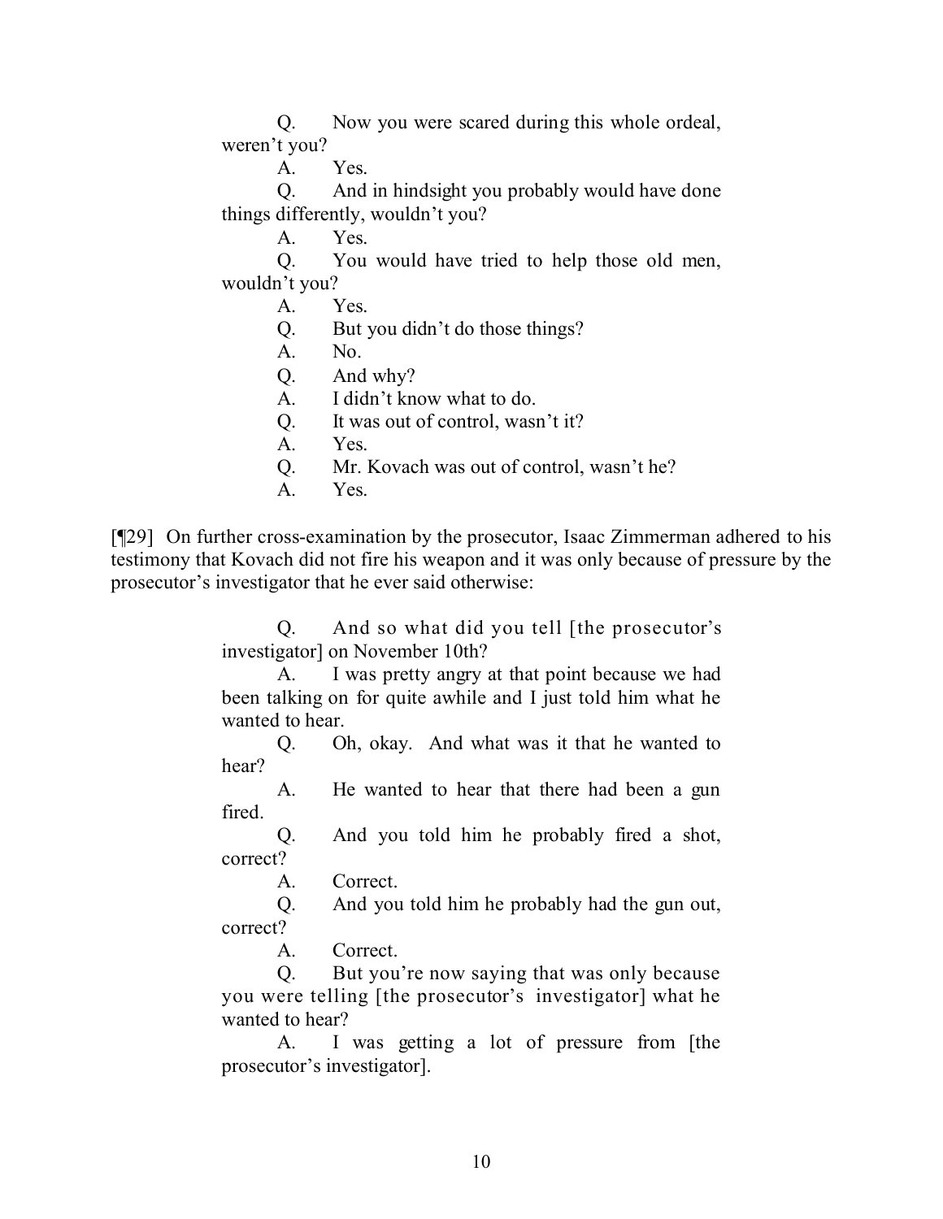> Q. Now you were scared during this whole ordeal, weren't you?
>
> A. Yes.
>
> Q. And in hindsight you probably would have done things differently, wouldn't you?
>
> A. Yes.
>
> Q. You would have tried to help those old men, wouldn't you?
>
> A. Yes.
>
> Q. But you didn't do those things?
>
> A. No.
>
> Q. And why?
>
> A. I didn't know what to do.
>
> Q. It was out of control, wasn't it?
>
> A. Yes.
>
> Q. Mr. Kovach was out of control, wasn't he?
>
> A. Yes.

[¶29] On further cross-examination by the prosecutor, Isaac Zimmerman adhered to his testimony that Kovach did not fire his weapon and it was only because of pressure by the prosecutor's investigator that he ever said otherwise:

> Q. And so what did you tell [the prosecutor's investigator] on November 10th?
>
> A. I was pretty angry at that point because we had been talking on for quite awhile and I just told him what he wanted to hear.
>
> Q. Oh, okay. And what was it that he wanted to hear?
>
> A. He wanted to hear that there had been a gun fired.
>
> Q. And you told him he probably fired a shot, correct?
>
> A. Correct.
>
> Q. And you told him he probably had the gun out, correct?
>
> A. Correct.
>
> Q. But you're now saying that was only because you were telling [the prosecutor's investigator] what he wanted to hear?
>
> A. I was getting a lot of pressure from [the prosecutor's investigator].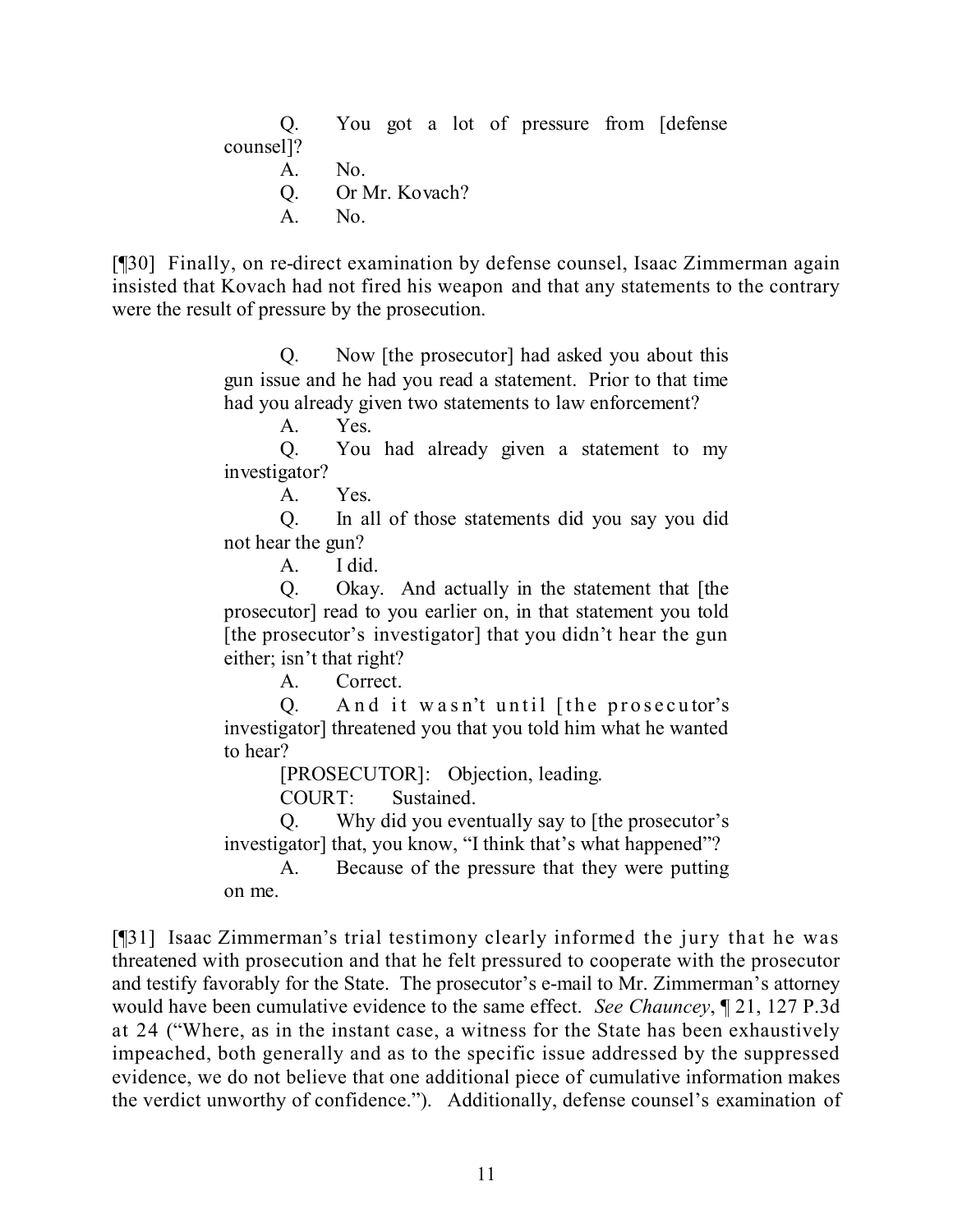> Q. You got a lot of pressure from [defense counsel]?
>
> A. No.
>
> Q. Or Mr. Kovach?
>
> A. No.

[¶30] Finally, on re-direct examination by defense counsel, Isaac Zimmerman again insisted that Kovach had not fired his weapon and that any statements to the contrary were the result of pressure by the prosecution.

> Q. Now [the prosecutor] had asked you about this gun issue and he had you read a statement. Prior to that time had you already given two statements to law enforcement?
>
> A. Yes.
>
> Q. You had already given a statement to my investigator?
>
> A. Yes.
>
> Q. In all of those statements did you say you did not hear the gun?
>
> A. I did.
>
> Q. Okay. And actually in the statement that [the prosecutor] read to you earlier on, in that statement you told [the prosecutor's investigator] that you didn't hear the gun either; isn't that right?
>
> A. Correct.
>
> Q. And it wasn't until [the prosecutor's investigator] threatened you that you told him what he wanted to hear?
>
> [PROSECUTOR]: Objection, leading.
>
> COURT: Sustained.
>
> Q. Why did you eventually say to [the prosecutor's investigator] that, you know, "I think that's what happened"?
>
> A. Because of the pressure that they were putting on me.

[¶31] Isaac Zimmerman's trial testimony clearly informed the jury that he was threatened with prosecution and that he felt pressured to cooperate with the prosecutor and testify favorably for the State. The prosecutor's e-mail to Mr. Zimmerman's attorney would have been cumulative evidence to the same effect. *See Chauncey*, ¶ 21, 127 P.3d at 24 ("Where, as in the instant case, a witness for the State has been exhaustively impeached, both generally and as to the specific issue addressed by the suppressed evidence, we do not believe that one additional piece of cumulative information makes the verdict unworthy of confidence."). Additionally, defense counsel's examination of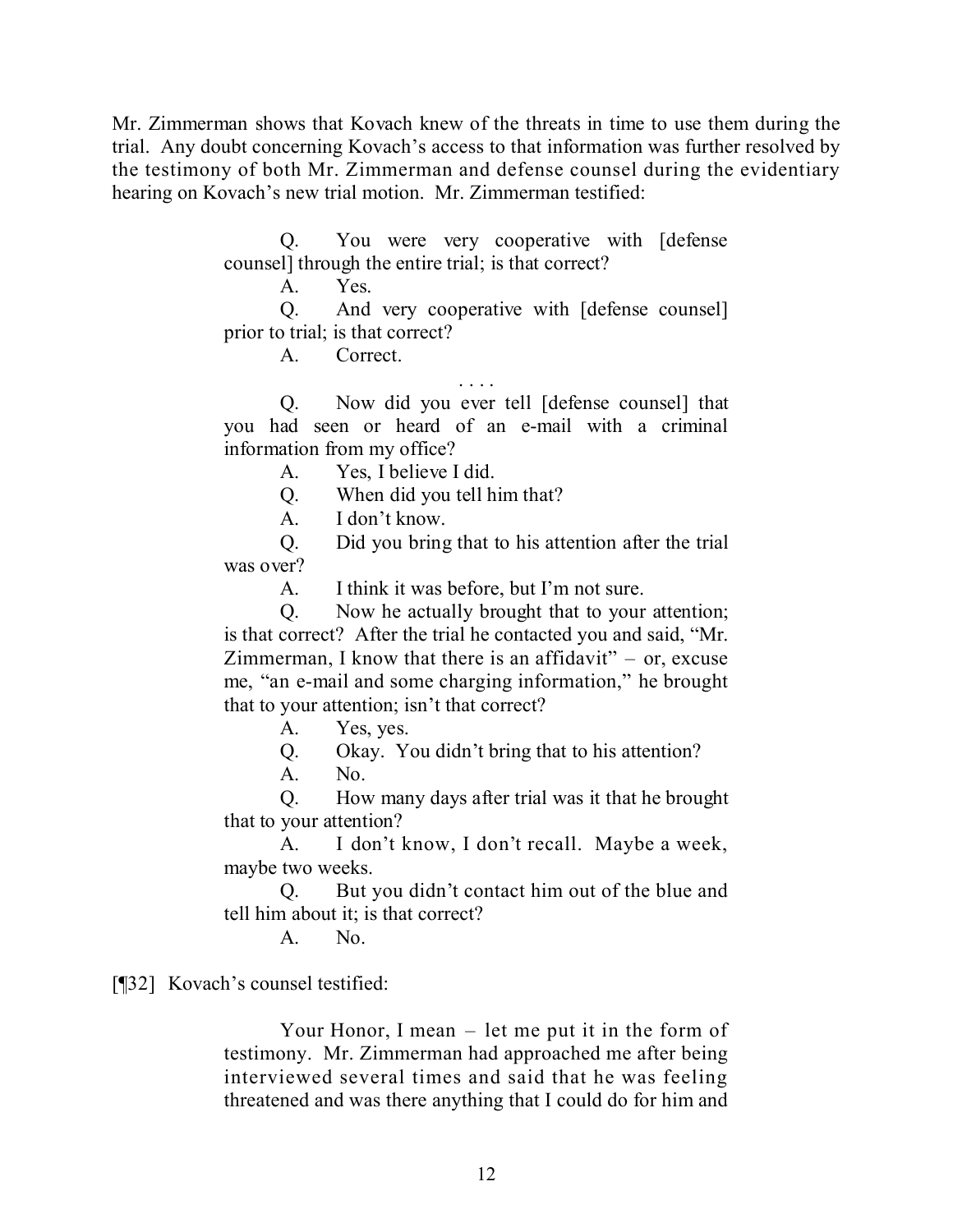Mr. Zimmerman shows that Kovach knew of the threats in time to use them during the trial. Any doubt concerning Kovach's access to that information was further resolved by the testimony of both Mr. Zimmerman and defense counsel during the evidentiary hearing on Kovach's new trial motion. Mr. Zimmerman testified:

> Q. You were very cooperative with [defense counsel] through the entire trial; is that correct?
>
> A. Yes.
>
> Q. And very cooperative with [defense counsel] prior to trial; is that correct?
>
> A. Correct.
>
> . . . .
>
> Q. Now did you ever tell [defense counsel] that you had seen or heard of an e-mail with a criminal information from my office?
>
> A. Yes, I believe I did.
>
> Q. When did you tell him that?
>
> A. I don't know.
>
> Q. Did you bring that to his attention after the trial was over?
>
> A. I think it was before, but I'm not sure.
>
> Q. Now he actually brought that to your attention; is that correct? After the trial he contacted you and said, "Mr. Zimmerman, I know that there is an affidavit" – or, excuse me, "an e-mail and some charging information," he brought that to your attention; isn't that correct?
>
> A. Yes, yes.
>
> Q. Okay. You didn't bring that to his attention?
>
> A. No.
>
> Q. How many days after trial was it that he brought that to your attention?
>
> A. I don't know, I don't recall. Maybe a week, maybe two weeks.
>
> Q. But you didn't contact him out of the blue and tell him about it; is that correct?
>
> A. No.

[¶32] Kovach's counsel testified:

> Your Honor, I mean – let me put it in the form of testimony. Mr. Zimmerman had approached me after being interviewed several times and said that he was feeling threatened and was there anything that I could do for him and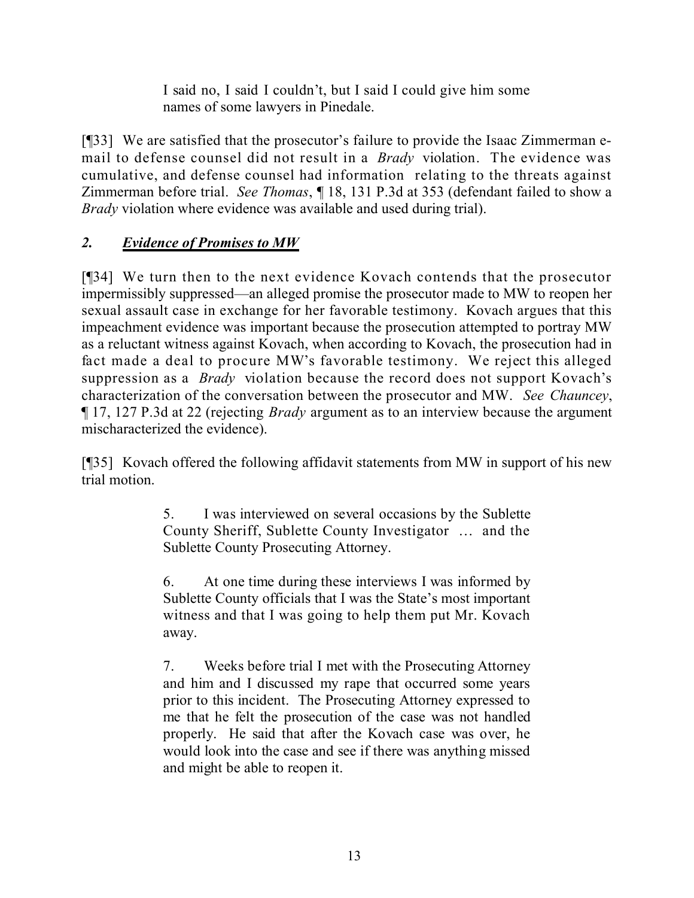> I said no, I said I couldn't, but I said I could give him some names of some lawyers in Pinedale.

[¶33] We are satisfied that the prosecutor's failure to provide the Isaac Zimmerman e-mail to defense counsel did not result in a *Brady* violation. The evidence was cumulative, and defense counsel had information relating to the threats against Zimmerman before trial. *See Thomas*, ¶ 18, 131 P.3d at 353 (defendant failed to show a *Brady* violation where evidence was available and used during trial).

## *2. Evidence of Promises to MW*

[¶34] We turn then to the next evidence Kovach contends that the prosecutor impermissibly suppressed—an alleged promise the prosecutor made to MW to reopen her sexual assault case in exchange for her favorable testimony. Kovach argues that this impeachment evidence was important because the prosecution attempted to portray MW as a reluctant witness against Kovach, when according to Kovach, the prosecution had in fact made a deal to procure MW's favorable testimony. We reject this alleged suppression as a *Brady* violation because the record does not support Kovach's characterization of the conversation between the prosecutor and MW. *See Chauncey*, ¶ 17, 127 P.3d at 22 (rejecting *Brady* argument as to an interview because the argument mischaracterized the evidence).

[¶35] Kovach offered the following affidavit statements from MW in support of his new trial motion.

> 5. I was interviewed on several occasions by the Sublette County Sheriff, Sublette County Investigator … and the Sublette County Prosecuting Attorney.
>
> 6. At one time during these interviews I was informed by Sublette County officials that I was the State's most important witness and that I was going to help them put Mr. Kovach away.
>
> 7. Weeks before trial I met with the Prosecuting Attorney and him and I discussed my rape that occurred some years prior to this incident. The Prosecuting Attorney expressed to me that he felt the prosecution of the case was not handled properly. He said that after the Kovach case was over, he would look into the case and see if there was anything missed and might be able to reopen it.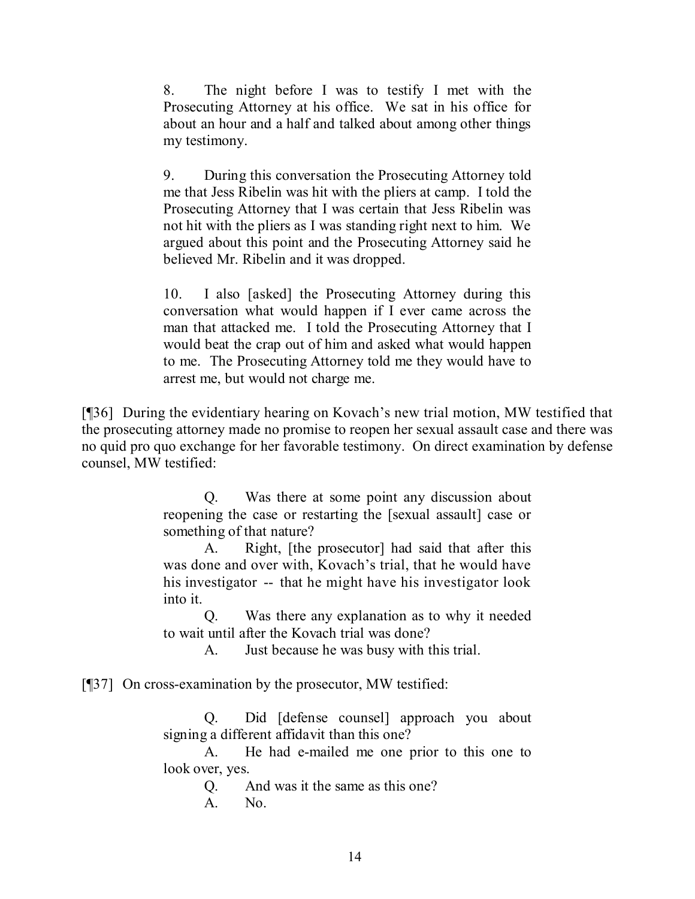> 8. The night before I was to testify I met with the Prosecuting Attorney at his office. We sat in his office for about an hour and a half and talked about among other things my testimony.
>
> 9. During this conversation the Prosecuting Attorney told me that Jess Ribelin was hit with the pliers at camp. I told the Prosecuting Attorney that I was certain that Jess Ribelin was not hit with the pliers as I was standing right next to him. We argued about this point and the Prosecuting Attorney said he believed Mr. Ribelin and it was dropped.
>
> 10. I also [asked] the Prosecuting Attorney during this conversation what would happen if I ever came across the man that attacked me. I told the Prosecuting Attorney that I would beat the crap out of him and asked what would happen to me. The Prosecuting Attorney told me they would have to arrest me, but would not charge me.

[¶36] During the evidentiary hearing on Kovach's new trial motion, MW testified that the prosecuting attorney made no promise to reopen her sexual assault case and there was no quid pro quo exchange for her favorable testimony. On direct examination by defense counsel, MW testified:

> Q. Was there at some point any discussion about reopening the case or restarting the [sexual assault] case or something of that nature?
>
> A. Right, [the prosecutor] had said that after this was done and over with, Kovach's trial, that he would have his investigator -- that he might have his investigator look into it.
>
> Q. Was there any explanation as to why it needed to wait until after the Kovach trial was done?
>
> A. Just because he was busy with this trial.

[¶37] On cross-examination by the prosecutor, MW testified:

> Q. Did [defense counsel] approach you about signing a different affidavit than this one?
>
> A. He had e-mailed me one prior to this one to look over, yes.
>
> Q. And was it the same as this one?
>
> A. No.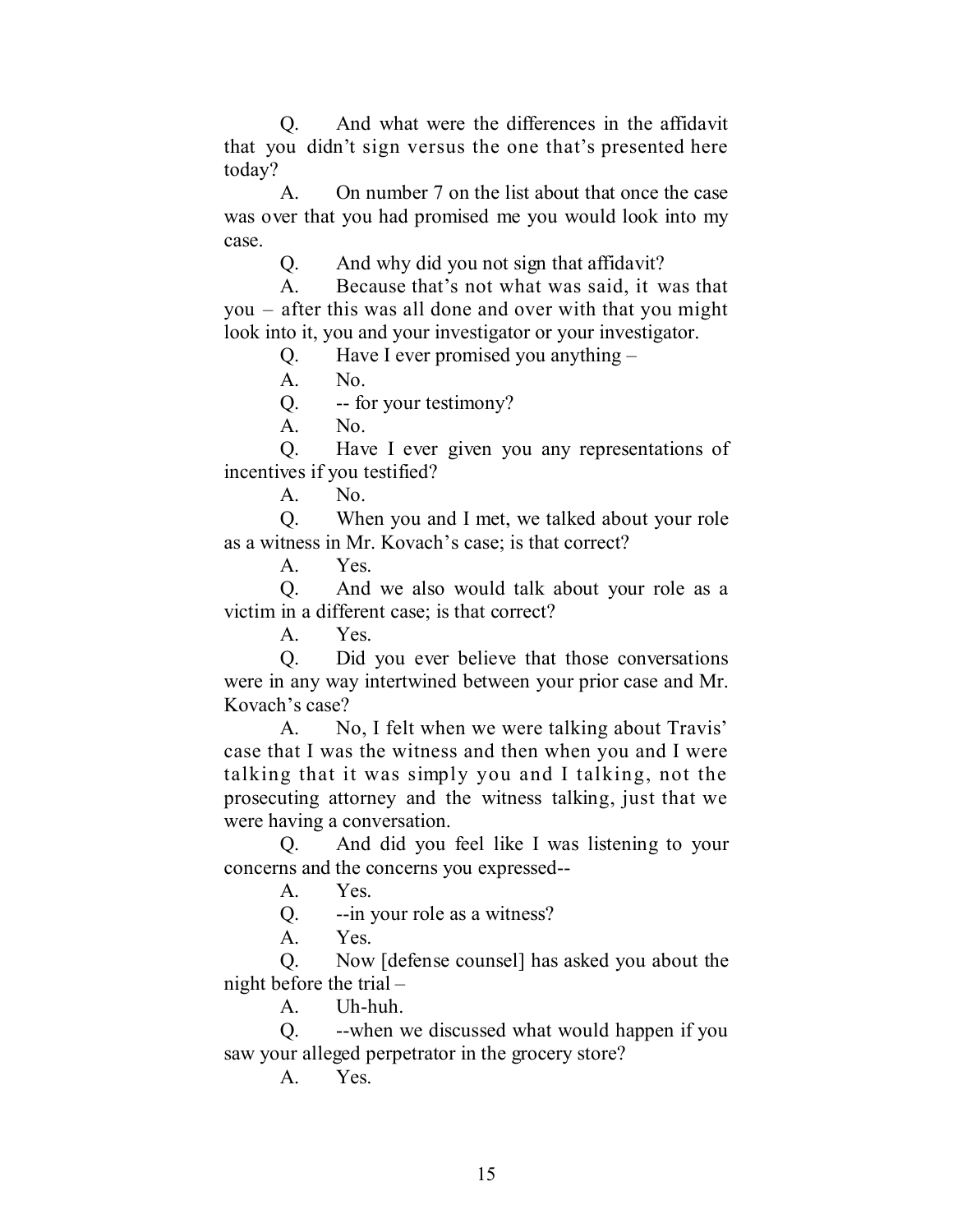Q. And what were the differences in the affidavit that you didn't sign versus the one that's presented here today?

A. On number 7 on the list about that once the case was over that you had promised me you would look into my case.

Q. And why did you not sign that affidavit?

A. Because that's not what was said, it was that you – after this was all done and over with that you might look into it, you and your investigator or your investigator.

Q. Have I ever promised you anything –

A. No.

Q. -- for your testimony?

A. No.

Q. Have I ever given you any representations of incentives if you testified?

A. No.

Q. When you and I met, we talked about your role as a witness in Mr. Kovach's case; is that correct?

A. Yes.

Q. And we also would talk about your role as a victim in a different case; is that correct?

A. Yes.

Q. Did you ever believe that those conversations were in any way intertwined between your prior case and Mr. Kovach's case?

A. No, I felt when we were talking about Travis' case that I was the witness and then when you and I were talking that it was simply you and I talking, not the prosecuting attorney and the witness talking, just that we were having a conversation.

Q. And did you feel like I was listening to your concerns and the concerns you expressed--

A. Yes.

Q. --in your role as a witness?

A. Yes.

Q. Now [defense counsel] has asked you about the night before the trial –

A. Uh-huh.

Q. --when we discussed what would happen if you saw your alleged perpetrator in the grocery store?

A. Yes.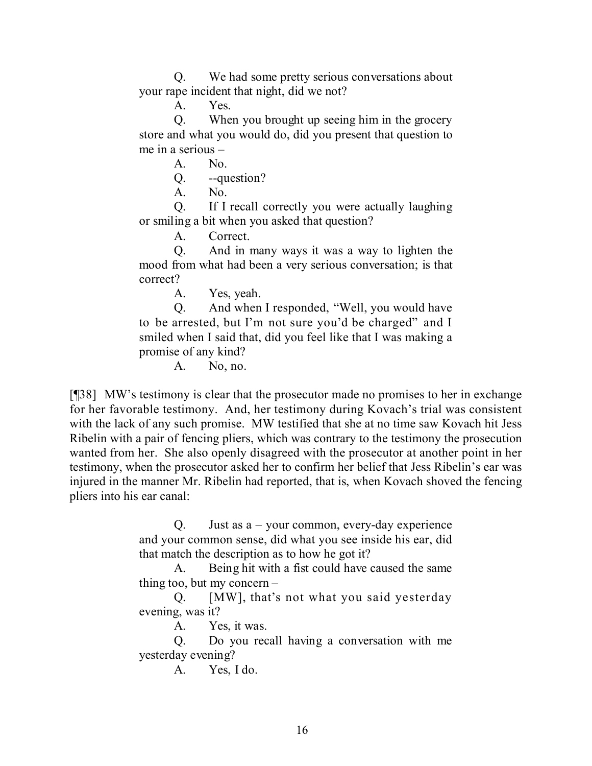> Q. We had some pretty serious conversations about your rape incident that night, did we not?
>
> A. Yes.
>
> Q. When you brought up seeing him in the grocery store and what you would do, did you present that question to me in a serious –
>
> A. No.
>
> Q. --question?
>
> A. No.
>
> Q. If I recall correctly you were actually laughing or smiling a bit when you asked that question?
>
> A. Correct.
>
> Q. And in many ways it was a way to lighten the mood from what had been a very serious conversation; is that correct?
>
> A. Yes, yeah.
>
> Q. And when I responded, "Well, you would have to be arrested, but I'm not sure you'd be charged" and I smiled when I said that, did you feel like that I was making a promise of any kind?
>
> A. No, no.

[¶38] MW's testimony is clear that the prosecutor made no promises to her in exchange for her favorable testimony. And, her testimony during Kovach's trial was consistent with the lack of any such promise. MW testified that she at no time saw Kovach hit Jess Ribelin with a pair of fencing pliers, which was contrary to the testimony the prosecution wanted from her. She also openly disagreed with the prosecutor at another point in her testimony, when the prosecutor asked her to confirm her belief that Jess Ribelin's ear was injured in the manner Mr. Ribelin had reported, that is, when Kovach shoved the fencing pliers into his ear canal:

> Q. Just as a – your common, every-day experience and your common sense, did what you see inside his ear, did that match the description as to how he got it?
>
> A. Being hit with a fist could have caused the same thing too, but my concern –
>
> Q. [MW], that's not what you said yesterday evening, was it?
>
> A. Yes, it was.
>
> Q. Do you recall having a conversation with me yesterday evening?
>
> A. Yes, I do.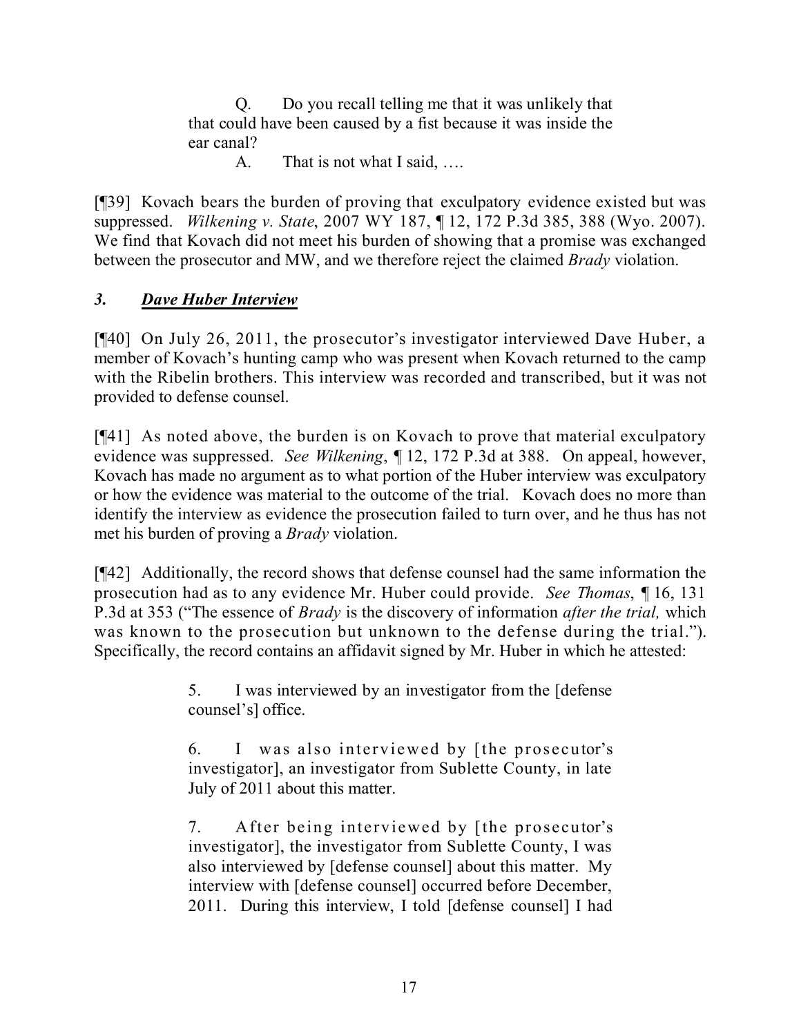> Q. Do you recall telling me that it was unlikely that that could have been caused by a fist because it was inside the ear canal?
>
> A. That is not what I said, ….

[¶39] Kovach bears the burden of proving that exculpatory evidence existed but was suppressed. *Wilkening v. State*, 2007 WY 187, ¶ 12, 172 P.3d 385, 388 (Wyo. 2007). We find that Kovach did not meet his burden of showing that a promise was exchanged between the prosecutor and MW, and we therefore reject the claimed *Brady* violation.

### *3. Dave Huber Interview*

[¶40] On July 26, 2011, the prosecutor's investigator interviewed Dave Huber, a member of Kovach's hunting camp who was present when Kovach returned to the camp with the Ribelin brothers. This interview was recorded and transcribed, but it was not provided to defense counsel.

[¶41] As noted above, the burden is on Kovach to prove that material exculpatory evidence was suppressed. *See Wilkening*, ¶ 12, 172 P.3d at 388. On appeal, however, Kovach has made no argument as to what portion of the Huber interview was exculpatory or how the evidence was material to the outcome of the trial. Kovach does no more than identify the interview as evidence the prosecution failed to turn over, and he thus has not met his burden of proving a *Brady* violation.

[¶42] Additionally, the record shows that defense counsel had the same information the prosecution had as to any evidence Mr. Huber could provide. *See Thomas*, ¶ 16, 131 P.3d at 353 ("The essence of *Brady* is the discovery of information *after the trial,* which was known to the prosecution but unknown to the defense during the trial."). Specifically, the record contains an affidavit signed by Mr. Huber in which he attested:

> 5. I was interviewed by an investigator from the [defense counsel's] office.
>
> 6. I was also interviewed by [the prosecutor's investigator], an investigator from Sublette County, in late July of 2011 about this matter.
>
> 7. After being interviewed by [the prosecutor's investigator], the investigator from Sublette County, I was also interviewed by [defense counsel] about this matter. My interview with [defense counsel] occurred before December, 2011. During this interview, I told [defense counsel] I had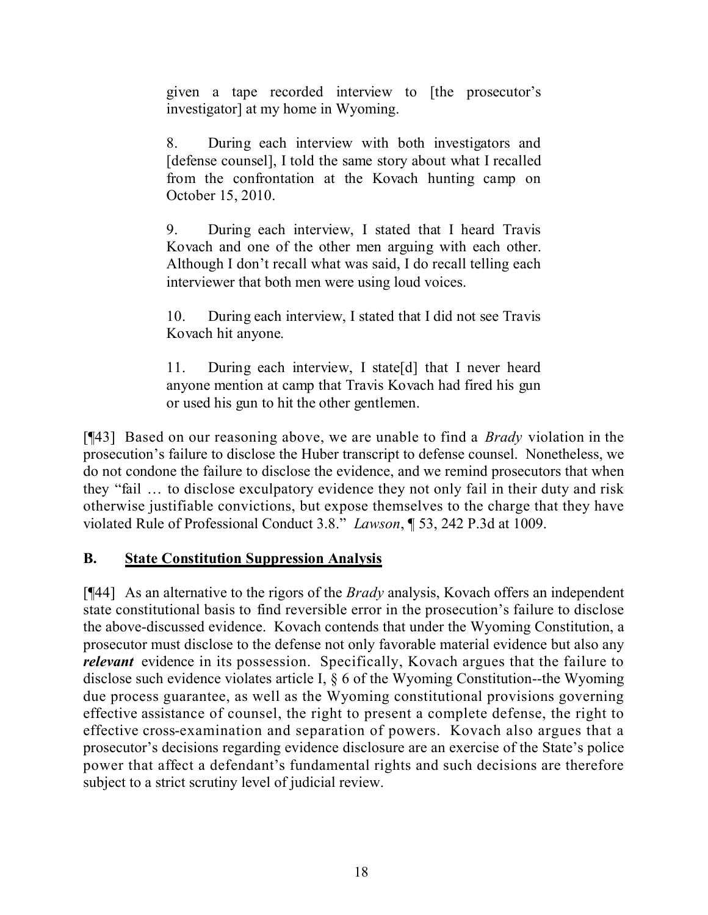> given a tape recorded interview to [the prosecutor's investigator] at my home in Wyoming.
>
> 8. During each interview with both investigators and [defense counsel], I told the same story about what I recalled from the confrontation at the Kovach hunting camp on October 15, 2010.
>
> 9. During each interview, I stated that I heard Travis Kovach and one of the other men arguing with each other. Although I don't recall what was said, I do recall telling each interviewer that both men were using loud voices.
>
> 10. During each interview, I stated that I did not see Travis Kovach hit anyone.
>
> 11. During each interview, I state[d] that I never heard anyone mention at camp that Travis Kovach had fired his gun or used his gun to hit the other gentlemen.

[¶43] Based on our reasoning above, we are unable to find a *Brady* violation in the prosecution's failure to disclose the Huber transcript to defense counsel. Nonetheless, we do not condone the failure to disclose the evidence, and we remind prosecutors that when they "fail … to disclose exculpatory evidence they not only fail in their duty and risk otherwise justifiable convictions, but expose themselves to the charge that they have violated Rule of Professional Conduct 3.8." *Lawson*, ¶ 53, 242 P.3d at 1009.

## B. State Constitution Suppression Analysis

[¶44] As an alternative to the rigors of the *Brady* analysis, Kovach offers an independent state constitutional basis to find reversible error in the prosecution's failure to disclose the above-discussed evidence. Kovach contends that under the Wyoming Constitution, a prosecutor must disclose to the defense not only favorable material evidence but also any ***relevant*** evidence in its possession. Specifically, Kovach argues that the failure to disclose such evidence violates article I, § 6 of the Wyoming Constitution--the Wyoming due process guarantee, as well as the Wyoming constitutional provisions governing effective assistance of counsel, the right to present a complete defense, the right to effective cross-examination and separation of powers. Kovach also argues that a prosecutor's decisions regarding evidence disclosure are an exercise of the State's police power that affect a defendant's fundamental rights and such decisions are therefore subject to a strict scrutiny level of judicial review.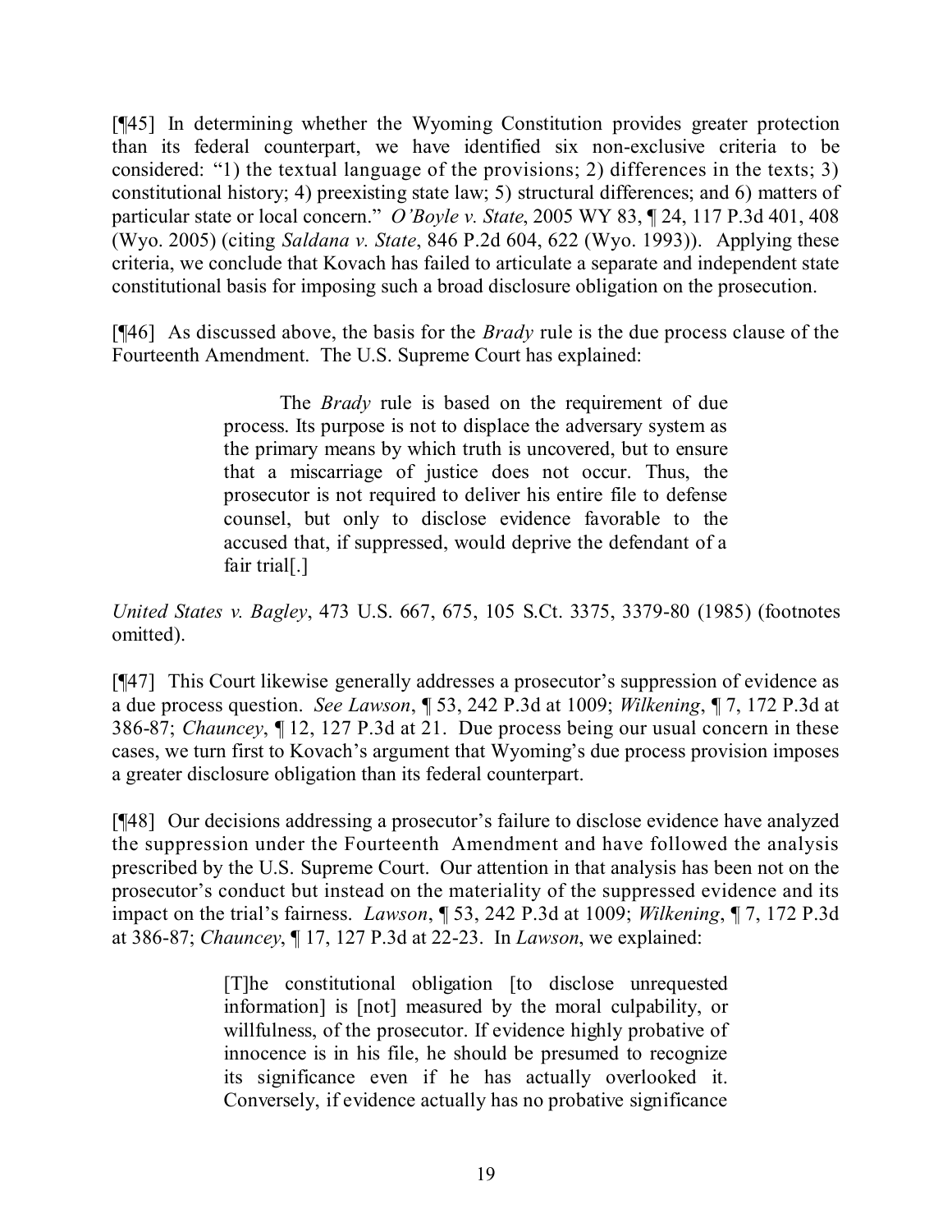[¶45] In determining whether the Wyoming Constitution provides greater protection than its federal counterpart, we have identified six non-exclusive criteria to be considered: "1) the textual language of the provisions; 2) differences in the texts; 3) constitutional history; 4) preexisting state law; 5) structural differences; and 6) matters of particular state or local concern." *O'Boyle v. State*, 2005 WY 83, ¶ 24, 117 P.3d 401, 408 (Wyo. 2005) (citing *Saldana v. State*, 846 P.2d 604, 622 (Wyo. 1993)). Applying these criteria, we conclude that Kovach has failed to articulate a separate and independent state constitutional basis for imposing such a broad disclosure obligation on the prosecution.

[¶46] As discussed above, the basis for the *Brady* rule is the due process clause of the Fourteenth Amendment. The U.S. Supreme Court has explained:

> The *Brady* rule is based on the requirement of due process. Its purpose is not to displace the adversary system as the primary means by which truth is uncovered, but to ensure that a miscarriage of justice does not occur. Thus, the prosecutor is not required to deliver his entire file to defense counsel, but only to disclose evidence favorable to the accused that, if suppressed, would deprive the defendant of a fair trial[.]

*United States v. Bagley*, 473 U.S. 667, 675, 105 S.Ct. 3375, 3379-80 (1985) (footnotes omitted).

[¶47] This Court likewise generally addresses a prosecutor's suppression of evidence as a due process question. *See Lawson*, ¶ 53, 242 P.3d at 1009; *Wilkening*, ¶ 7, 172 P.3d at 386-87; *Chauncey*, ¶ 12, 127 P.3d at 21. Due process being our usual concern in these cases, we turn first to Kovach's argument that Wyoming's due process provision imposes a greater disclosure obligation than its federal counterpart.

[¶48] Our decisions addressing a prosecutor's failure to disclose evidence have analyzed the suppression under the Fourteenth Amendment and have followed the analysis prescribed by the U.S. Supreme Court. Our attention in that analysis has been not on the prosecutor's conduct but instead on the materiality of the suppressed evidence and its impact on the trial's fairness. *Lawson*, ¶ 53, 242 P.3d at 1009; *Wilkening*, ¶ 7, 172 P.3d at 386-87; *Chauncey*, ¶ 17, 127 P.3d at 22-23. In *Lawson*, we explained:

> [T]he constitutional obligation [to disclose unrequested information] is [not] measured by the moral culpability, or willfulness, of the prosecutor. If evidence highly probative of innocence is in his file, he should be presumed to recognize its significance even if he has actually overlooked it. Conversely, if evidence actually has no probative significance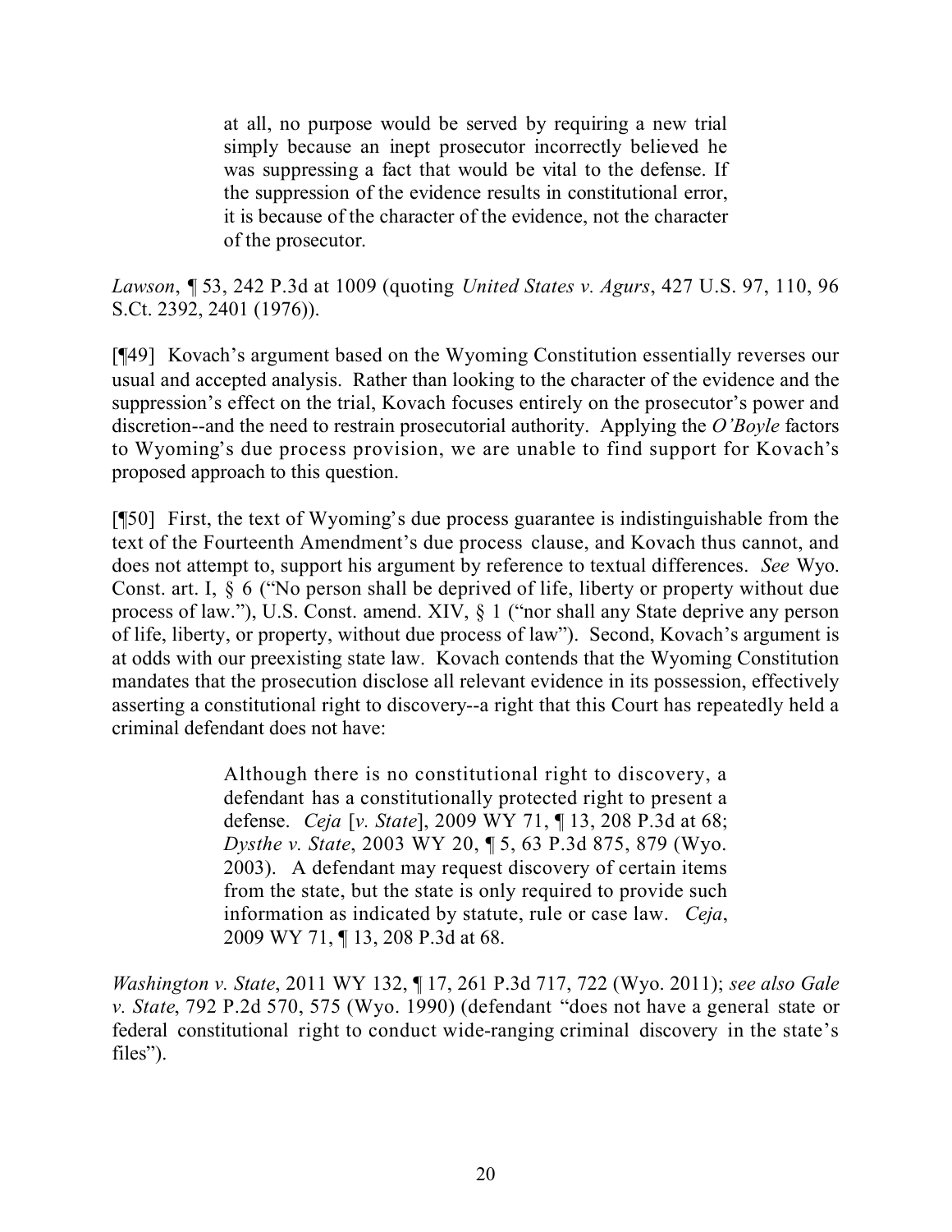> at all, no purpose would be served by requiring a new trial simply because an inept prosecutor incorrectly believed he was suppressing a fact that would be vital to the defense. If the suppression of the evidence results in constitutional error, it is because of the character of the evidence, not the character of the prosecutor.

*Lawson*, ¶ 53, 242 P.3d at 1009 (quoting *United States v. Agurs*, 427 U.S. 97, 110, 96 S.Ct. 2392, 2401 (1976)).

[¶49] Kovach's argument based on the Wyoming Constitution essentially reverses our usual and accepted analysis. Rather than looking to the character of the evidence and the suppression's effect on the trial, Kovach focuses entirely on the prosecutor's power and discretion--and the need to restrain prosecutorial authority. Applying the *O'Boyle* factors to Wyoming's due process provision, we are unable to find support for Kovach's proposed approach to this question.

[¶50] First, the text of Wyoming's due process guarantee is indistinguishable from the text of the Fourteenth Amendment's due process clause, and Kovach thus cannot, and does not attempt to, support his argument by reference to textual differences. *See* Wyo. Const. art. I, § 6 ("No person shall be deprived of life, liberty or property without due process of law."), U.S. Const. amend. XIV, § 1 ("nor shall any State deprive any person of life, liberty, or property, without due process of law"). Second, Kovach's argument is at odds with our preexisting state law. Kovach contends that the Wyoming Constitution mandates that the prosecution disclose all relevant evidence in its possession, effectively asserting a constitutional right to discovery--a right that this Court has repeatedly held a criminal defendant does not have:

> Although there is no constitutional right to discovery, a defendant has a constitutionally protected right to present a defense. *Ceja* [*v. State*], 2009 WY 71, ¶ 13, 208 P.3d at 68; *Dysthe v. State*, 2003 WY 20, ¶ 5, 63 P.3d 875, 879 (Wyo. 2003). A defendant may request discovery of certain items from the state, but the state is only required to provide such information as indicated by statute, rule or case law. *Ceja*, 2009 WY 71, ¶ 13, 208 P.3d at 68.

*Washington v. State*, 2011 WY 132, ¶ 17, 261 P.3d 717, 722 (Wyo. 2011); *see also Gale v. State*, 792 P.2d 570, 575 (Wyo. 1990) (defendant "does not have a general state or federal constitutional right to conduct wide-ranging criminal discovery in the state's files").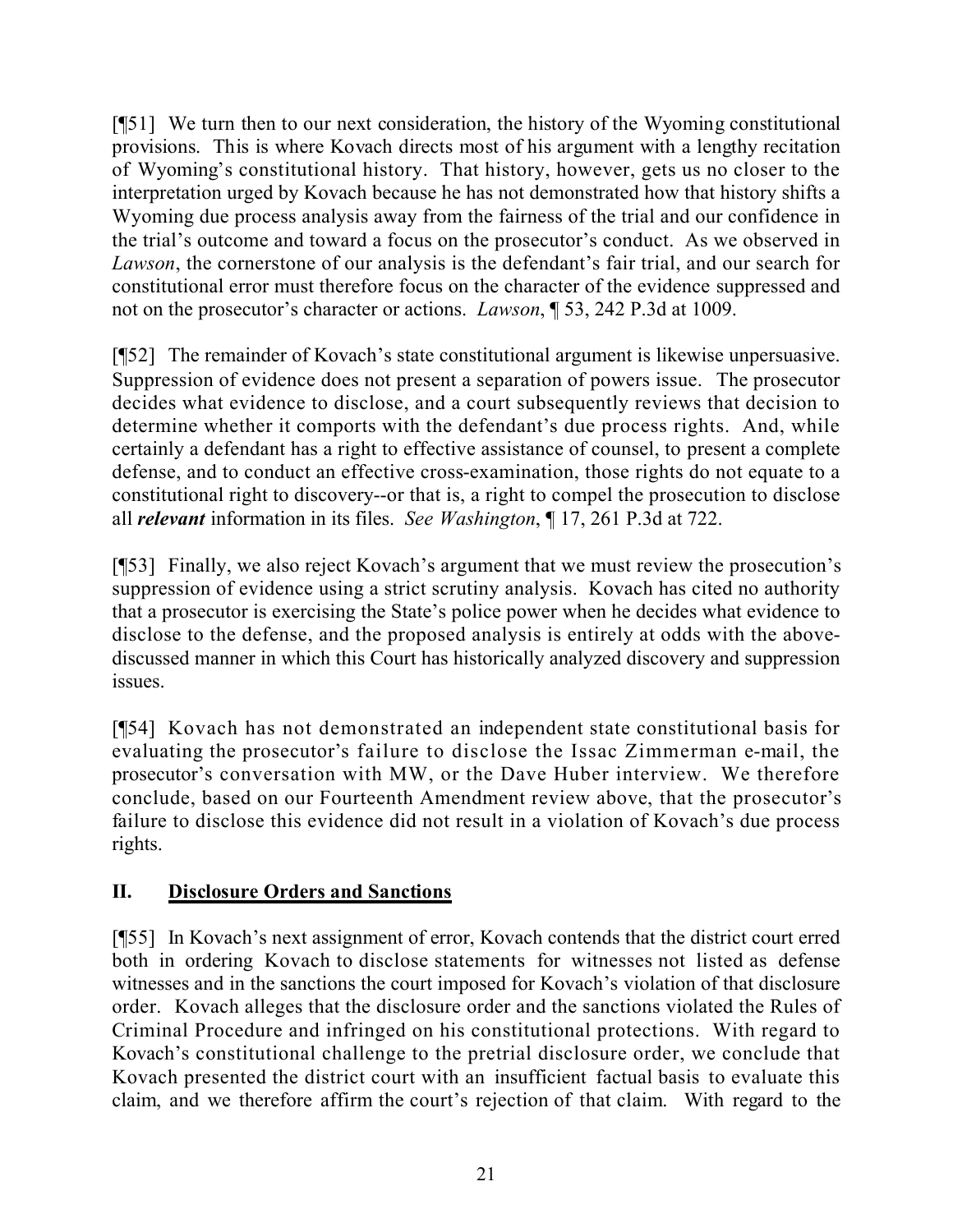[¶51] We turn then to our next consideration, the history of the Wyoming constitutional provisions. This is where Kovach directs most of his argument with a lengthy recitation of Wyoming's constitutional history. That history, however, gets us no closer to the interpretation urged by Kovach because he has not demonstrated how that history shifts a Wyoming due process analysis away from the fairness of the trial and our confidence in the trial's outcome and toward a focus on the prosecutor's conduct. As we observed in *Lawson*, the cornerstone of our analysis is the defendant's fair trial, and our search for constitutional error must therefore focus on the character of the evidence suppressed and not on the prosecutor's character or actions. *Lawson*, ¶ 53, 242 P.3d at 1009.

[¶52] The remainder of Kovach's state constitutional argument is likewise unpersuasive. Suppression of evidence does not present a separation of powers issue. The prosecutor decides what evidence to disclose, and a court subsequently reviews that decision to determine whether it comports with the defendant's due process rights. And, while certainly a defendant has a right to effective assistance of counsel, to present a complete defense, and to conduct an effective cross-examination, those rights do not equate to a constitutional right to discovery--or that is, a right to compel the prosecution to disclose all ***relevant*** information in its files. *See Washington*, ¶ 17, 261 P.3d at 722.

[¶53] Finally, we also reject Kovach's argument that we must review the prosecution's suppression of evidence using a strict scrutiny analysis. Kovach has cited no authority that a prosecutor is exercising the State's police power when he decides what evidence to disclose to the defense, and the proposed analysis is entirely at odds with the above-discussed manner in which this Court has historically analyzed discovery and suppression issues.

[¶54] Kovach has not demonstrated an independent state constitutional basis for evaluating the prosecutor's failure to disclose the Issac Zimmerman e-mail, the prosecutor's conversation with MW, or the Dave Huber interview. We therefore conclude, based on our Fourteenth Amendment review above, that the prosecutor's failure to disclose this evidence did not result in a violation of Kovach's due process rights.

## II. Disclosure Orders and Sanctions

[¶55] In Kovach's next assignment of error, Kovach contends that the district court erred both in ordering Kovach to disclose statements for witnesses not listed as defense witnesses and in the sanctions the court imposed for Kovach's violation of that disclosure order. Kovach alleges that the disclosure order and the sanctions violated the Rules of Criminal Procedure and infringed on his constitutional protections. With regard to Kovach's constitutional challenge to the pretrial disclosure order, we conclude that Kovach presented the district court with an insufficient factual basis to evaluate this claim, and we therefore affirm the court's rejection of that claim. With regard to the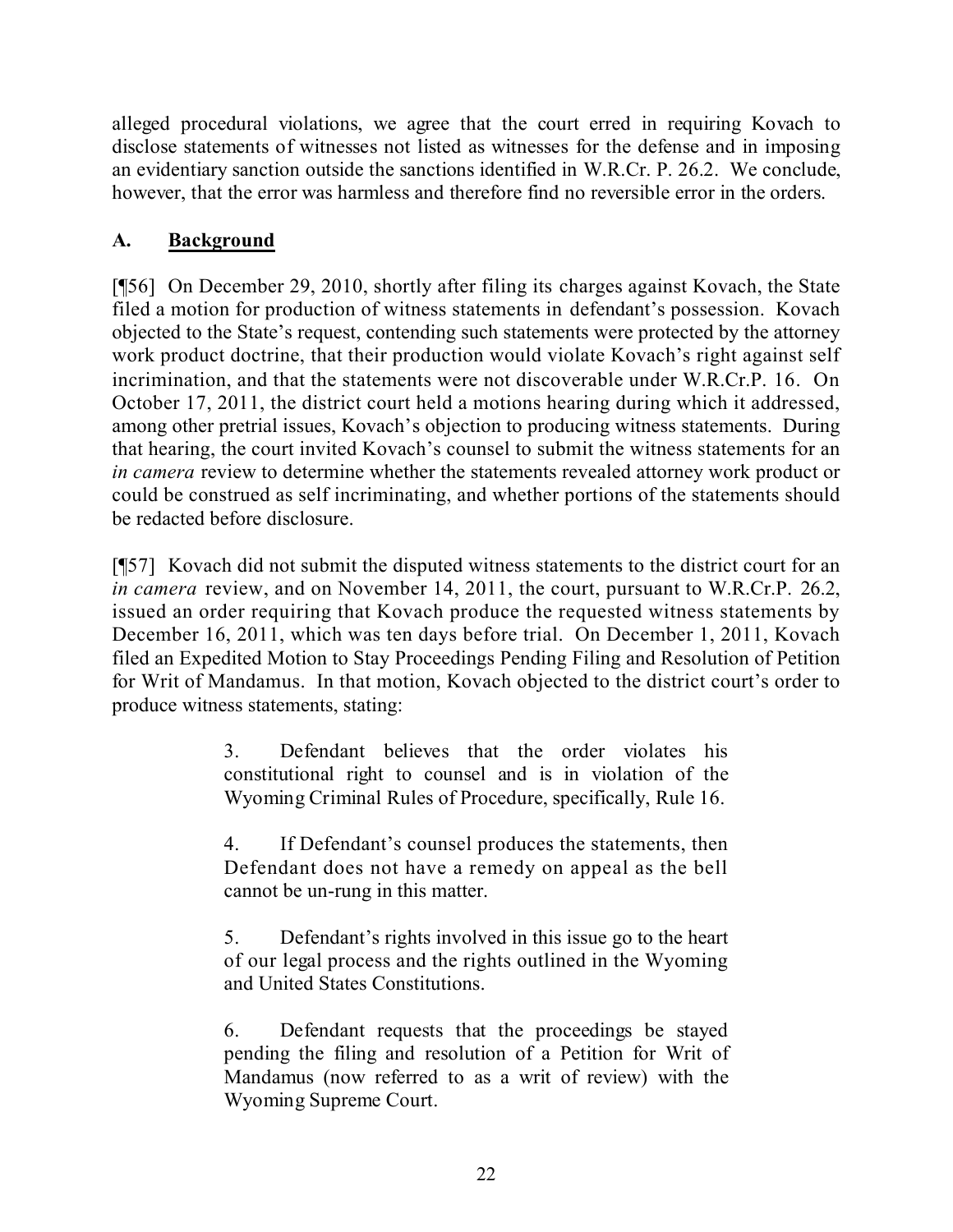alleged procedural violations, we agree that the court erred in requiring Kovach to disclose statements of witnesses not listed as witnesses for the defense and in imposing an evidentiary sanction outside the sanctions identified in W.R.Cr. P. 26.2. We conclude, however, that the error was harmless and therefore find no reversible error in the orders.

## A. <u>Background</u>

[¶56] On December 29, 2010, shortly after filing its charges against Kovach, the State filed a motion for production of witness statements in defendant's possession. Kovach objected to the State's request, contending such statements were protected by the attorney work product doctrine, that their production would violate Kovach's right against self incrimination, and that the statements were not discoverable under W.R.Cr.P. 16. On October 17, 2011, the district court held a motions hearing during which it addressed, among other pretrial issues, Kovach's objection to producing witness statements. During that hearing, the court invited Kovach's counsel to submit the witness statements for an *in camera* review to determine whether the statements revealed attorney work product or could be construed as self incriminating, and whether portions of the statements should be redacted before disclosure.

[¶57] Kovach did not submit the disputed witness statements to the district court for an *in camera* review, and on November 14, 2011, the court, pursuant to W.R.Cr.P. 26.2, issued an order requiring that Kovach produce the requested witness statements by December 16, 2011, which was ten days before trial. On December 1, 2011, Kovach filed an Expedited Motion to Stay Proceedings Pending Filing and Resolution of Petition for Writ of Mandamus. In that motion, Kovach objected to the district court's order to produce witness statements, stating:

> 3. Defendant believes that the order violates his constitutional right to counsel and is in violation of the Wyoming Criminal Rules of Procedure, specifically, Rule 16.
>
> 4. If Defendant's counsel produces the statements, then Defendant does not have a remedy on appeal as the bell cannot be un-rung in this matter.
>
> 5. Defendant's rights involved in this issue go to the heart of our legal process and the rights outlined in the Wyoming and United States Constitutions.
>
> 6. Defendant requests that the proceedings be stayed pending the filing and resolution of a Petition for Writ of Mandamus (now referred to as a writ of review) with the Wyoming Supreme Court.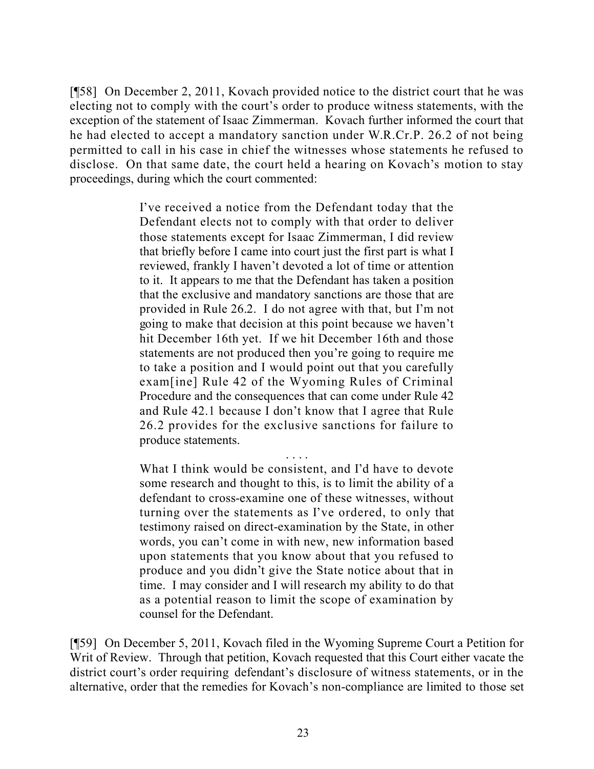[¶58] On December 2, 2011, Kovach provided notice to the district court that he was electing not to comply with the court's order to produce witness statements, with the exception of the statement of Isaac Zimmerman. Kovach further informed the court that he had elected to accept a mandatory sanction under W.R.Cr.P. 26.2 of not being permitted to call in his case in chief the witnesses whose statements he refused to disclose. On that same date, the court held a hearing on Kovach's motion to stay proceedings, during which the court commented:

> I've received a notice from the Defendant today that the Defendant elects not to comply with that order to deliver those statements except for Isaac Zimmerman, I did review that briefly before I came into court just the first part is what I reviewed, frankly I haven't devoted a lot of time or attention to it. It appears to me that the Defendant has taken a position that the exclusive and mandatory sanctions are those that are provided in Rule 26.2. I do not agree with that, but I'm not going to make that decision at this point because we haven't hit December 16th yet. If we hit December 16th and those statements are not produced then you're going to require me to take a position and I would point out that you carefully exam[ine] Rule 42 of the Wyoming Rules of Criminal Procedure and the consequences that can come under Rule 42 and Rule 42.1 because I don't know that I agree that Rule 26.2 provides for the exclusive sanctions for failure to produce statements.
>
> . . . .
>
> What I think would be consistent, and I'd have to devote some research and thought to this, is to limit the ability of a defendant to cross-examine one of these witnesses, without turning over the statements as I've ordered, to only that testimony raised on direct-examination by the State, in other words, you can't come in with new, new information based upon statements that you know about that you refused to produce and you didn't give the State notice about that in time. I may consider and I will research my ability to do that as a potential reason to limit the scope of examination by counsel for the Defendant.

[¶59] On December 5, 2011, Kovach filed in the Wyoming Supreme Court a Petition for Writ of Review. Through that petition, Kovach requested that this Court either vacate the district court's order requiring defendant's disclosure of witness statements, or in the alternative, order that the remedies for Kovach's non-compliance are limited to those set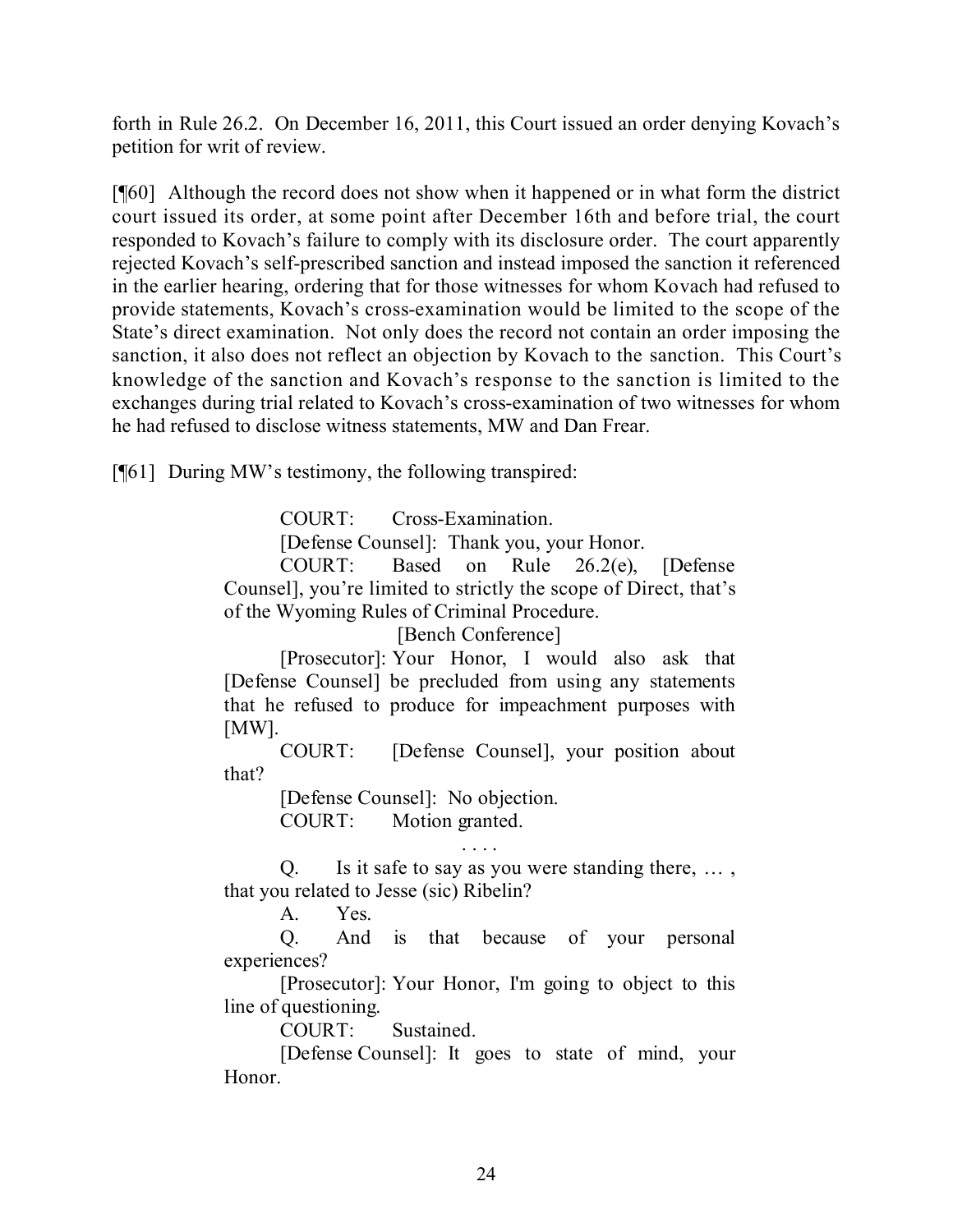forth in Rule 26.2. On December 16, 2011, this Court issued an order denying Kovach's petition for writ of review.

[¶60] Although the record does not show when it happened or in what form the district court issued its order, at some point after December 16th and before trial, the court responded to Kovach's failure to comply with its disclosure order. The court apparently rejected Kovach's self-prescribed sanction and instead imposed the sanction it referenced in the earlier hearing, ordering that for those witnesses for whom Kovach had refused to provide statements, Kovach's cross-examination would be limited to the scope of the State's direct examination. Not only does the record not contain an order imposing the sanction, it also does not reflect an objection by Kovach to the sanction. This Court's knowledge of the sanction and Kovach's response to the sanction is limited to the exchanges during trial related to Kovach's cross-examination of two witnesses for whom he had refused to disclose witness statements, MW and Dan Frear.

[¶61] During MW's testimony, the following transpired:

> COURT: Cross-Examination.
>
> [Defense Counsel]: Thank you, your Honor.
>
> COURT: Based on Rule 26.2(e), [Defense Counsel], you're limited to strictly the scope of Direct, that's of the Wyoming Rules of Criminal Procedure.
>
> [Bench Conference]
>
> [Prosecutor]: Your Honor, I would also ask that [Defense Counsel] be precluded from using any statements that he refused to produce for impeachment purposes with [MW].
>
> COURT: [Defense Counsel], your position about that?
>
> [Defense Counsel]: No objection.
>
> COURT: Motion granted.
>
> . . . .
>
> Q. Is it safe to say as you were standing there, … , that you related to Jesse (sic) Ribelin?
>
> A. Yes.
>
> Q. And is that because of your personal experiences?
>
> [Prosecutor]: Your Honor, I'm going to object to this line of questioning.
>
> COURT: Sustained.
>
> [Defense Counsel]: It goes to state of mind, your Honor.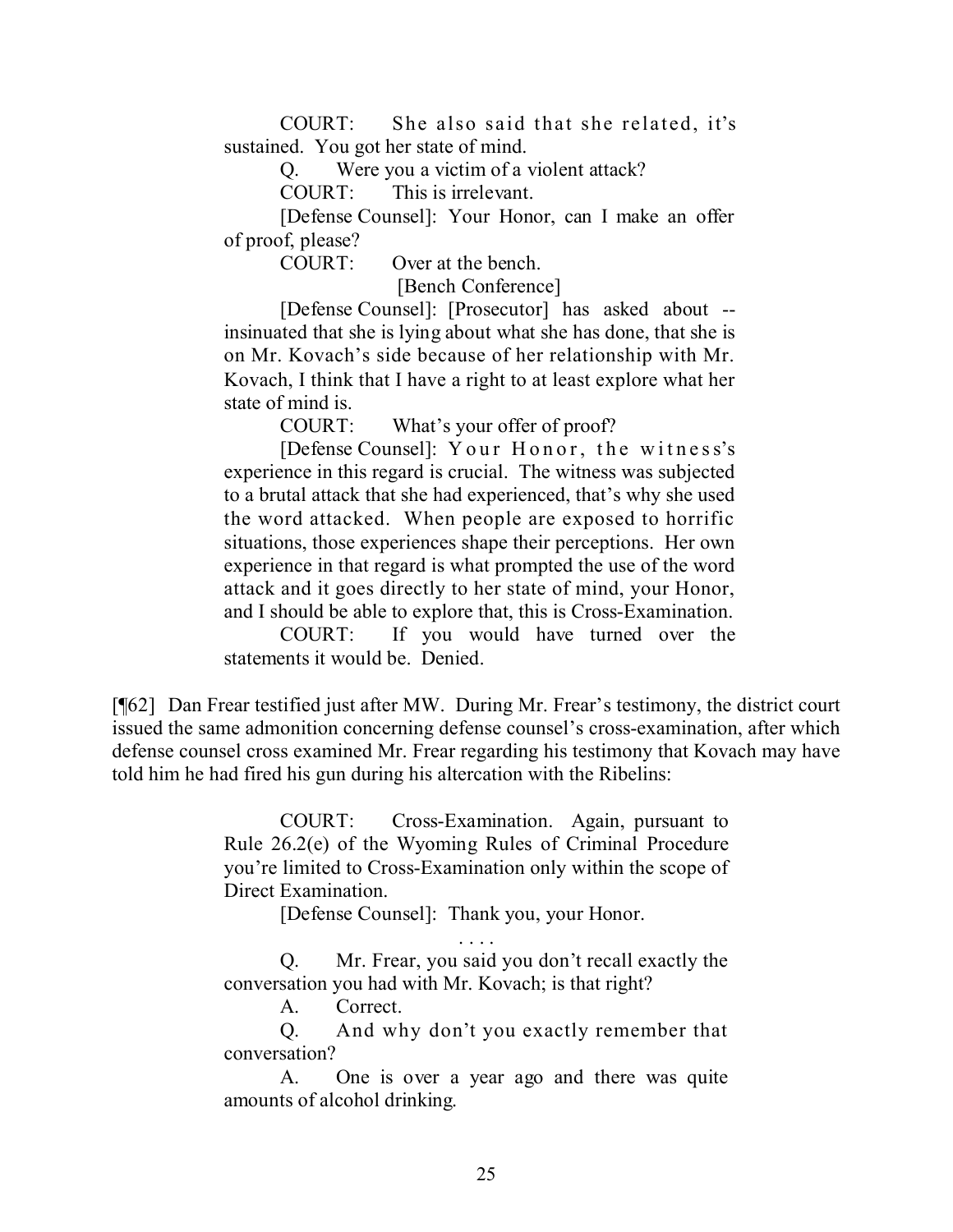COURT: She also said that she related, it's sustained. You got her state of mind.

Q. Were you a victim of a violent attack?

COURT: This is irrelevant.

[Defense Counsel]: Your Honor, can I make an offer of proof, please?

COURT: Over at the bench.

[Bench Conference]

[Defense Counsel]: [Prosecutor] has asked about -- insinuated that she is lying about what she has done, that she is on Mr. Kovach's side because of her relationship with Mr. Kovach, I think that I have a right to at least explore what her state of mind is.

COURT: What's your offer of proof?

[Defense Counsel]: Your Honor, the witness's experience in this regard is crucial. The witness was subjected to a brutal attack that she had experienced, that's why she used the word attacked. When people are exposed to horrific situations, those experiences shape their perceptions. Her own experience in that regard is what prompted the use of the word attack and it goes directly to her state of mind, your Honor, and I should be able to explore that, this is Cross-Examination.

COURT: If you would have turned over the statements it would be. Denied.

[¶62] Dan Frear testified just after MW. During Mr. Frear's testimony, the district court issued the same admonition concerning defense counsel's cross-examination, after which defense counsel cross examined Mr. Frear regarding his testimony that Kovach may have told him he had fired his gun during his altercation with the Ribelins:

> COURT: Cross-Examination. Again, pursuant to Rule 26.2(e) of the Wyoming Rules of Criminal Procedure you're limited to Cross-Examination only within the scope of Direct Examination.
>
> [Defense Counsel]: Thank you, your Honor.
>
> . . . .
>
> Q. Mr. Frear, you said you don't recall exactly the conversation you had with Mr. Kovach; is that right?
>
> A. Correct.
>
> Q. And why don't you exactly remember that conversation?
>
> A. One is over a year ago and there was quite amounts of alcohol drinking.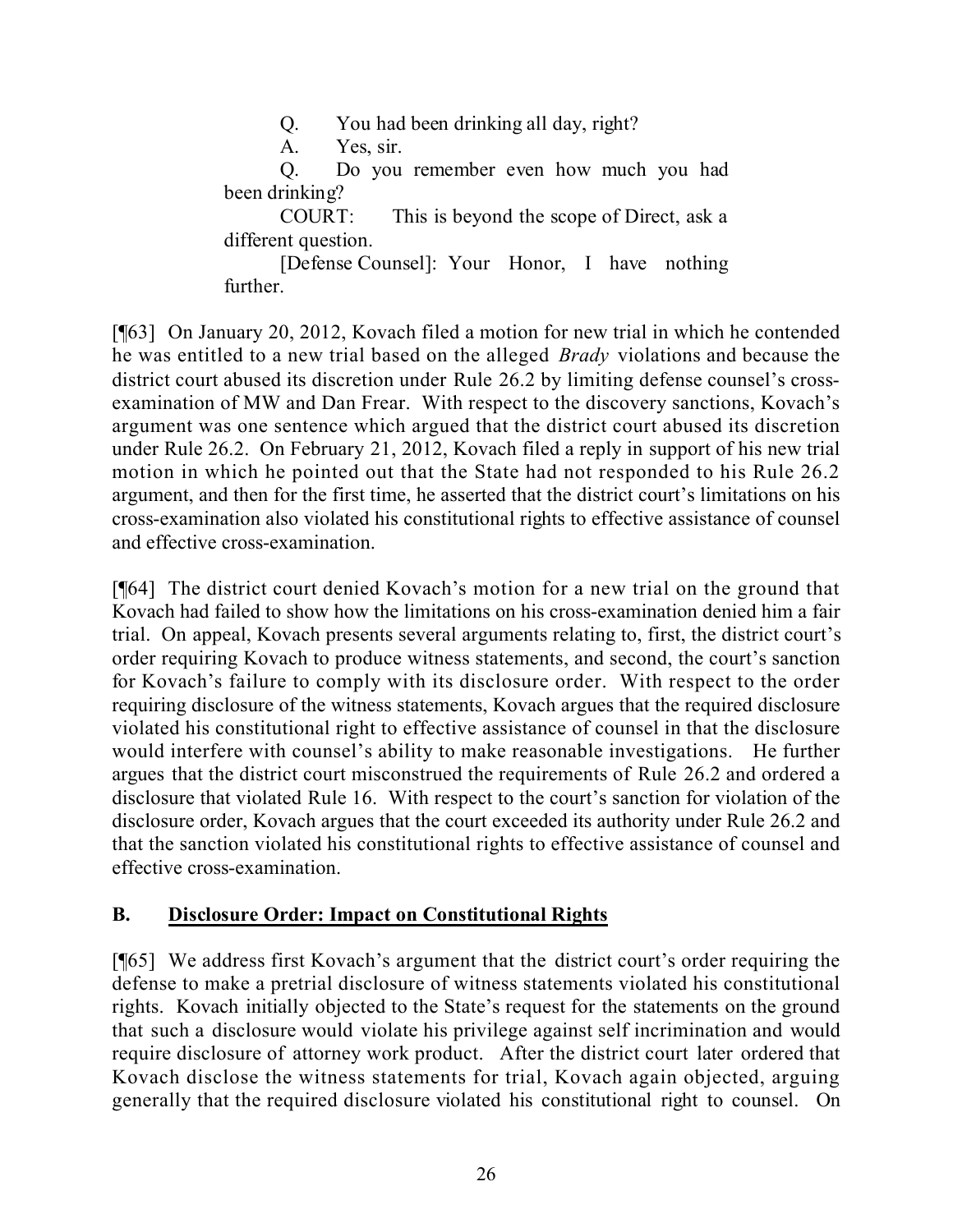> Q. You had been drinking all day, right?
>
> A. Yes, sir.
>
> Q. Do you remember even how much you had been drinking?
>
> COURT: This is beyond the scope of Direct, ask a different question.
>
> [Defense Counsel]: Your Honor, I have nothing further.

[¶63] On January 20, 2012, Kovach filed a motion for new trial in which he contended he was entitled to a new trial based on the alleged *Brady* violations and because the district court abused its discretion under Rule 26.2 by limiting defense counsel's cross-examination of MW and Dan Frear. With respect to the discovery sanctions, Kovach's argument was one sentence which argued that the district court abused its discretion under Rule 26.2. On February 21, 2012, Kovach filed a reply in support of his new trial motion in which he pointed out that the State had not responded to his Rule 26.2 argument, and then for the first time, he asserted that the district court's limitations on his cross-examination also violated his constitutional rights to effective assistance of counsel and effective cross-examination.

[¶64] The district court denied Kovach's motion for a new trial on the ground that Kovach had failed to show how the limitations on his cross-examination denied him a fair trial. On appeal, Kovach presents several arguments relating to, first, the district court's order requiring Kovach to produce witness statements, and second, the court's sanction for Kovach's failure to comply with its disclosure order. With respect to the order requiring disclosure of the witness statements, Kovach argues that the required disclosure violated his constitutional right to effective assistance of counsel in that the disclosure would interfere with counsel's ability to make reasonable investigations. He further argues that the district court misconstrued the requirements of Rule 26.2 and ordered a disclosure that violated Rule 16. With respect to the court's sanction for violation of the disclosure order, Kovach argues that the court exceeded its authority under Rule 26.2 and that the sanction violated his constitutional rights to effective assistance of counsel and effective cross-examination.

## B. Disclosure Order: Impact on Constitutional Rights

[¶65] We address first Kovach's argument that the district court's order requiring the defense to make a pretrial disclosure of witness statements violated his constitutional rights. Kovach initially objected to the State's request for the statements on the ground that such a disclosure would violate his privilege against self incrimination and would require disclosure of attorney work product. After the district court later ordered that Kovach disclose the witness statements for trial, Kovach again objected, arguing generally that the required disclosure violated his constitutional right to counsel. On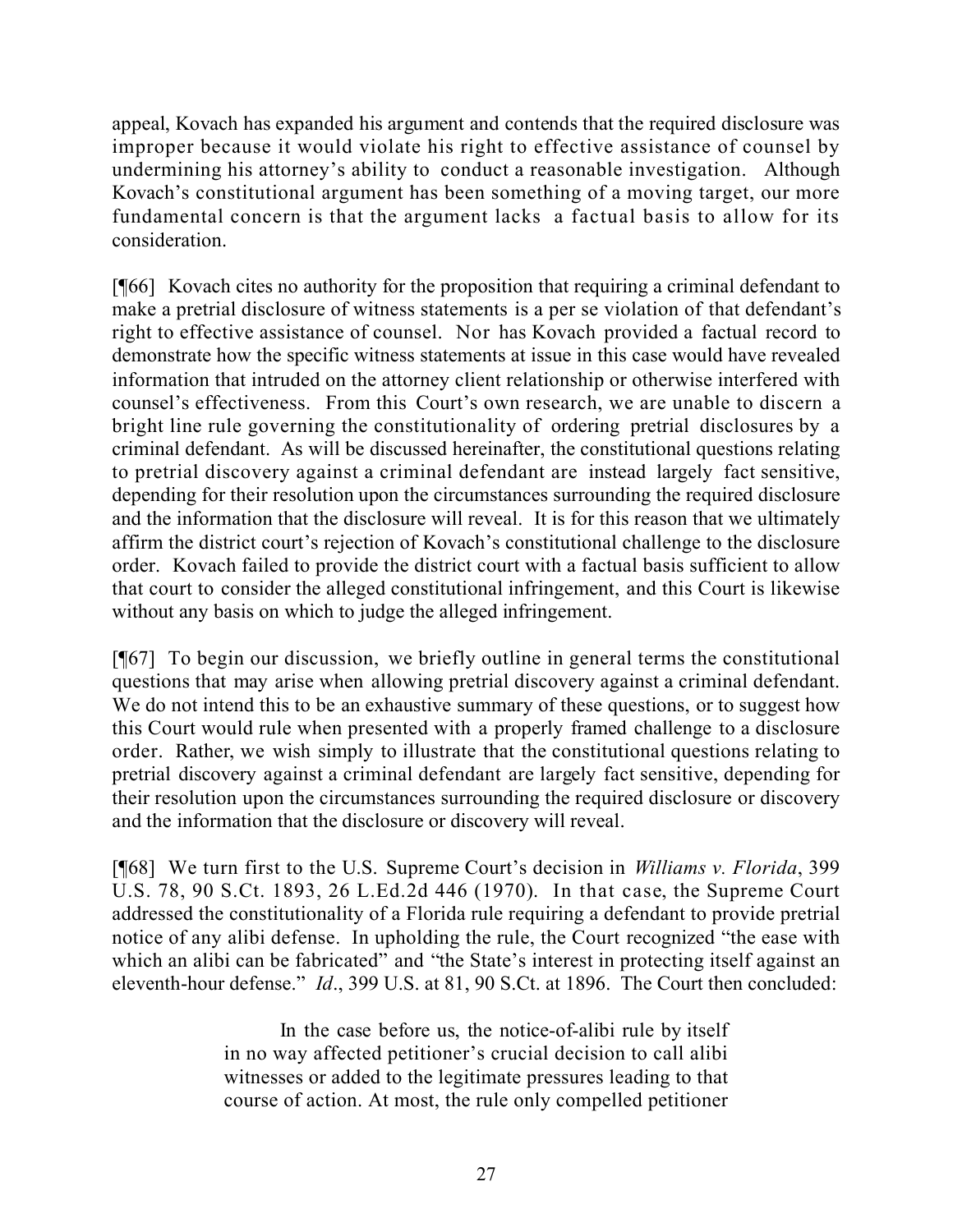appeal, Kovach has expanded his argument and contends that the required disclosure was improper because it would violate his right to effective assistance of counsel by undermining his attorney's ability to conduct a reasonable investigation. Although Kovach's constitutional argument has been something of a moving target, our more fundamental concern is that the argument lacks a factual basis to allow for its consideration.

[¶66] Kovach cites no authority for the proposition that requiring a criminal defendant to make a pretrial disclosure of witness statements is a per se violation of that defendant's right to effective assistance of counsel. Nor has Kovach provided a factual record to demonstrate how the specific witness statements at issue in this case would have revealed information that intruded on the attorney client relationship or otherwise interfered with counsel's effectiveness. From this Court's own research, we are unable to discern a bright line rule governing the constitutionality of ordering pretrial disclosures by a criminal defendant. As will be discussed hereinafter, the constitutional questions relating to pretrial discovery against a criminal defendant are instead largely fact sensitive, depending for their resolution upon the circumstances surrounding the required disclosure and the information that the disclosure will reveal. It is for this reason that we ultimately affirm the district court's rejection of Kovach's constitutional challenge to the disclosure order. Kovach failed to provide the district court with a factual basis sufficient to allow that court to consider the alleged constitutional infringement, and this Court is likewise without any basis on which to judge the alleged infringement.

[¶67] To begin our discussion, we briefly outline in general terms the constitutional questions that may arise when allowing pretrial discovery against a criminal defendant. We do not intend this to be an exhaustive summary of these questions, or to suggest how this Court would rule when presented with a properly framed challenge to a disclosure order. Rather, we wish simply to illustrate that the constitutional questions relating to pretrial discovery against a criminal defendant are largely fact sensitive, depending for their resolution upon the circumstances surrounding the required disclosure or discovery and the information that the disclosure or discovery will reveal.

[¶68] We turn first to the U.S. Supreme Court's decision in *Williams v. Florida*, 399 U.S. 78, 90 S.Ct. 1893, 26 L.Ed.2d 446 (1970). In that case, the Supreme Court addressed the constitutionality of a Florida rule requiring a defendant to provide pretrial notice of any alibi defense. In upholding the rule, the Court recognized "the ease with which an alibi can be fabricated" and "the State's interest in protecting itself against an eleventh-hour defense." *Id*., 399 U.S. at 81, 90 S.Ct. at 1896. The Court then concluded:

> In the case before us, the notice-of-alibi rule by itself in no way affected petitioner's crucial decision to call alibi witnesses or added to the legitimate pressures leading to that course of action. At most, the rule only compelled petitioner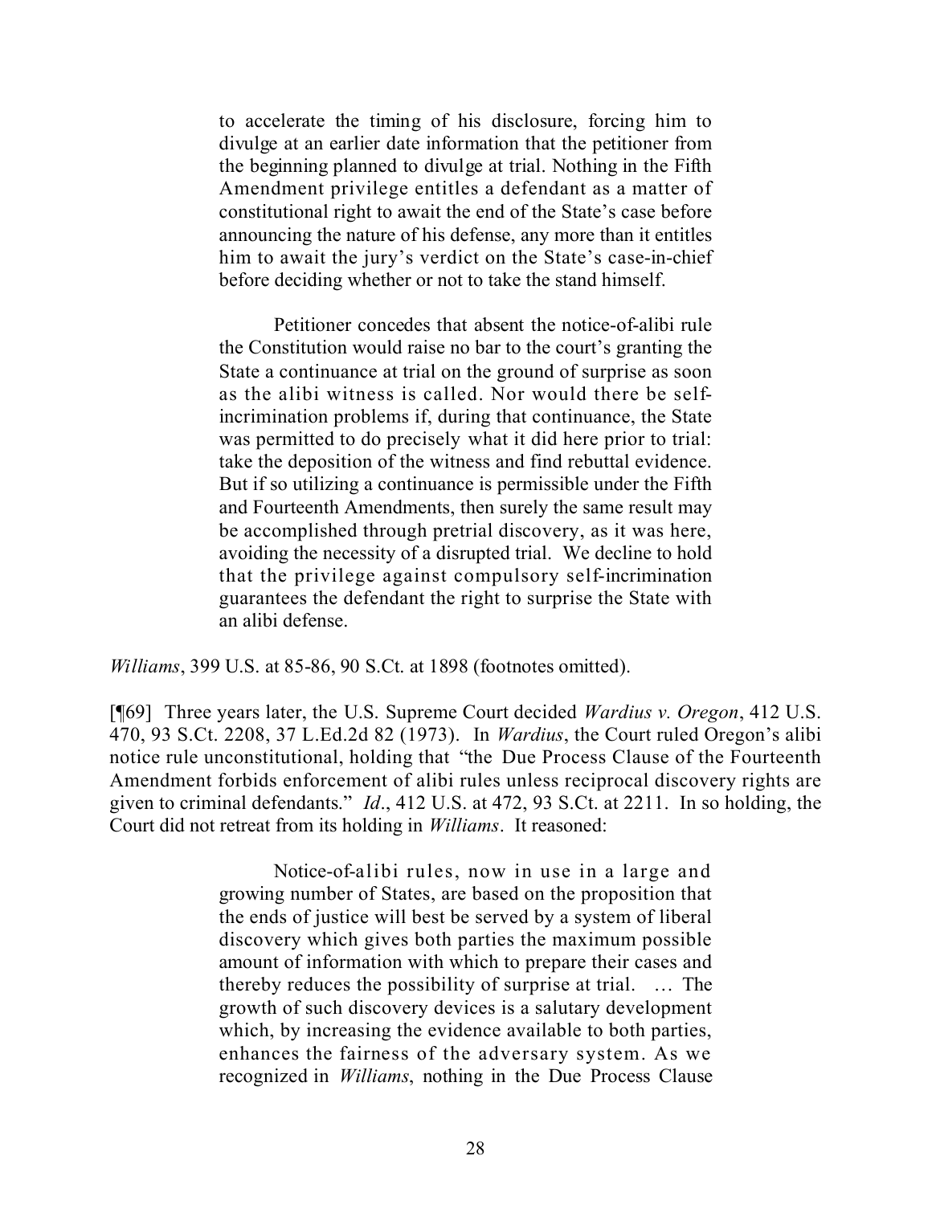> to accelerate the timing of his disclosure, forcing him to divulge at an earlier date information that the petitioner from the beginning planned to divulge at trial. Nothing in the Fifth Amendment privilege entitles a defendant as a matter of constitutional right to await the end of the State's case before announcing the nature of his defense, any more than it entitles him to await the jury's verdict on the State's case-in-chief before deciding whether or not to take the stand himself.
>
> Petitioner concedes that absent the notice-of-alibi rule the Constitution would raise no bar to the court's granting the State a continuance at trial on the ground of surprise as soon as the alibi witness is called. Nor would there be self-incrimination problems if, during that continuance, the State was permitted to do precisely what it did here prior to trial: take the deposition of the witness and find rebuttal evidence. But if so utilizing a continuance is permissible under the Fifth and Fourteenth Amendments, then surely the same result may be accomplished through pretrial discovery, as it was here, avoiding the necessity of a disrupted trial. We decline to hold that the privilege against compulsory self-incrimination guarantees the defendant the right to surprise the State with an alibi defense.

*Williams*, 399 U.S. at 85-86, 90 S.Ct. at 1898 (footnotes omitted).

[¶69] Three years later, the U.S. Supreme Court decided *Wardius v. Oregon*, 412 U.S. 470, 93 S.Ct. 2208, 37 L.Ed.2d 82 (1973). In *Wardius*, the Court ruled Oregon's alibi notice rule unconstitutional, holding that "the Due Process Clause of the Fourteenth Amendment forbids enforcement of alibi rules unless reciprocal discovery rights are given to criminal defendants." *Id*., 412 U.S. at 472, 93 S.Ct. at 2211. In so holding, the Court did not retreat from its holding in *Williams*. It reasoned:

> Notice-of-alibi rules, now in use in a large and growing number of States, are based on the proposition that the ends of justice will best be served by a system of liberal discovery which gives both parties the maximum possible amount of information with which to prepare their cases and thereby reduces the possibility of surprise at trial. … The growth of such discovery devices is a salutary development which, by increasing the evidence available to both parties, enhances the fairness of the adversary system. As we recognized in *Williams*, nothing in the Due Process Clause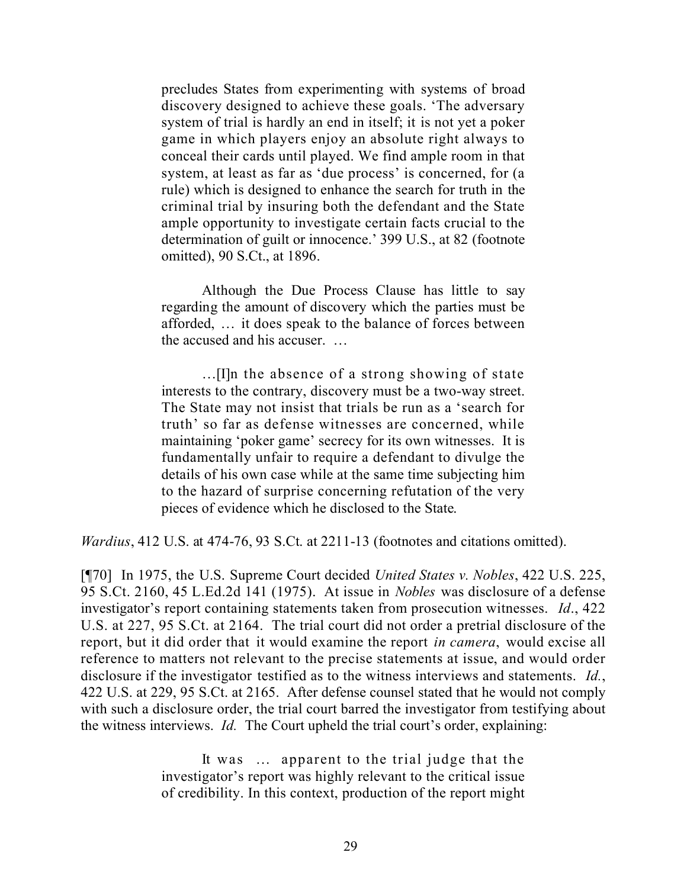precludes States from experimenting with systems of broad discovery designed to achieve these goals. 'The adversary system of trial is hardly an end in itself; it is not yet a poker game in which players enjoy an absolute right always to conceal their cards until played. We find ample room in that system, at least as far as 'due process' is concerned, for (a rule) which is designed to enhance the search for truth in the criminal trial by insuring both the defendant and the State ample opportunity to investigate certain facts crucial to the determination of guilt or innocence.' 399 U.S., at 82 (footnote omitted), 90 S.Ct., at 1896.

> Although the Due Process Clause has little to say regarding the amount of discovery which the parties must be afforded, … it does speak to the balance of forces between the accused and his accuser. …
>
> …[I]n the absence of a strong showing of state interests to the contrary, discovery must be a two-way street. The State may not insist that trials be run as a 'search for truth' so far as defense witnesses are concerned, while maintaining 'poker game' secrecy for its own witnesses. It is fundamentally unfair to require a defendant to divulge the details of his own case while at the same time subjecting him to the hazard of surprise concerning refutation of the very pieces of evidence which he disclosed to the State.

*Wardius*, 412 U.S. at 474-76, 93 S.Ct. at 2211-13 (footnotes and citations omitted).

[¶70] In 1975, the U.S. Supreme Court decided *United States v. Nobles*, 422 U.S. 225, 95 S.Ct. 2160, 45 L.Ed.2d 141 (1975). At issue in *Nobles* was disclosure of a defense investigator's report containing statements taken from prosecution witnesses. *Id*., 422 U.S. at 227, 95 S.Ct. at 2164. The trial court did not order a pretrial disclosure of the report, but it did order that it would examine the report *in camera*, would excise all reference to matters not relevant to the precise statements at issue, and would order disclosure if the investigator testified as to the witness interviews and statements. *Id.*, 422 U.S. at 229, 95 S.Ct. at 2165. After defense counsel stated that he would not comply with such a disclosure order, the trial court barred the investigator from testifying about the witness interviews. *Id.* The Court upheld the trial court's order, explaining:

> It was … apparent to the trial judge that the investigator's report was highly relevant to the critical issue of credibility. In this context, production of the report might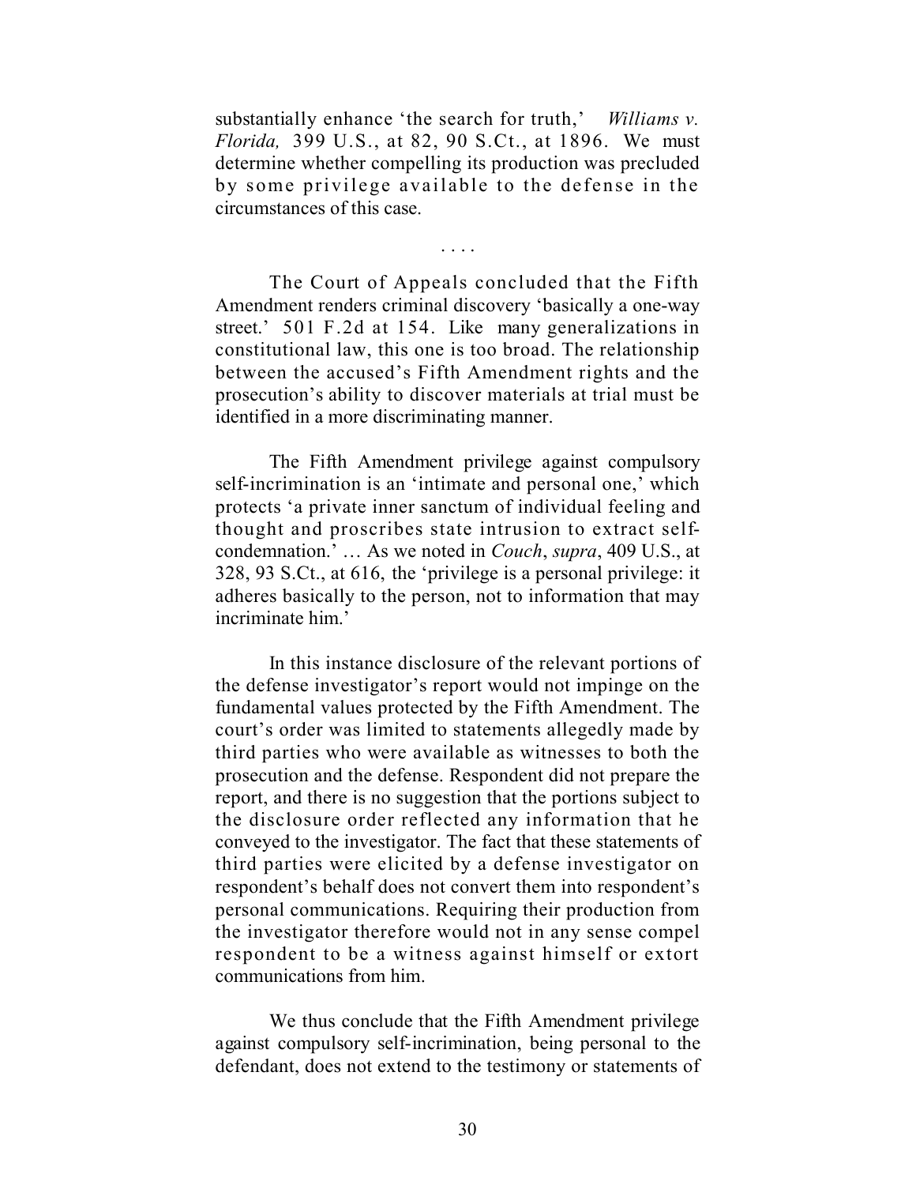substantially enhance 'the search for truth,' *Williams v. Florida,* 399 U.S., at 82, 90 S.Ct., at 1896. We must determine whether compelling its production was precluded by some privilege available to the defense in the circumstances of this case.

. . . .

The Court of Appeals concluded that the Fifth Amendment renders criminal discovery 'basically a one-way street.' 501 F.2d at 154. Like many generalizations in constitutional law, this one is too broad. The relationship between the accused's Fifth Amendment rights and the prosecution's ability to discover materials at trial must be identified in a more discriminating manner.

The Fifth Amendment privilege against compulsory self-incrimination is an 'intimate and personal one,' which protects 'a private inner sanctum of individual feeling and thought and proscribes state intrusion to extract self-condemnation.' … As we noted in *Couch*, *supra*, 409 U.S., at 328, 93 S.Ct., at 616, the 'privilege is a personal privilege: it adheres basically to the person, not to information that may incriminate him.'

In this instance disclosure of the relevant portions of the defense investigator's report would not impinge on the fundamental values protected by the Fifth Amendment. The court's order was limited to statements allegedly made by third parties who were available as witnesses to both the prosecution and the defense. Respondent did not prepare the report, and there is no suggestion that the portions subject to the disclosure order reflected any information that he conveyed to the investigator. The fact that these statements of third parties were elicited by a defense investigator on respondent's behalf does not convert them into respondent's personal communications. Requiring their production from the investigator therefore would not in any sense compel respondent to be a witness against himself or extort communications from him.

We thus conclude that the Fifth Amendment privilege against compulsory self-incrimination, being personal to the defendant, does not extend to the testimony or statements of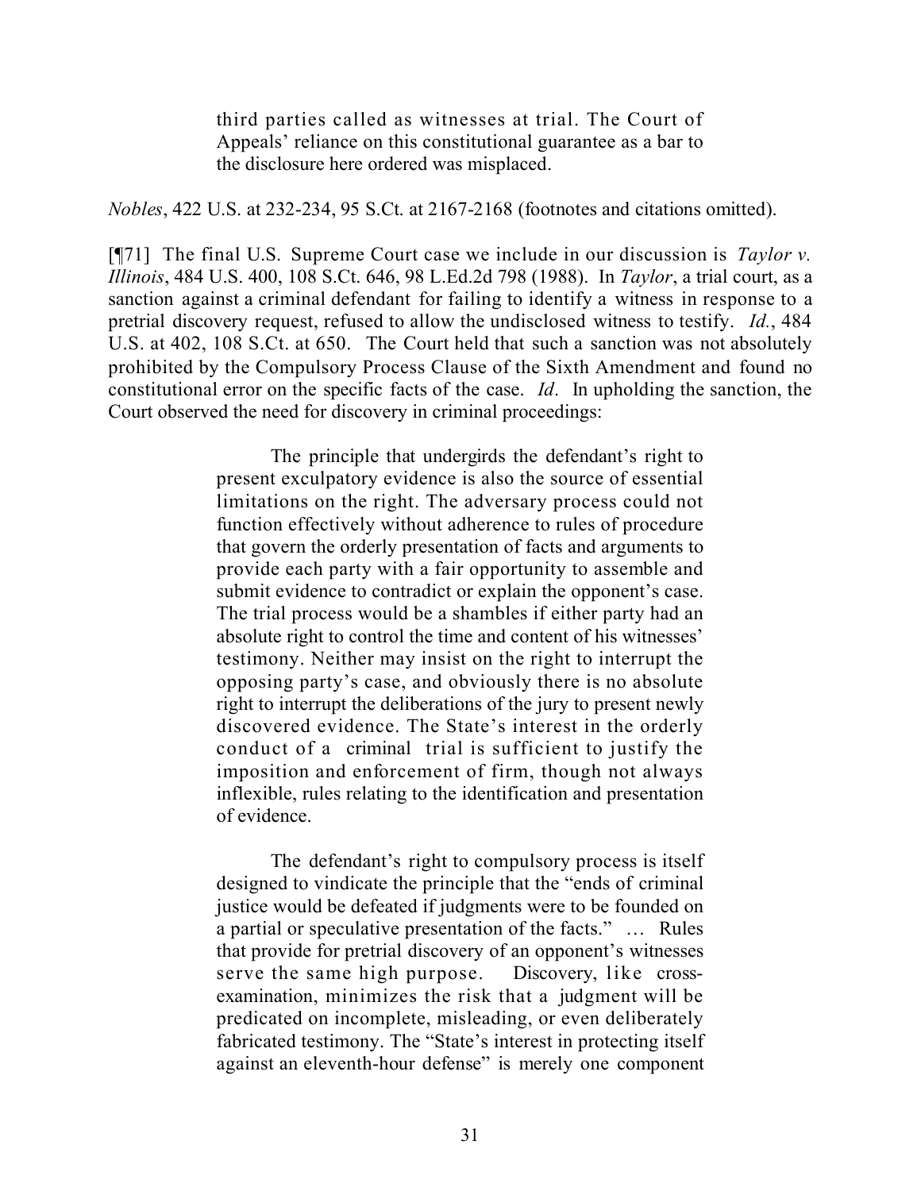> third parties called as witnesses at trial. The Court of Appeals' reliance on this constitutional guarantee as a bar to the disclosure here ordered was misplaced.

*Nobles*, 422 U.S. at 232-234, 95 S.Ct. at 2167-2168 (footnotes and citations omitted).

[¶71] The final U.S. Supreme Court case we include in our discussion is *Taylor v. Illinois*, 484 U.S. 400, 108 S.Ct. 646, 98 L.Ed.2d 798 (1988). In *Taylor*, a trial court, as a sanction against a criminal defendant for failing to identify a witness in response to a pretrial discovery request, refused to allow the undisclosed witness to testify. *Id.*, 484 U.S. at 402, 108 S.Ct. at 650. The Court held that such a sanction was not absolutely prohibited by the Compulsory Process Clause of the Sixth Amendment and found no constitutional error on the specific facts of the case. *Id*. In upholding the sanction, the Court observed the need for discovery in criminal proceedings:

> The principle that undergirds the defendant's right to present exculpatory evidence is also the source of essential limitations on the right. The adversary process could not function effectively without adherence to rules of procedure that govern the orderly presentation of facts and arguments to provide each party with a fair opportunity to assemble and submit evidence to contradict or explain the opponent's case. The trial process would be a shambles if either party had an absolute right to control the time and content of his witnesses' testimony. Neither may insist on the right to interrupt the opposing party's case, and obviously there is no absolute right to interrupt the deliberations of the jury to present newly discovered evidence. The State's interest in the orderly conduct of a criminal trial is sufficient to justify the imposition and enforcement of firm, though not always inflexible, rules relating to the identification and presentation of evidence.
>
> The defendant's right to compulsory process is itself designed to vindicate the principle that the "ends of criminal justice would be defeated if judgments were to be founded on a partial or speculative presentation of the facts." … Rules that provide for pretrial discovery of an opponent's witnesses serve the same high purpose. Discovery, like cross-examination, minimizes the risk that a judgment will be predicated on incomplete, misleading, or even deliberately fabricated testimony. The "State's interest in protecting itself against an eleventh-hour defense" is merely one component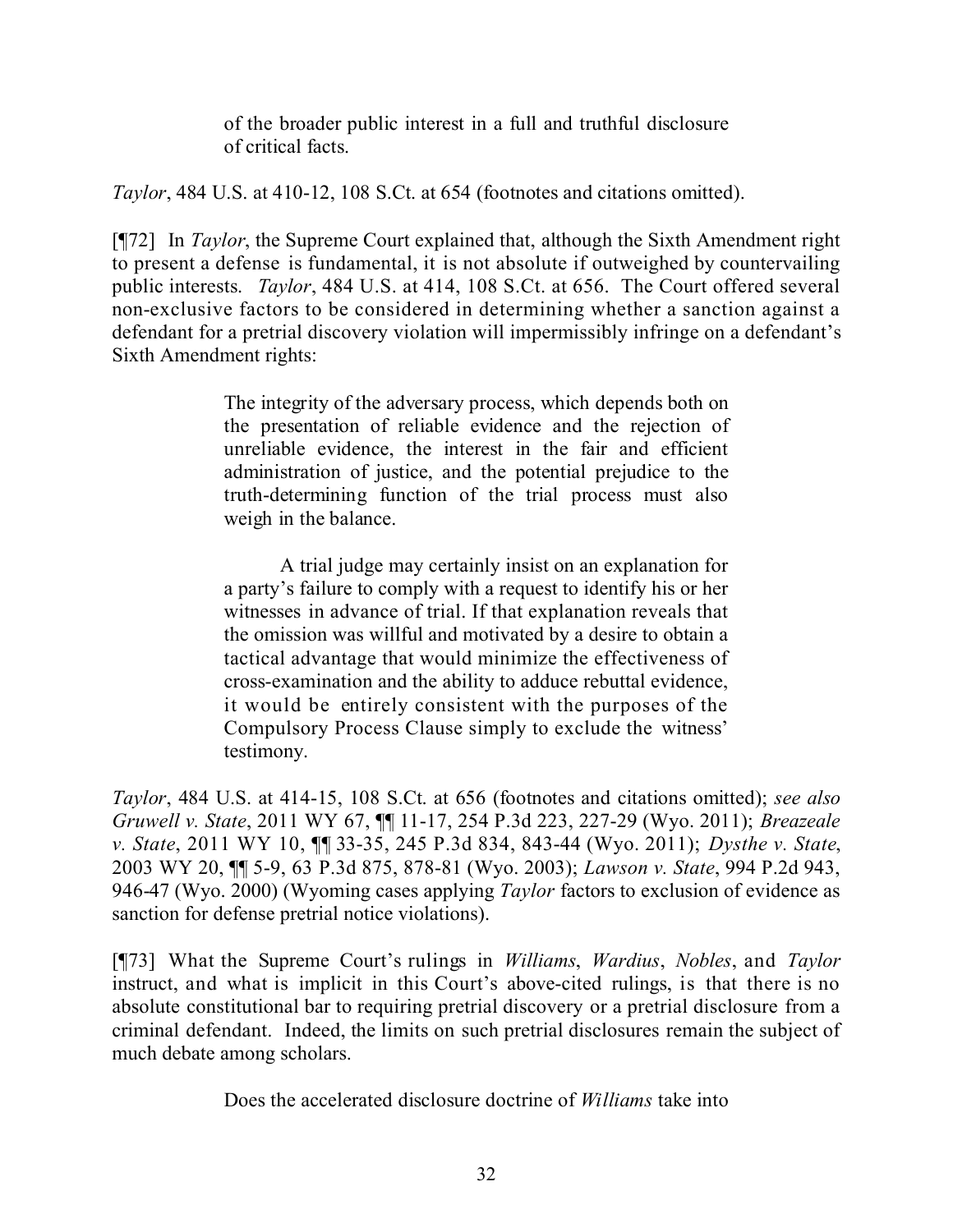> of the broader public interest in a full and truthful disclosure of critical facts.

*Taylor*, 484 U.S. at 410-12, 108 S.Ct. at 654 (footnotes and citations omitted).

[¶72] In *Taylor*, the Supreme Court explained that, although the Sixth Amendment right to present a defense is fundamental, it is not absolute if outweighed by countervailing public interests. *Taylor*, 484 U.S. at 414, 108 S.Ct. at 656. The Court offered several non-exclusive factors to be considered in determining whether a sanction against a defendant for a pretrial discovery violation will impermissibly infringe on a defendant's Sixth Amendment rights:

> The integrity of the adversary process, which depends both on the presentation of reliable evidence and the rejection of unreliable evidence, the interest in the fair and efficient administration of justice, and the potential prejudice to the truth-determining function of the trial process must also weigh in the balance.
>
> A trial judge may certainly insist on an explanation for a party's failure to comply with a request to identify his or her witnesses in advance of trial. If that explanation reveals that the omission was willful and motivated by a desire to obtain a tactical advantage that would minimize the effectiveness of cross-examination and the ability to adduce rebuttal evidence, it would be entirely consistent with the purposes of the Compulsory Process Clause simply to exclude the witness' testimony.

*Taylor*, 484 U.S. at 414-15, 108 S.Ct. at 656 (footnotes and citations omitted); *see also Gruwell v. State*, 2011 WY 67, ¶¶ 11-17, 254 P.3d 223, 227-29 (Wyo. 2011); *Breazeale v. State*, 2011 WY 10, ¶¶ 33-35, 245 P.3d 834, 843-44 (Wyo. 2011); *Dysthe v. State*, 2003 WY 20, ¶¶ 5-9, 63 P.3d 875, 878-81 (Wyo. 2003); *Lawson v. State*, 994 P.2d 943, 946-47 (Wyo. 2000) (Wyoming cases applying *Taylor* factors to exclusion of evidence as sanction for defense pretrial notice violations).

[¶73] What the Supreme Court's rulings in *Williams*, *Wardius*, *Nobles*, and *Taylor* instruct, and what is implicit in this Court's above-cited rulings, is that there is no absolute constitutional bar to requiring pretrial discovery or a pretrial disclosure from a criminal defendant. Indeed, the limits on such pretrial disclosures remain the subject of much debate among scholars.

> Does the accelerated disclosure doctrine of *Williams* take into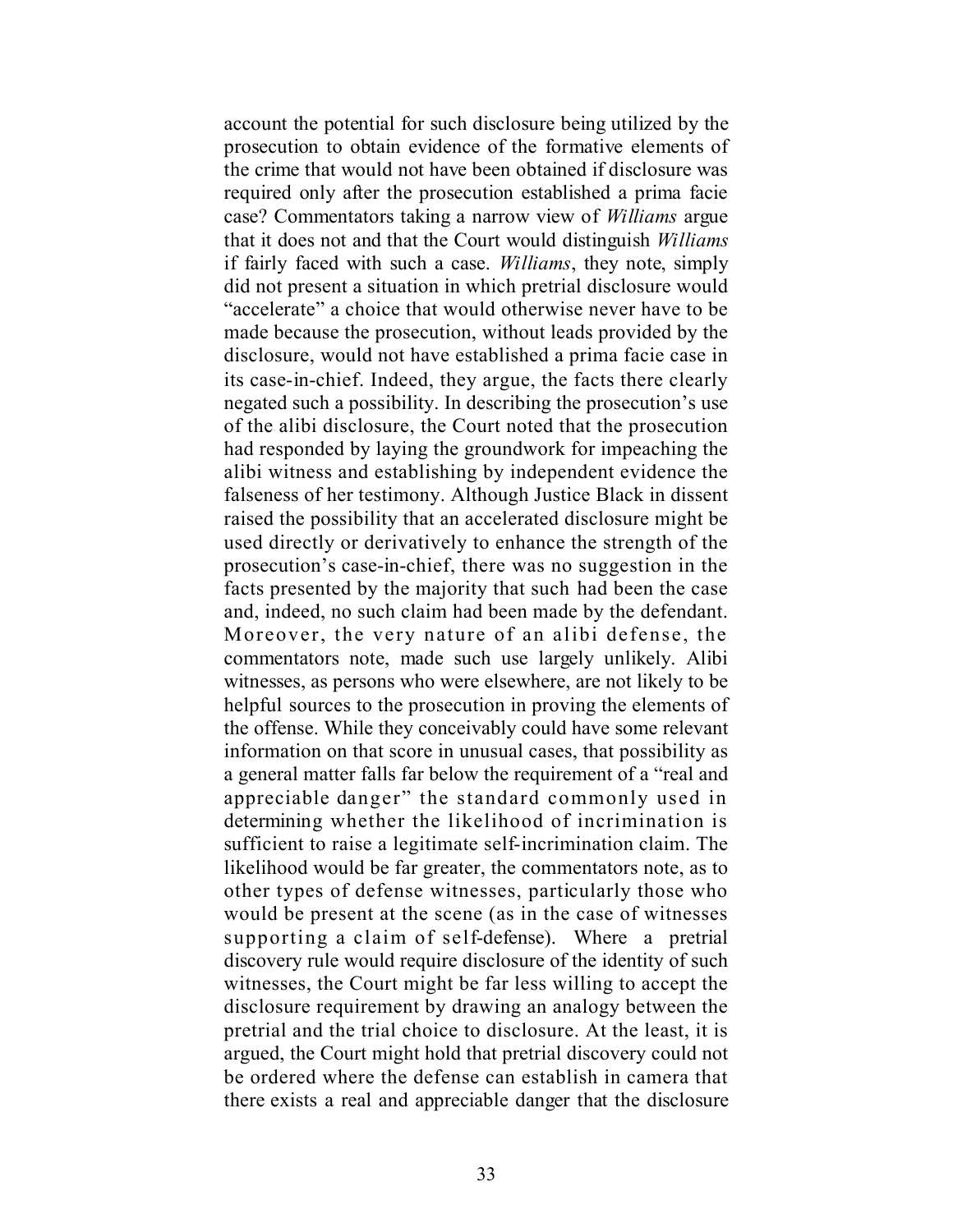account the potential for such disclosure being utilized by the prosecution to obtain evidence of the formative elements of the crime that would not have been obtained if disclosure was required only after the prosecution established a prima facie case? Commentators taking a narrow view of *Williams* argue that it does not and that the Court would distinguish *Williams* if fairly faced with such a case. *Williams*, they note, simply did not present a situation in which pretrial disclosure would "accelerate" a choice that would otherwise never have to be made because the prosecution, without leads provided by the disclosure, would not have established a prima facie case in its case-in-chief. Indeed, they argue, the facts there clearly negated such a possibility. In describing the prosecution's use of the alibi disclosure, the Court noted that the prosecution had responded by laying the groundwork for impeaching the alibi witness and establishing by independent evidence the falseness of her testimony. Although Justice Black in dissent raised the possibility that an accelerated disclosure might be used directly or derivatively to enhance the strength of the prosecution's case-in-chief, there was no suggestion in the facts presented by the majority that such had been the case and, indeed, no such claim had been made by the defendant. Moreover, the very nature of an alibi defense, the commentators note, made such use largely unlikely. Alibi witnesses, as persons who were elsewhere, are not likely to be helpful sources to the prosecution in proving the elements of the offense. While they conceivably could have some relevant information on that score in unusual cases, that possibility as a general matter falls far below the requirement of a "real and appreciable danger" the standard commonly used in determining whether the likelihood of incrimination is sufficient to raise a legitimate self-incrimination claim. The likelihood would be far greater, the commentators note, as to other types of defense witnesses, particularly those who would be present at the scene (as in the case of witnesses supporting a claim of self-defense). Where a pretrial discovery rule would require disclosure of the identity of such witnesses, the Court might be far less willing to accept the disclosure requirement by drawing an analogy between the pretrial and the trial choice to disclosure. At the least, it is argued, the Court might hold that pretrial discovery could not be ordered where the defense can establish in camera that there exists a real and appreciable danger that the disclosure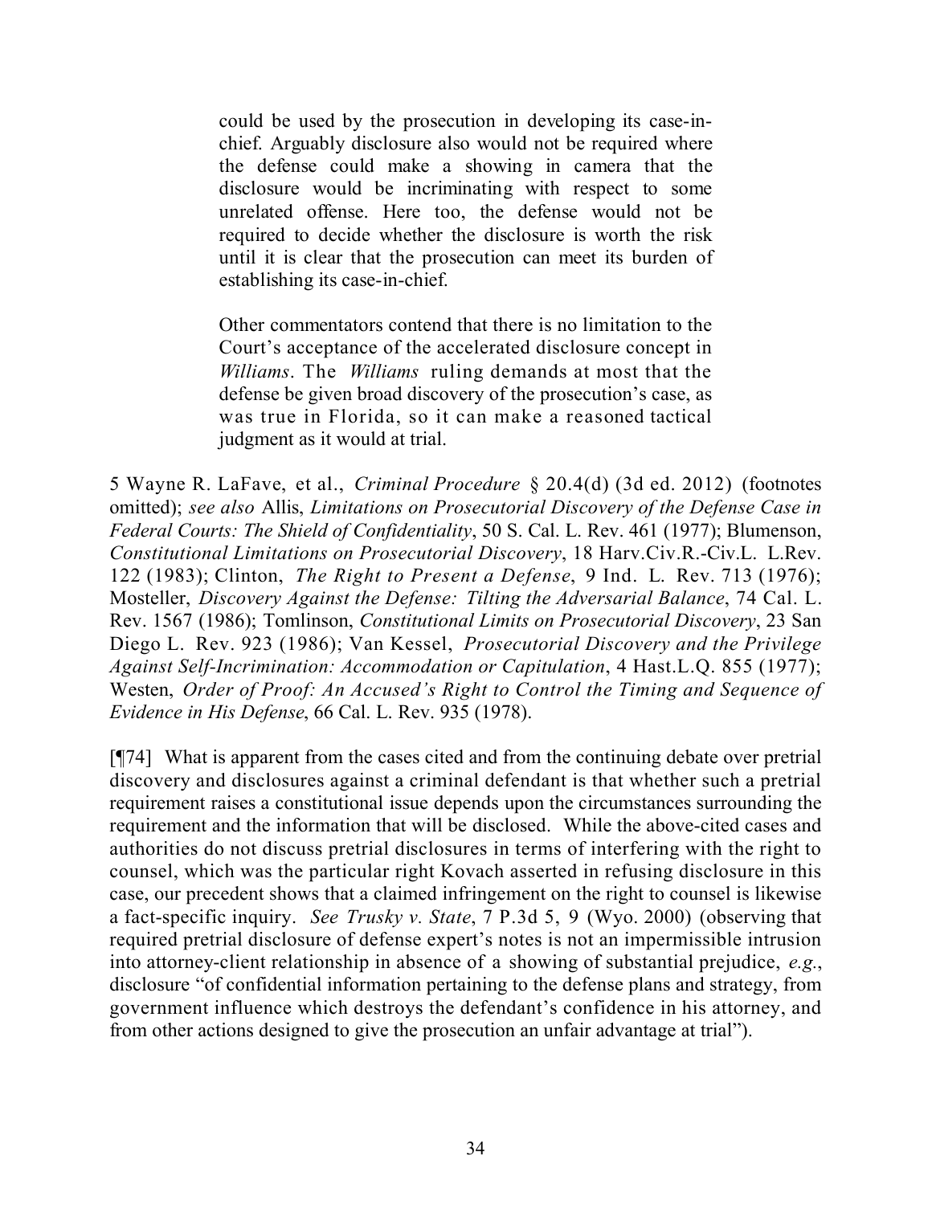> could be used by the prosecution in developing its case-in-chief. Arguably disclosure also would not be required where the defense could make a showing in camera that the disclosure would be incriminating with respect to some unrelated offense. Here too, the defense would not be required to decide whether the disclosure is worth the risk until it is clear that the prosecution can meet its burden of establishing its case-in-chief.
>
> Other commentators contend that there is no limitation to the Court's acceptance of the accelerated disclosure concept in *Williams*. The *Williams* ruling demands at most that the defense be given broad discovery of the prosecution's case, as was true in Florida, so it can make a reasoned tactical judgment as it would at trial.

5 Wayne R. LaFave, et al., *Criminal Procedure* § 20.4(d) (3d ed. 2012) (footnotes omitted); *see also* Allis, *Limitations on Prosecutorial Discovery of the Defense Case in Federal Courts: The Shield of Confidentiality*, 50 S. Cal. L. Rev. 461 (1977); Blumenson, *Constitutional Limitations on Prosecutorial Discovery*, 18 Harv.Civ.R.-Civ.L. L.Rev. 122 (1983); Clinton, *The Right to Present a Defense*, 9 Ind. L. Rev. 713 (1976); Mosteller, *Discovery Against the Defense: Tilting the Adversarial Balance*, 74 Cal. L. Rev. 1567 (1986); Tomlinson, *Constitutional Limits on Prosecutorial Discovery*, 23 San Diego L. Rev. 923 (1986); Van Kessel, *Prosecutorial Discovery and the Privilege Against Self-Incrimination: Accommodation or Capitulation*, 4 Hast.L.Q. 855 (1977); Westen, *Order of Proof: An Accused's Right to Control the Timing and Sequence of Evidence in His Defense*, 66 Cal. L. Rev. 935 (1978).

[¶74] What is apparent from the cases cited and from the continuing debate over pretrial discovery and disclosures against a criminal defendant is that whether such a pretrial requirement raises a constitutional issue depends upon the circumstances surrounding the requirement and the information that will be disclosed. While the above-cited cases and authorities do not discuss pretrial disclosures in terms of interfering with the right to counsel, which was the particular right Kovach asserted in refusing disclosure in this case, our precedent shows that a claimed infringement on the right to counsel is likewise a fact-specific inquiry. *See Trusky v. State*, 7 P.3d 5, 9 (Wyo. 2000) (observing that required pretrial disclosure of defense expert's notes is not an impermissible intrusion into attorney-client relationship in absence of a showing of substantial prejudice, *e.g.*, disclosure "of confidential information pertaining to the defense plans and strategy, from government influence which destroys the defendant's confidence in his attorney, and from other actions designed to give the prosecution an unfair advantage at trial").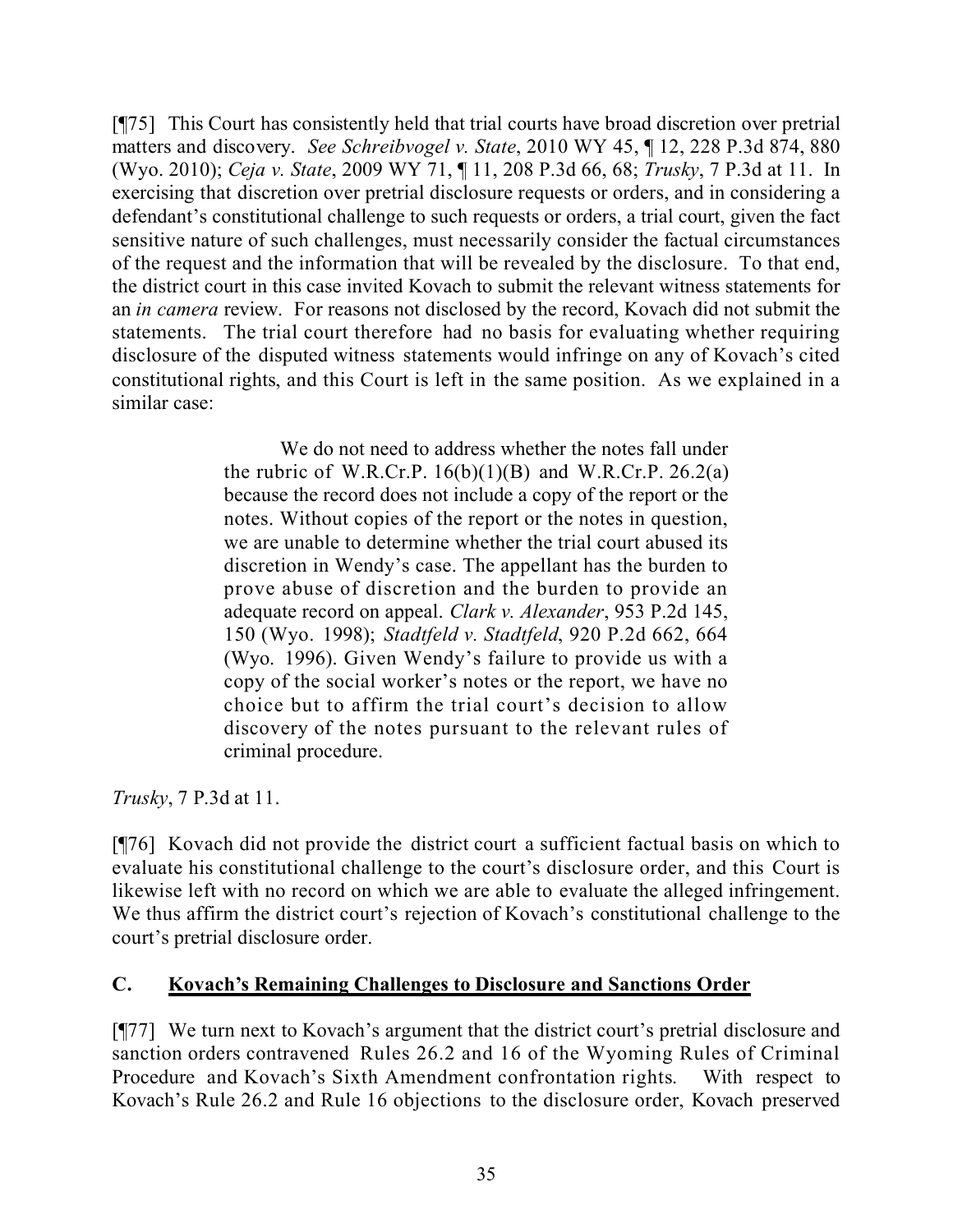[¶75] This Court has consistently held that trial courts have broad discretion over pretrial matters and discovery. *See Schreibvogel v. State*, 2010 WY 45, ¶ 12, 228 P.3d 874, 880 (Wyo. 2010); *Ceja v. State*, 2009 WY 71, ¶ 11, 208 P.3d 66, 68; *Trusky*, 7 P.3d at 11. In exercising that discretion over pretrial disclosure requests or orders, and in considering a defendant's constitutional challenge to such requests or orders, a trial court, given the fact sensitive nature of such challenges, must necessarily consider the factual circumstances of the request and the information that will be revealed by the disclosure. To that end, the district court in this case invited Kovach to submit the relevant witness statements for an *in camera* review. For reasons not disclosed by the record, Kovach did not submit the statements. The trial court therefore had no basis for evaluating whether requiring disclosure of the disputed witness statements would infringe on any of Kovach's cited constitutional rights, and this Court is left in the same position. As we explained in a similar case:

> We do not need to address whether the notes fall under the rubric of W.R.Cr.P. 16(b)(1)(B) and W.R.Cr.P. 26.2(a) because the record does not include a copy of the report or the notes. Without copies of the report or the notes in question, we are unable to determine whether the trial court abused its discretion in Wendy's case. The appellant has the burden to prove abuse of discretion and the burden to provide an adequate record on appeal. *Clark v. Alexander*, 953 P.2d 145, 150 (Wyo. 1998); *Stadtfeld v. Stadtfeld*, 920 P.2d 662, 664 (Wyo. 1996). Given Wendy's failure to provide us with a copy of the social worker's notes or the report, we have no choice but to affirm the trial court's decision to allow discovery of the notes pursuant to the relevant rules of criminal procedure.

*Trusky*, 7 P.3d at 11.

[¶76] Kovach did not provide the district court a sufficient factual basis on which to evaluate his constitutional challenge to the court's disclosure order, and this Court is likewise left with no record on which we are able to evaluate the alleged infringement. We thus affirm the district court's rejection of Kovach's constitutional challenge to the court's pretrial disclosure order.

## C. Kovach's Remaining Challenges to Disclosure and Sanctions Order

[¶77] We turn next to Kovach's argument that the district court's pretrial disclosure and sanction orders contravened Rules 26.2 and 16 of the Wyoming Rules of Criminal Procedure and Kovach's Sixth Amendment confrontation rights. With respect to Kovach's Rule 26.2 and Rule 16 objections to the disclosure order, Kovach preserved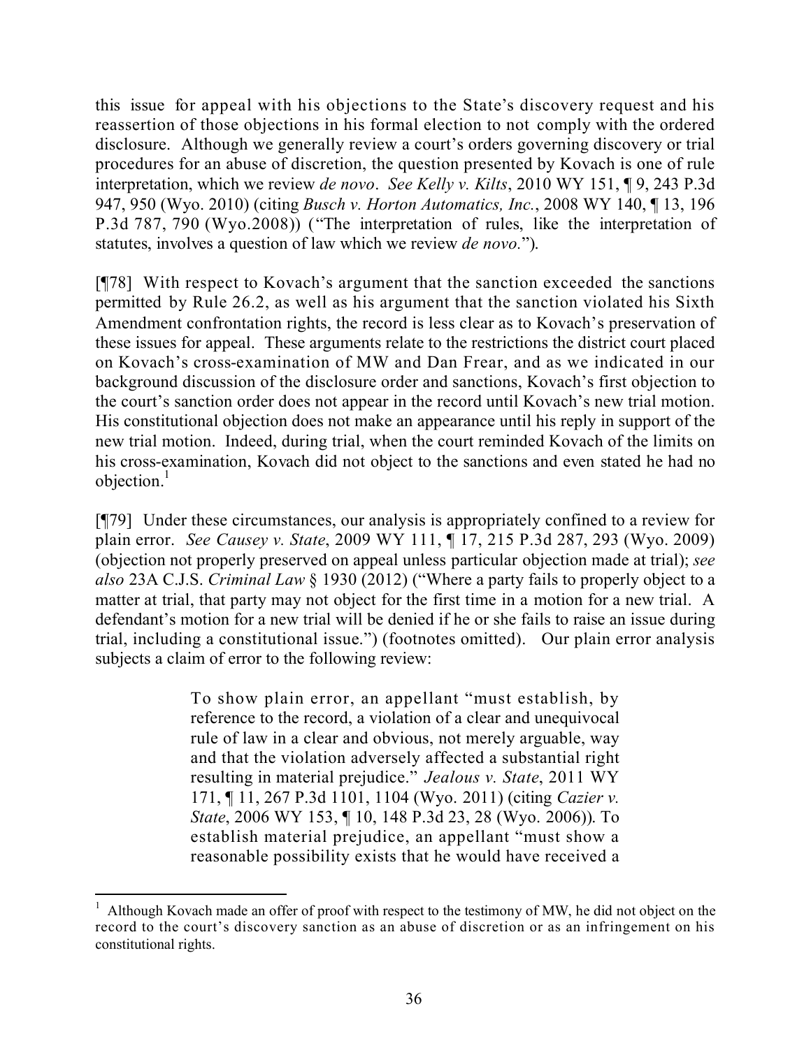this issue for appeal with his objections to the State's discovery request and his reassertion of those objections in his formal election to not comply with the ordered disclosure. Although we generally review a court's orders governing discovery or trial procedures for an abuse of discretion, the question presented by Kovach is one of rule interpretation, which we review *de novo*. *See Kelly v. Kilts*, 2010 WY 151, ¶ 9, 243 P.3d 947, 950 (Wyo. 2010) (citing *Busch v. Horton Automatics, Inc.*, 2008 WY 140, ¶ 13, 196 P.3d 787, 790 (Wyo.2008)) ("The interpretation of rules, like the interpretation of statutes, involves a question of law which we review *de novo*.").

[¶78] With respect to Kovach's argument that the sanction exceeded the sanctions permitted by Rule 26.2, as well as his argument that the sanction violated his Sixth Amendment confrontation rights, the record is less clear as to Kovach's preservation of these issues for appeal. These arguments relate to the restrictions the district court placed on Kovach's cross-examination of MW and Dan Frear, and as we indicated in our background discussion of the disclosure order and sanctions, Kovach's first objection to the court's sanction order does not appear in the record until Kovach's new trial motion. His constitutional objection does not make an appearance until his reply in support of the new trial motion. Indeed, during trial, when the court reminded Kovach of the limits on his cross-examination, Kovach did not object to the sanctions and even stated he had no objection.[1]

[¶79] Under these circumstances, our analysis is appropriately confined to a review for plain error. *See Causey v. State*, 2009 WY 111, ¶ 17, 215 P.3d 287, 293 (Wyo. 2009) (objection not properly preserved on appeal unless particular objection made at trial); *see also* 23A C.J.S. *Criminal Law* § 1930 (2012) ("Where a party fails to properly object to a matter at trial, that party may not object for the first time in a motion for a new trial. A defendant's motion for a new trial will be denied if he or she fails to raise an issue during trial, including a constitutional issue.") (footnotes omitted). Our plain error analysis subjects a claim of error to the following review:

> To show plain error, an appellant "must establish, by reference to the record, a violation of a clear and unequivocal rule of law in a clear and obvious, not merely arguable, way and that the violation adversely affected a substantial right resulting in material prejudice." *Jealous v. State*, 2011 WY 171, ¶ 11, 267 P.3d 1101, 1104 (Wyo. 2011) (citing *Cazier v. State*, 2006 WY 153, ¶ 10, 148 P.3d 23, 28 (Wyo. 2006)). To establish material prejudice, an appellant "must show a reasonable possibility exists that he would have received a

---

[1] Although Kovach made an offer of proof with respect to the testimony of MW, he did not object on the record to the court's discovery sanction as an abuse of discretion or as an infringement on his constitutional rights.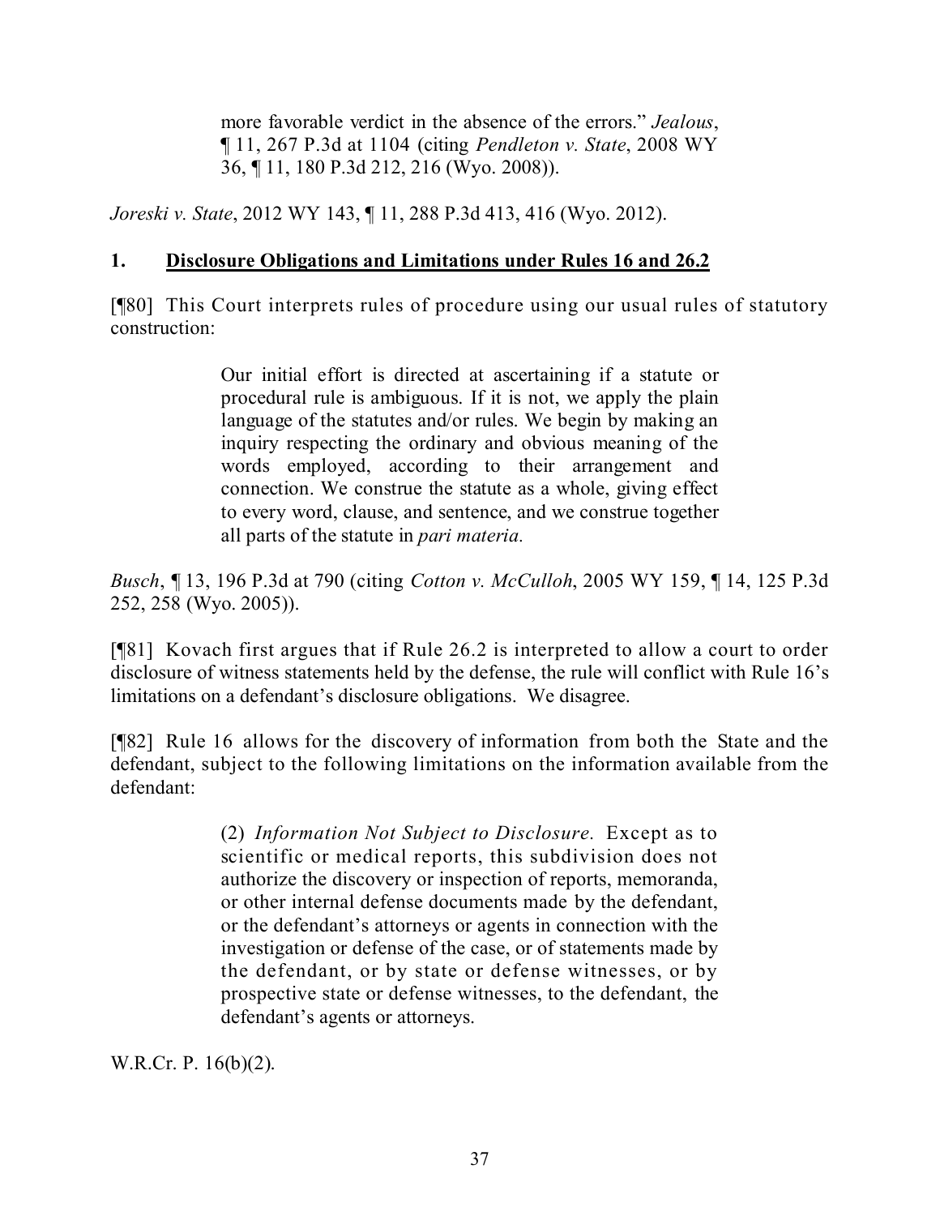> more favorable verdict in the absence of the errors." *Jealous*, ¶ 11, 267 P.3d at 1104 (citing *Pendleton v. State*, 2008 WY 36, ¶ 11, 180 P.3d 212, 216 (Wyo. 2008)).

*Joreski v. State*, 2012 WY 143, ¶ 11, 288 P.3d 413, 416 (Wyo. 2012).

**1. <u>Disclosure Obligations and Limitations under Rules 16 and 26.2</u>**

[¶80] This Court interprets rules of procedure using our usual rules of statutory construction:

> Our initial effort is directed at ascertaining if a statute or procedural rule is ambiguous. If it is not, we apply the plain language of the statutes and/or rules. We begin by making an inquiry respecting the ordinary and obvious meaning of the words employed, according to their arrangement and connection. We construe the statute as a whole, giving effect to every word, clause, and sentence, and we construe together all parts of the statute in *pari materia.*

*Busch*, ¶ 13, 196 P.3d at 790 (citing *Cotton v. McCulloh*, 2005 WY 159, ¶ 14, 125 P.3d 252, 258 (Wyo. 2005)).

[¶81] Kovach first argues that if Rule 26.2 is interpreted to allow a court to order disclosure of witness statements held by the defense, the rule will conflict with Rule 16's limitations on a defendant's disclosure obligations. We disagree.

[¶82] Rule 16 allows for the discovery of information from both the State and the defendant, subject to the following limitations on the information available from the defendant:

> (2) *Information Not Subject to Disclosure.* Except as to scientific or medical reports, this subdivision does not authorize the discovery or inspection of reports, memoranda, or other internal defense documents made by the defendant, or the defendant's attorneys or agents in connection with the investigation or defense of the case, or of statements made by the defendant, or by state or defense witnesses, or by prospective state or defense witnesses, to the defendant, the defendant's agents or attorneys.

W.R.Cr. P. 16(b)(2).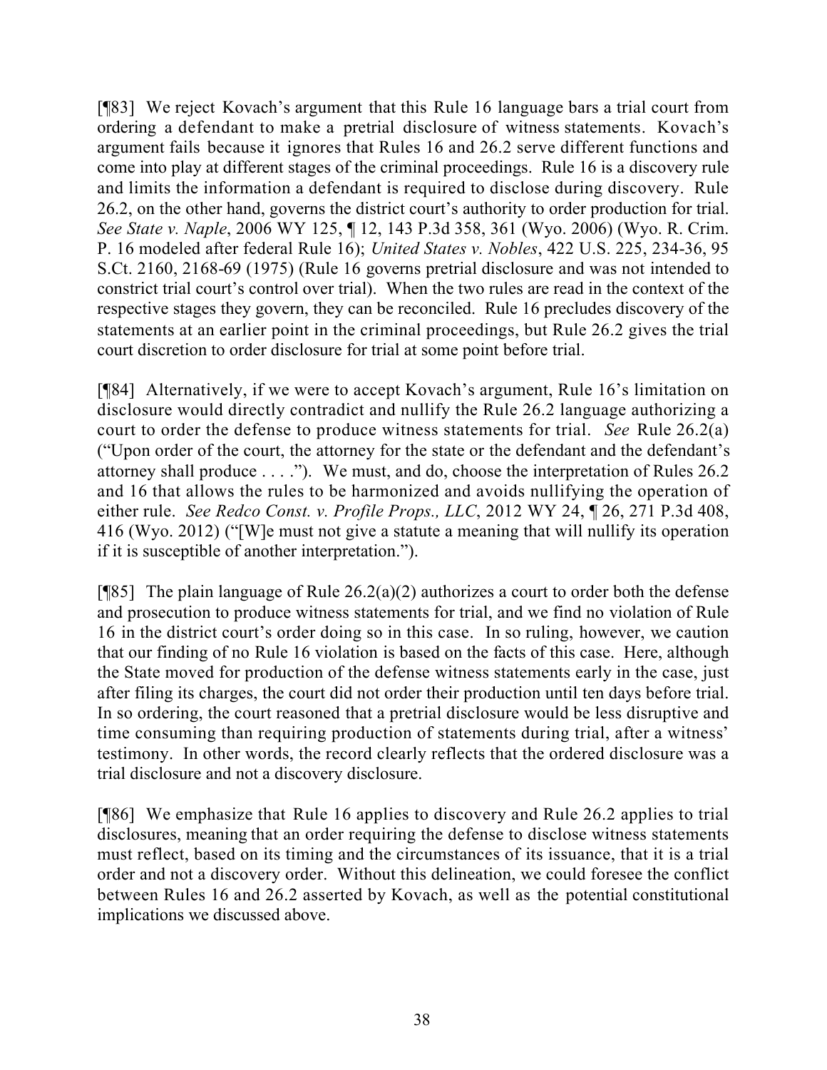[¶83] We reject Kovach's argument that this Rule 16 language bars a trial court from ordering a defendant to make a pretrial disclosure of witness statements. Kovach's argument fails because it ignores that Rules 16 and 26.2 serve different functions and come into play at different stages of the criminal proceedings. Rule 16 is a discovery rule and limits the information a defendant is required to disclose during discovery. Rule 26.2, on the other hand, governs the district court's authority to order production for trial. *See State v. Naple*, 2006 WY 125, ¶ 12, 143 P.3d 358, 361 (Wyo. 2006) (Wyo. R. Crim. P. 16 modeled after federal Rule 16); *United States v. Nobles*, 422 U.S. 225, 234-36, 95 S.Ct. 2160, 2168-69 (1975) (Rule 16 governs pretrial disclosure and was not intended to constrict trial court's control over trial). When the two rules are read in the context of the respective stages they govern, they can be reconciled. Rule 16 precludes discovery of the statements at an earlier point in the criminal proceedings, but Rule 26.2 gives the trial court discretion to order disclosure for trial at some point before trial.

[¶84] Alternatively, if we were to accept Kovach's argument, Rule 16's limitation on disclosure would directly contradict and nullify the Rule 26.2 language authorizing a court to order the defense to produce witness statements for trial. *See* Rule 26.2(a) ("Upon order of the court, the attorney for the state or the defendant and the defendant's attorney shall produce . . . ."). We must, and do, choose the interpretation of Rules 26.2 and 16 that allows the rules to be harmonized and avoids nullifying the operation of either rule. *See Redco Const. v. Profile Props., LLC*, 2012 WY 24, ¶ 26, 271 P.3d 408, 416 (Wyo. 2012) ("[W]e must not give a statute a meaning that will nullify its operation if it is susceptible of another interpretation.").

[¶85] The plain language of Rule 26.2(a)(2) authorizes a court to order both the defense and prosecution to produce witness statements for trial, and we find no violation of Rule 16 in the district court's order doing so in this case. In so ruling, however, we caution that our finding of no Rule 16 violation is based on the facts of this case. Here, although the State moved for production of the defense witness statements early in the case, just after filing its charges, the court did not order their production until ten days before trial. In so ordering, the court reasoned that a pretrial disclosure would be less disruptive and time consuming than requiring production of statements during trial, after a witness' testimony. In other words, the record clearly reflects that the ordered disclosure was a trial disclosure and not a discovery disclosure.

[¶86] We emphasize that Rule 16 applies to discovery and Rule 26.2 applies to trial disclosures, meaning that an order requiring the defense to disclose witness statements must reflect, based on its timing and the circumstances of its issuance, that it is a trial order and not a discovery order. Without this delineation, we could foresee the conflict between Rules 16 and 26.2 asserted by Kovach, as well as the potential constitutional implications we discussed above.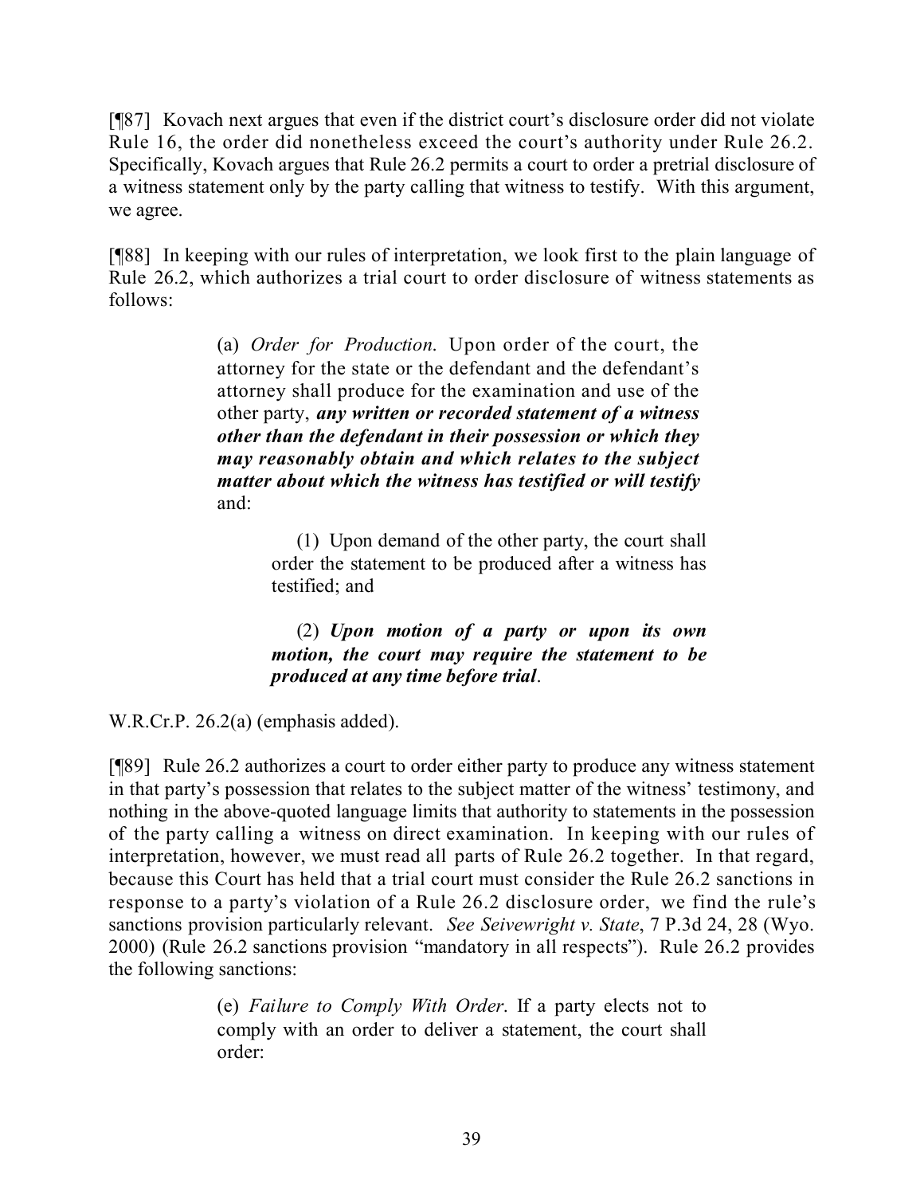[¶87] Kovach next argues that even if the district court's disclosure order did not violate Rule 16, the order did nonetheless exceed the court's authority under Rule 26.2. Specifically, Kovach argues that Rule 26.2 permits a court to order a pretrial disclosure of a witness statement only by the party calling that witness to testify. With this argument, we agree.

[¶88] In keeping with our rules of interpretation, we look first to the plain language of Rule 26.2, which authorizes a trial court to order disclosure of witness statements as follows:

> (a) *Order for Production*. Upon order of the court, the attorney for the state or the defendant and the defendant's attorney shall produce for the examination and use of the other party, ***any written or recorded statement of a witness other than the defendant in their possession or which they may reasonably obtain and which relates to the subject matter about which the witness has testified or will testify*** and:
>
> > (1) Upon demand of the other party, the court shall order the statement to be produced after a witness has testified; and
> >
> > (2) ***Upon motion of a party or upon its own motion, the court may require the statement to be produced at any time before trial***.

W.R.Cr.P. 26.2(a) (emphasis added).

[¶89] Rule 26.2 authorizes a court to order either party to produce any witness statement in that party's possession that relates to the subject matter of the witness' testimony, and nothing in the above-quoted language limits that authority to statements in the possession of the party calling a witness on direct examination. In keeping with our rules of interpretation, however, we must read all parts of Rule 26.2 together. In that regard, because this Court has held that a trial court must consider the Rule 26.2 sanctions in response to a party's violation of a Rule 26.2 disclosure order, we find the rule's sanctions provision particularly relevant. *See Seivewright v. State*, 7 P.3d 24, 28 (Wyo. 2000) (Rule 26.2 sanctions provision "mandatory in all respects"). Rule 26.2 provides the following sanctions:

> (e) *Failure to Comply With Order*. If a party elects not to comply with an order to deliver a statement, the court shall order: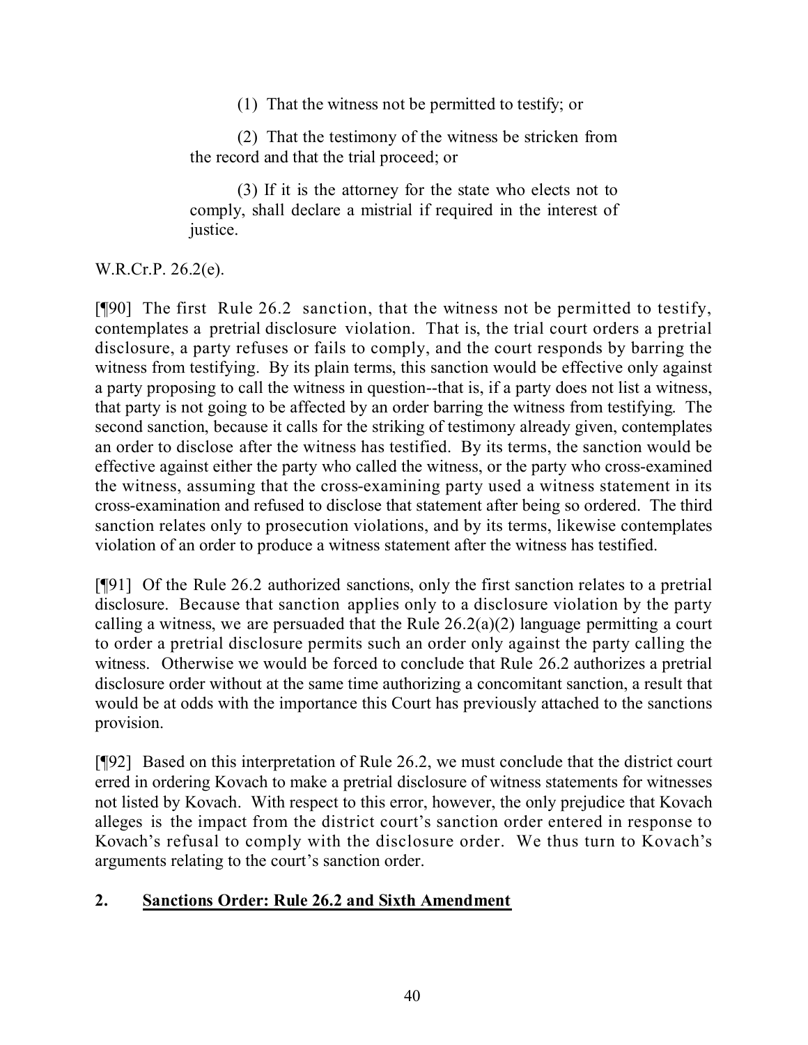> (1) That the witness not be permitted to testify; or
>
> (2) That the testimony of the witness be stricken from the record and that the trial proceed; or
>
> (3) If it is the attorney for the state who elects not to comply, shall declare a mistrial if required in the interest of justice.

W.R.Cr.P. 26.2(e).

[¶90] The first Rule 26.2 sanction, that the witness not be permitted to testify, contemplates a pretrial disclosure violation. That is, the trial court orders a pretrial disclosure, a party refuses or fails to comply, and the court responds by barring the witness from testifying. By its plain terms, this sanction would be effective only against a party proposing to call the witness in question--that is, if a party does not list a witness, that party is not going to be affected by an order barring the witness from testifying. The second sanction, because it calls for the striking of testimony already given, contemplates an order to disclose after the witness has testified. By its terms, the sanction would be effective against either the party who called the witness, or the party who cross-examined the witness, assuming that the cross-examining party used a witness statement in its cross-examination and refused to disclose that statement after being so ordered. The third sanction relates only to prosecution violations, and by its terms, likewise contemplates violation of an order to produce a witness statement after the witness has testified.

[¶91] Of the Rule 26.2 authorized sanctions, only the first sanction relates to a pretrial disclosure. Because that sanction applies only to a disclosure violation by the party calling a witness, we are persuaded that the Rule 26.2(a)(2) language permitting a court to order a pretrial disclosure permits such an order only against the party calling the witness. Otherwise we would be forced to conclude that Rule 26.2 authorizes a pretrial disclosure order without at the same time authorizing a concomitant sanction, a result that would be at odds with the importance this Court has previously attached to the sanctions provision.

[¶92] Based on this interpretation of Rule 26.2, we must conclude that the district court erred in ordering Kovach to make a pretrial disclosure of witness statements for witnesses not listed by Kovach. With respect to this error, however, the only prejudice that Kovach alleges is the impact from the district court's sanction order entered in response to Kovach's refusal to comply with the disclosure order. We thus turn to Kovach's arguments relating to the court's sanction order.

### 2. <u>Sanctions Order: Rule 26.2 and Sixth Amendment</u>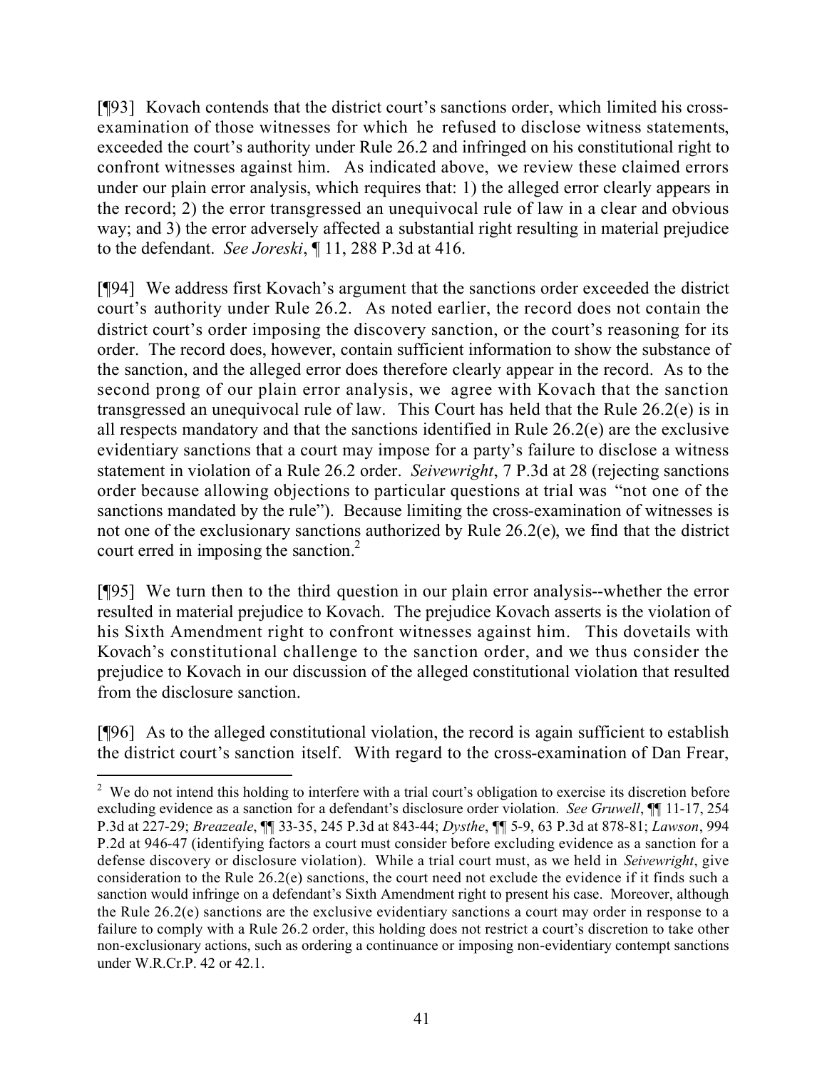[¶93] Kovach contends that the district court's sanctions order, which limited his cross-examination of those witnesses for which he refused to disclose witness statements, exceeded the court's authority under Rule 26.2 and infringed on his constitutional right to confront witnesses against him. As indicated above, we review these claimed errors under our plain error analysis, which requires that: 1) the alleged error clearly appears in the record; 2) the error transgressed an unequivocal rule of law in a clear and obvious way; and 3) the error adversely affected a substantial right resulting in material prejudice to the defendant. *See Joreski*, ¶ 11, 288 P.3d at 416.

[¶94] We address first Kovach's argument that the sanctions order exceeded the district court's authority under Rule 26.2. As noted earlier, the record does not contain the district court's order imposing the discovery sanction, or the court's reasoning for its order. The record does, however, contain sufficient information to show the substance of the sanction, and the alleged error does therefore clearly appear in the record. As to the second prong of our plain error analysis, we agree with Kovach that the sanction transgressed an unequivocal rule of law. This Court has held that the Rule 26.2(e) is in all respects mandatory and that the sanctions identified in Rule 26.2(e) are the exclusive evidentiary sanctions that a court may impose for a party's failure to disclose a witness statement in violation of a Rule 26.2 order. *Seivewright*, 7 P.3d at 28 (rejecting sanctions order because allowing objections to particular questions at trial was "not one of the sanctions mandated by the rule"). Because limiting the cross-examination of witnesses is not one of the exclusionary sanctions authorized by Rule 26.2(e), we find that the district court erred in imposing the sanction.[2]

[¶95] We turn then to the third question in our plain error analysis--whether the error resulted in material prejudice to Kovach. The prejudice Kovach asserts is the violation of his Sixth Amendment right to confront witnesses against him. This dovetails with Kovach's constitutional challenge to the sanction order, and we thus consider the prejudice to Kovach in our discussion of the alleged constitutional violation that resulted from the disclosure sanction.

[¶96] As to the alleged constitutional violation, the record is again sufficient to establish the district court's sanction itself. With regard to the cross-examination of Dan Frear,

[2] We do not intend this holding to interfere with a trial court's obligation to exercise its discretion before excluding evidence as a sanction for a defendant's disclosure order violation. *See Gruwell*, ¶¶ 11-17, 254 P.3d at 227-29; *Breazeale*, ¶¶ 33-35, 245 P.3d at 843-44; *Dysthe*, ¶¶ 5-9, 63 P.3d at 878-81; *Lawson*, 994 P.2d at 946-47 (identifying factors a court must consider before excluding evidence as a sanction for a defense discovery or disclosure violation). While a trial court must, as we held in *Seivewright*, give consideration to the Rule 26.2(e) sanctions, the court need not exclude the evidence if it finds such a sanction would infringe on a defendant's Sixth Amendment right to present his case. Moreover, although the Rule 26.2(e) sanctions are the exclusive evidentiary sanctions a court may order in response to a failure to comply with a Rule 26.2 order, this holding does not restrict a court's discretion to take other non-exclusionary actions, such as ordering a continuance or imposing non-evidentiary contempt sanctions under W.R.Cr.P. 42 or 42.1.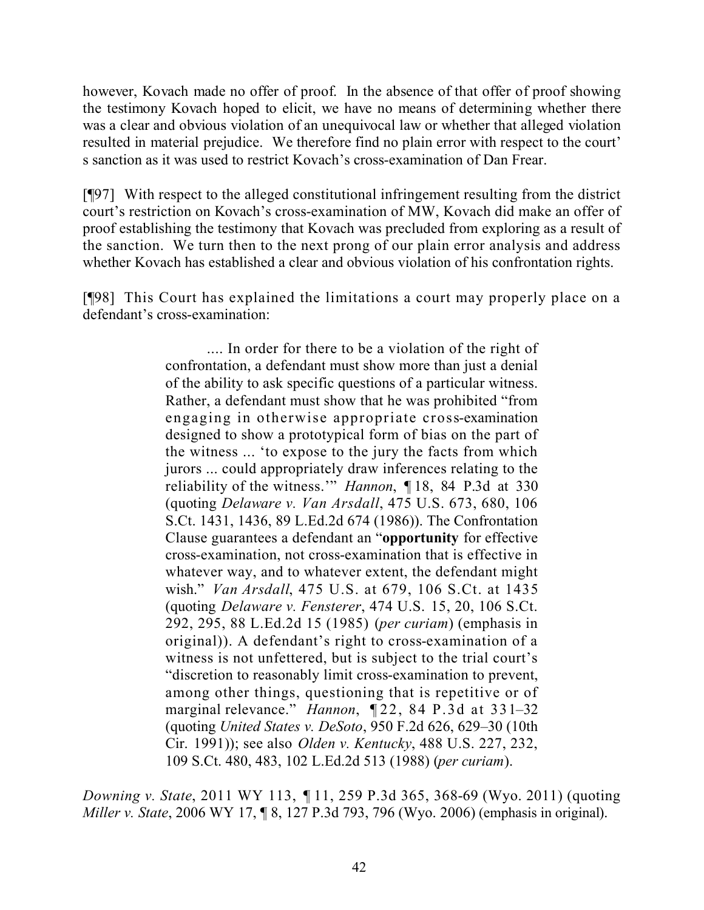however, Kovach made no offer of proof. In the absence of that offer of proof showing the testimony Kovach hoped to elicit, we have no means of determining whether there was a clear and obvious violation of an unequivocal law or whether that alleged violation resulted in material prejudice. We therefore find no plain error with respect to the court' s sanction as it was used to restrict Kovach's cross-examination of Dan Frear.

[¶97] With respect to the alleged constitutional infringement resulting from the district court's restriction on Kovach's cross-examination of MW, Kovach did make an offer of proof establishing the testimony that Kovach was precluded from exploring as a result of the sanction. We turn then to the next prong of our plain error analysis and address whether Kovach has established a clear and obvious violation of his confrontation rights.

[¶98] This Court has explained the limitations a court may properly place on a defendant's cross-examination:

> .... In order for there to be a violation of the right of confrontation, a defendant must show more than just a denial of the ability to ask specific questions of a particular witness. Rather, a defendant must show that he was prohibited "from engaging in otherwise appropriate cross-examination designed to show a prototypical form of bias on the part of the witness ... 'to expose to the jury the facts from which jurors ... could appropriately draw inferences relating to the reliability of the witness.'" *Hannon*, ¶ 18, 84 P.3d at 330 (quoting *Delaware v. Van Arsdall*, 475 U.S. 673, 680, 106 S.Ct. 1431, 1436, 89 L.Ed.2d 674 (1986)). The Confrontation Clause guarantees a defendant an "**opportunity** for effective cross-examination, not cross-examination that is effective in whatever way, and to whatever extent, the defendant might wish." *Van Arsdall*, 475 U.S. at 679, 106 S.Ct. at 1435 (quoting *Delaware v. Fensterer*, 474 U.S. 15, 20, 106 S.Ct. 292, 295, 88 L.Ed.2d 15 (1985) (*per curiam*) (emphasis in original)). A defendant's right to cross-examination of a witness is not unfettered, but is subject to the trial court's "discretion to reasonably limit cross-examination to prevent, among other things, questioning that is repetitive or of marginal relevance." *Hannon*, ¶ 22, 84 P.3d at 331–32 (quoting *United States v. DeSoto*, 950 F.2d 626, 629–30 (10th Cir. 1991)); see also *Olden v. Kentucky*, 488 U.S. 227, 232, 109 S.Ct. 480, 483, 102 L.Ed.2d 513 (1988) (*per curiam*).

*Downing v. State*, 2011 WY 113, ¶ 11, 259 P.3d 365, 368-69 (Wyo. 2011) (quoting *Miller v. State*, 2006 WY 17, ¶ 8, 127 P.3d 793, 796 (Wyo. 2006) (emphasis in original).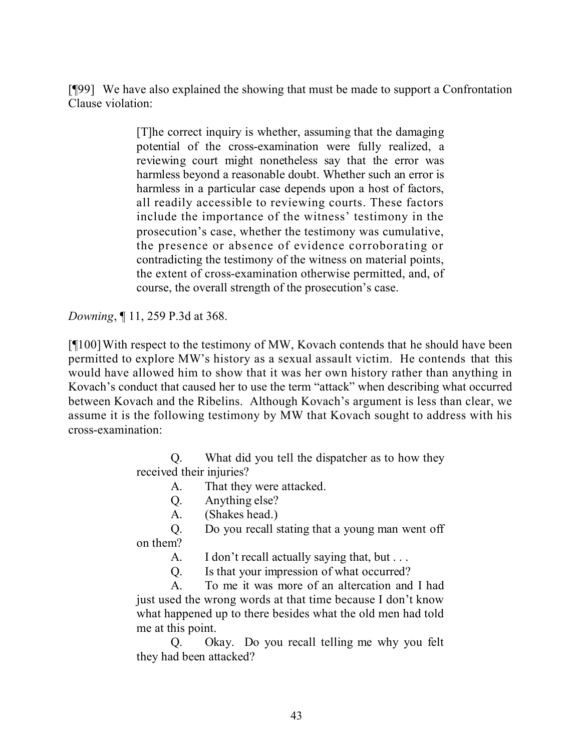[¶99] We have also explained the showing that must be made to support a Confrontation Clause violation:

> [T]he correct inquiry is whether, assuming that the damaging potential of the cross-examination were fully realized, a reviewing court might nonetheless say that the error was harmless beyond a reasonable doubt. Whether such an error is harmless in a particular case depends upon a host of factors, all readily accessible to reviewing courts. These factors include the importance of the witness' testimony in the prosecution's case, whether the testimony was cumulative, the presence or absence of evidence corroborating or contradicting the testimony of the witness on material points, the extent of cross-examination otherwise permitted, and, of course, the overall strength of the prosecution's case.

*Downing*, ¶ 11, 259 P.3d at 368.

[¶100] With respect to the testimony of MW, Kovach contends that he should have been permitted to explore MW's history as a sexual assault victim. He contends that this would have allowed him to show that it was her own history rather than anything in Kovach's conduct that caused her to use the term "attack" when describing what occurred between Kovach and the Ribelins. Although Kovach's argument is less than clear, we assume it is the following testimony by MW that Kovach sought to address with his cross-examination:

> Q. What did you tell the dispatcher as to how they received their injuries?
>
> A. That they were attacked.
>
> Q. Anything else?
>
> A. (Shakes head.)
>
> Q. Do you recall stating that a young man went off on them?
>
> A. I don't recall actually saying that, but . . .
>
> Q. Is that your impression of what occurred?
>
> A. To me it was more of an altercation and I had just used the wrong words at that time because I don't know what happened up to there besides what the old men had told me at this point.
>
> Q. Okay. Do you recall telling me why you felt they had been attacked?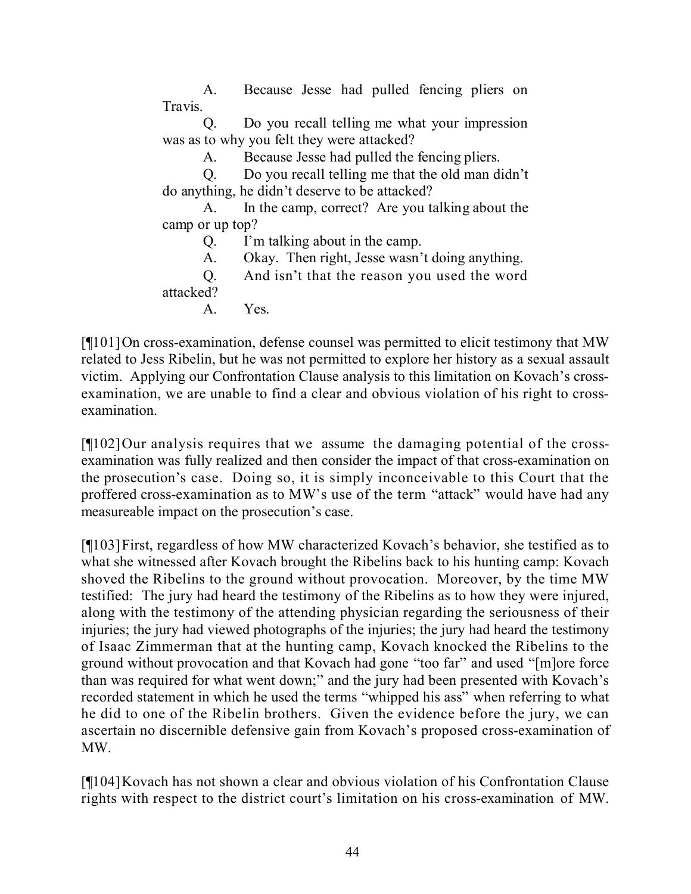A. Because Jesse had pulled fencing pliers on Travis.

Q. Do you recall telling me what your impression was as to why you felt they were attacked?

A. Because Jesse had pulled the fencing pliers.

Q. Do you recall telling me that the old man didn't do anything, he didn't deserve to be attacked?

A. In the camp, correct? Are you talking about the camp or up top?

Q. I'm talking about in the camp.

A. Okay. Then right, Jesse wasn't doing anything.

Q. And isn't that the reason you used the word attacked?

A. Yes.

[¶101] On cross-examination, defense counsel was permitted to elicit testimony that MW related to Jess Ribelin, but he was not permitted to explore her history as a sexual assault victim. Applying our Confrontation Clause analysis to this limitation on Kovach's cross-examination, we are unable to find a clear and obvious violation of his right to cross-examination.

[¶102] Our analysis requires that we assume the damaging potential of the cross-examination was fully realized and then consider the impact of that cross-examination on the prosecution's case. Doing so, it is simply inconceivable to this Court that the proffered cross-examination as to MW's use of the term "attack" would have had any measureable impact on the prosecution's case.

[¶103] First, regardless of how MW characterized Kovach's behavior, she testified as to what she witnessed after Kovach brought the Ribelins back to his hunting camp: Kovach shoved the Ribelins to the ground without provocation. Moreover, by the time MW testified: The jury had heard the testimony of the Ribelins as to how they were injured, along with the testimony of the attending physician regarding the seriousness of their injuries; the jury had viewed photographs of the injuries; the jury had heard the testimony of Isaac Zimmerman that at the hunting camp, Kovach knocked the Ribelins to the ground without provocation and that Kovach had gone "too far" and used "[m]ore force than was required for what went down;" and the jury had been presented with Kovach's recorded statement in which he used the terms "whipped his ass" when referring to what he did to one of the Ribelin brothers. Given the evidence before the jury, we can ascertain no discernible defensive gain from Kovach's proposed cross-examination of MW.

[¶104] Kovach has not shown a clear and obvious violation of his Confrontation Clause rights with respect to the district court's limitation on his cross-examination of MW.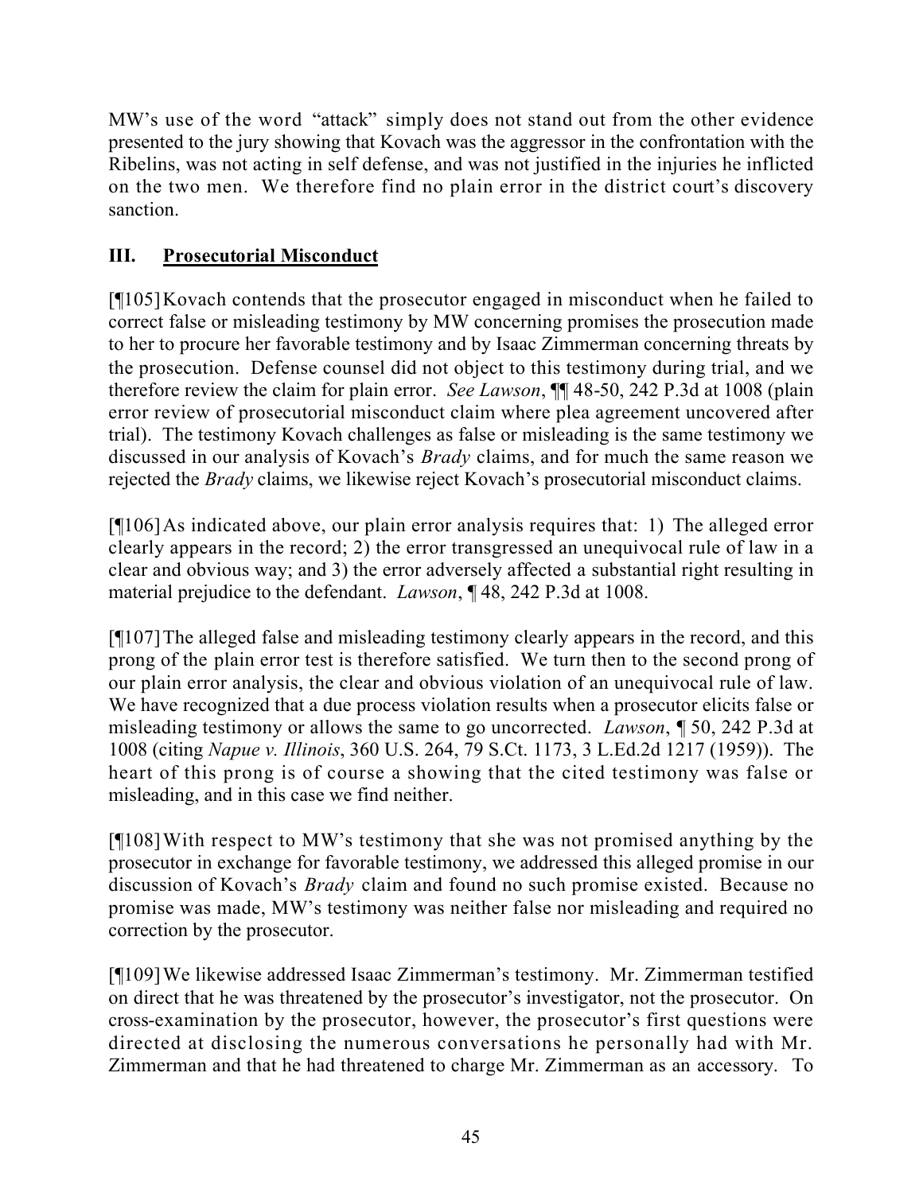MW's use of the word "attack" simply does not stand out from the other evidence presented to the jury showing that Kovach was the aggressor in the confrontation with the Ribelins, was not acting in self defense, and was not justified in the injuries he inflicted on the two men. We therefore find no plain error in the district court's discovery sanction.

## III. Prosecutorial Misconduct

[¶105] Kovach contends that the prosecutor engaged in misconduct when he failed to correct false or misleading testimony by MW concerning promises the prosecution made to her to procure her favorable testimony and by Isaac Zimmerman concerning threats by the prosecution. Defense counsel did not object to this testimony during trial, and we therefore review the claim for plain error. *See Lawson*, ¶¶ 48-50, 242 P.3d at 1008 (plain error review of prosecutorial misconduct claim where plea agreement uncovered after trial). The testimony Kovach challenges as false or misleading is the same testimony we discussed in our analysis of Kovach's *Brady* claims, and for much the same reason we rejected the *Brady* claims, we likewise reject Kovach's prosecutorial misconduct claims.

[¶106] As indicated above, our plain error analysis requires that: 1) The alleged error clearly appears in the record; 2) the error transgressed an unequivocal rule of law in a clear and obvious way; and 3) the error adversely affected a substantial right resulting in material prejudice to the defendant. *Lawson*, ¶ 48, 242 P.3d at 1008.

[¶107] The alleged false and misleading testimony clearly appears in the record, and this prong of the plain error test is therefore satisfied. We turn then to the second prong of our plain error analysis, the clear and obvious violation of an unequivocal rule of law. We have recognized that a due process violation results when a prosecutor elicits false or misleading testimony or allows the same to go uncorrected. *Lawson*, ¶ 50, 242 P.3d at 1008 (citing *Napue v. Illinois*, 360 U.S. 264, 79 S.Ct. 1173, 3 L.Ed.2d 1217 (1959)). The heart of this prong is of course a showing that the cited testimony was false or misleading, and in this case we find neither.

[¶108] With respect to MW's testimony that she was not promised anything by the prosecutor in exchange for favorable testimony, we addressed this alleged promise in our discussion of Kovach's *Brady* claim and found no such promise existed. Because no promise was made, MW's testimony was neither false nor misleading and required no correction by the prosecutor.

[¶109] We likewise addressed Isaac Zimmerman's testimony. Mr. Zimmerman testified on direct that he was threatened by the prosecutor's investigator, not the prosecutor. On cross-examination by the prosecutor, however, the prosecutor's first questions were directed at disclosing the numerous conversations he personally had with Mr. Zimmerman and that he had threatened to charge Mr. Zimmerman as an accessory. To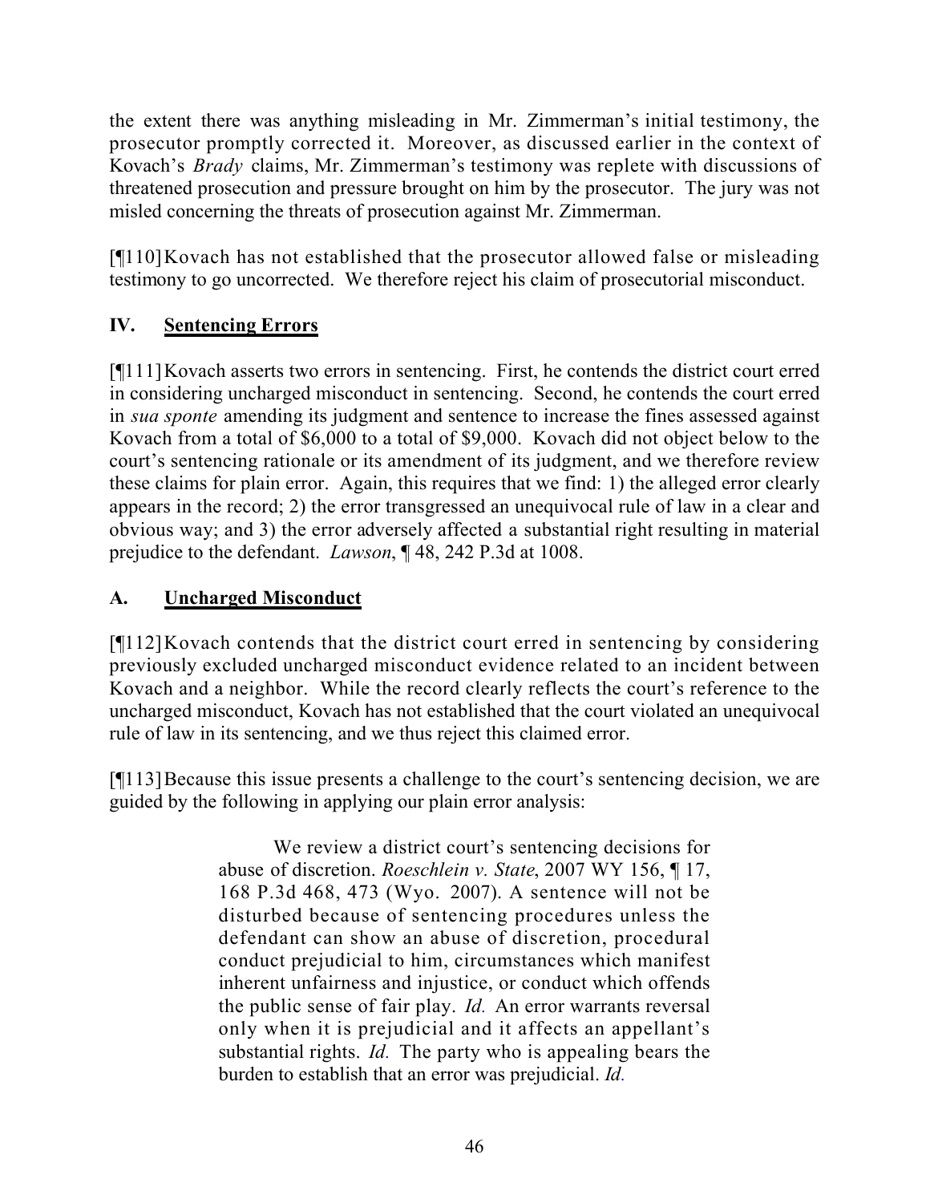the extent there was anything misleading in Mr. Zimmerman's initial testimony, the prosecutor promptly corrected it. Moreover, as discussed earlier in the context of Kovach's *Brady* claims, Mr. Zimmerman's testimony was replete with discussions of threatened prosecution and pressure brought on him by the prosecutor. The jury was not misled concerning the threats of prosecution against Mr. Zimmerman.

[¶110] Kovach has not established that the prosecutor allowed false or misleading testimony to go uncorrected. We therefore reject his claim of prosecutorial misconduct.

## IV. Sentencing Errors

[¶111] Kovach asserts two errors in sentencing. First, he contends the district court erred in considering uncharged misconduct in sentencing. Second, he contends the court erred in *sua sponte* amending its judgment and sentence to increase the fines assessed against Kovach from a total of $6,000 to a total of $9,000. Kovach did not object below to the court's sentencing rationale or its amendment of its judgment, and we therefore review these claims for plain error. Again, this requires that we find: 1) the alleged error clearly appears in the record; 2) the error transgressed an unequivocal rule of law in a clear and obvious way; and 3) the error adversely affected a substantial right resulting in material prejudice to the defendant. *Lawson*, ¶ 48, 242 P.3d at 1008.

### A. Uncharged Misconduct

[¶112] Kovach contends that the district court erred in sentencing by considering previously excluded uncharged misconduct evidence related to an incident between Kovach and a neighbor. While the record clearly reflects the court's reference to the uncharged misconduct, Kovach has not established that the court violated an unequivocal rule of law in its sentencing, and we thus reject this claimed error.

[¶113] Because this issue presents a challenge to the court's sentencing decision, we are guided by the following in applying our plain error analysis:

> We review a district court's sentencing decisions for abuse of discretion. *Roeschlein v. State*, 2007 WY 156, ¶ 17, 168 P.3d 468, 473 (Wyo. 2007). A sentence will not be disturbed because of sentencing procedures unless the defendant can show an abuse of discretion, procedural conduct prejudicial to him, circumstances which manifest inherent unfairness and injustice, or conduct which offends the public sense of fair play. *Id.* An error warrants reversal only when it is prejudicial and it affects an appellant's substantial rights. *Id.* The party who is appealing bears the burden to establish that an error was prejudicial. *Id.*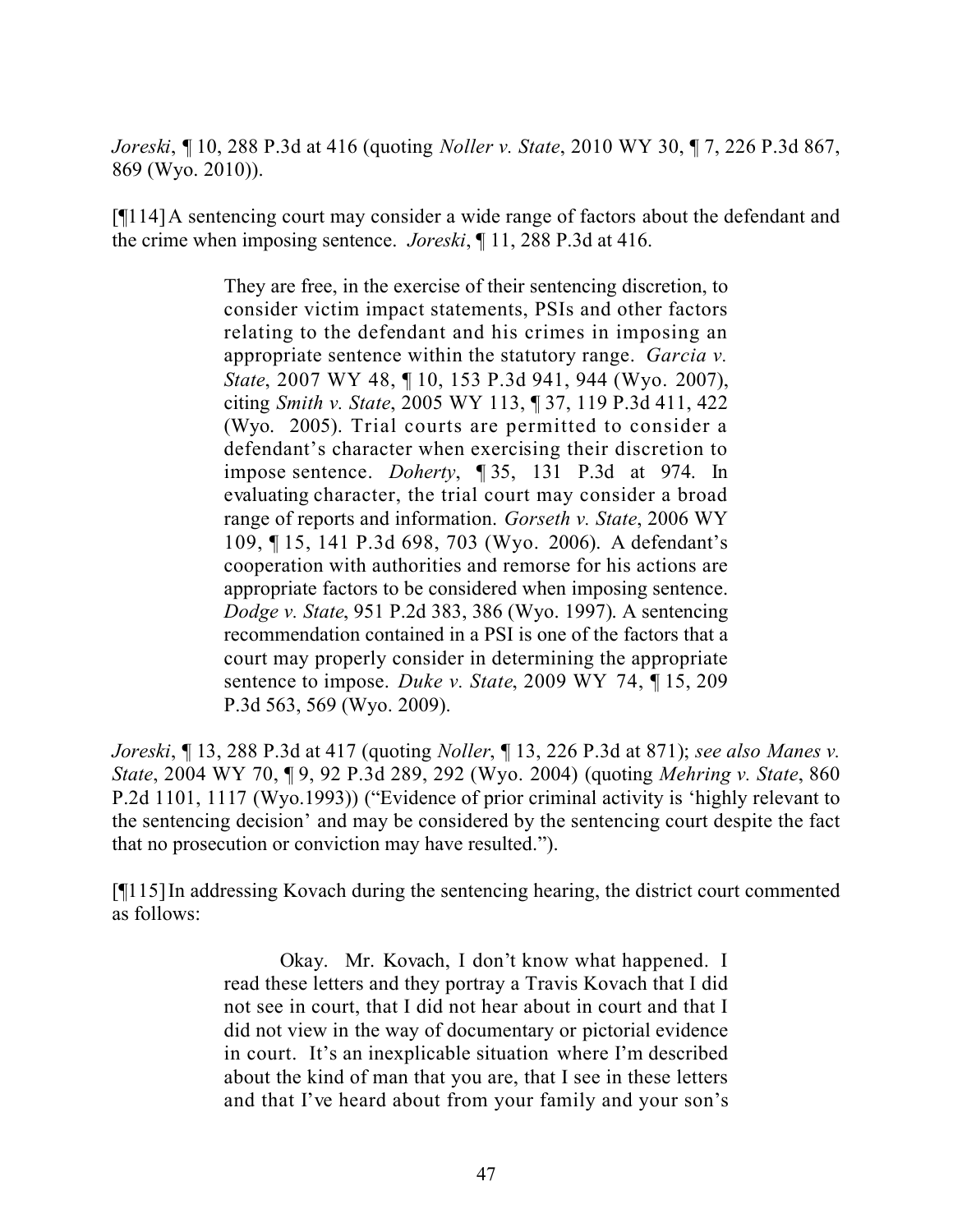*Joreski*, ¶ 10, 288 P.3d at 416 (quoting *Noller v. State*, 2010 WY 30, ¶ 7, 226 P.3d 867, 869 (Wyo. 2010)).

[¶114] A sentencing court may consider a wide range of factors about the defendant and the crime when imposing sentence. *Joreski*, ¶ 11, 288 P.3d at 416.

> They are free, in the exercise of their sentencing discretion, to consider victim impact statements, PSIs and other factors relating to the defendant and his crimes in imposing an appropriate sentence within the statutory range. *Garcia v. State*, 2007 WY 48, ¶ 10, 153 P.3d 941, 944 (Wyo. 2007), citing *Smith v. State*, 2005 WY 113, ¶ 37, 119 P.3d 411, 422 (Wyo. 2005). Trial courts are permitted to consider a defendant's character when exercising their discretion to impose sentence. *Doherty*, ¶ 35, 131 P.3d at 974. In evaluating character, the trial court may consider a broad range of reports and information. *Gorseth v. State*, 2006 WY 109, ¶ 15, 141 P.3d 698, 703 (Wyo. 2006). A defendant's cooperation with authorities and remorse for his actions are appropriate factors to be considered when imposing sentence. *Dodge v. State*, 951 P.2d 383, 386 (Wyo. 1997). A sentencing recommendation contained in a PSI is one of the factors that a court may properly consider in determining the appropriate sentence to impose. *Duke v. State*, 2009 WY 74, ¶ 15, 209 P.3d 563, 569 (Wyo. 2009).

*Joreski*, ¶ 13, 288 P.3d at 417 (quoting *Noller*, ¶ 13, 226 P.3d at 871); *see also Manes v. State*, 2004 WY 70, ¶ 9, 92 P.3d 289, 292 (Wyo. 2004) (quoting *Mehring v. State*, 860 P.2d 1101, 1117 (Wyo.1993)) ("Evidence of prior criminal activity is 'highly relevant to the sentencing decision' and may be considered by the sentencing court despite the fact that no prosecution or conviction may have resulted.").

[¶115] In addressing Kovach during the sentencing hearing, the district court commented as follows:

> Okay. Mr. Kovach, I don't know what happened. I read these letters and they portray a Travis Kovach that I did not see in court, that I did not hear about in court and that I did not view in the way of documentary or pictorial evidence in court. It's an inexplicable situation where I'm described about the kind of man that you are, that I see in these letters and that I've heard about from your family and your son's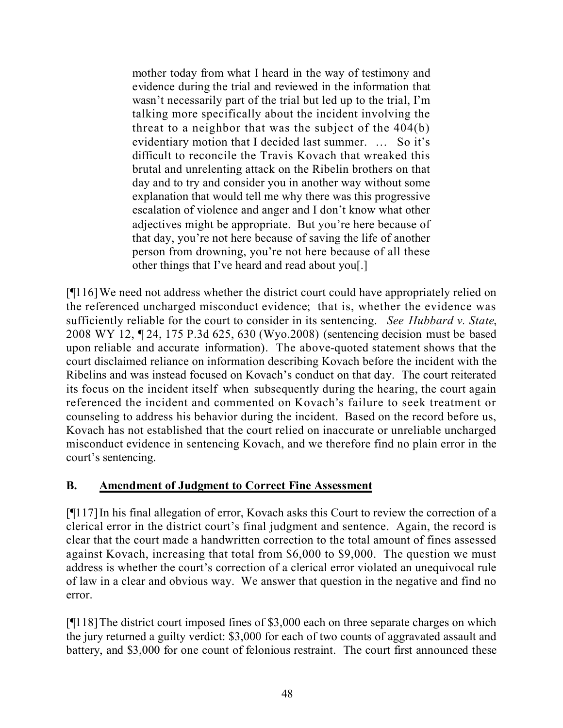> mother today from what I heard in the way of testimony and evidence during the trial and reviewed in the information that wasn't necessarily part of the trial but led up to the trial, I'm talking more specifically about the incident involving the threat to a neighbor that was the subject of the 404(b) evidentiary motion that I decided last summer. … So it's difficult to reconcile the Travis Kovach that wreaked this brutal and unrelenting attack on the Ribelin brothers on that day and to try and consider you in another way without some explanation that would tell me why there was this progressive escalation of violence and anger and I don't know what other adjectives might be appropriate. But you're here because of that day, you're not here because of saving the life of another person from drowning, you're not here because of all these other things that I've heard and read about you[.]

[¶116] We need not address whether the district court could have appropriately relied on the referenced uncharged misconduct evidence; that is, whether the evidence was sufficiently reliable for the court to consider in its sentencing. *See Hubbard v. State*, 2008 WY 12, ¶ 24, 175 P.3d 625, 630 (Wyo.2008) (sentencing decision must be based upon reliable and accurate information). The above-quoted statement shows that the court disclaimed reliance on information describing Kovach before the incident with the Ribelins and was instead focused on Kovach's conduct on that day. The court reiterated its focus on the incident itself when subsequently during the hearing, the court again referenced the incident and commented on Kovach's failure to seek treatment or counseling to address his behavior during the incident. Based on the record before us, Kovach has not established that the court relied on inaccurate or unreliable uncharged misconduct evidence in sentencing Kovach, and we therefore find no plain error in the court's sentencing.

## B. Amendment of Judgment to Correct Fine Assessment

[¶117] In his final allegation of error, Kovach asks this Court to review the correction of a clerical error in the district court's final judgment and sentence. Again, the record is clear that the court made a handwritten correction to the total amount of fines assessed against Kovach, increasing that total from $6,000 to $9,000. The question we must address is whether the court's correction of a clerical error violated an unequivocal rule of law in a clear and obvious way. We answer that question in the negative and find no error.

[¶118] The district court imposed fines of $3,000 each on three separate charges on which the jury returned a guilty verdict: $3,000 for each of two counts of aggravated assault and battery, and $3,000 for one count of felonious restraint. The court first announced these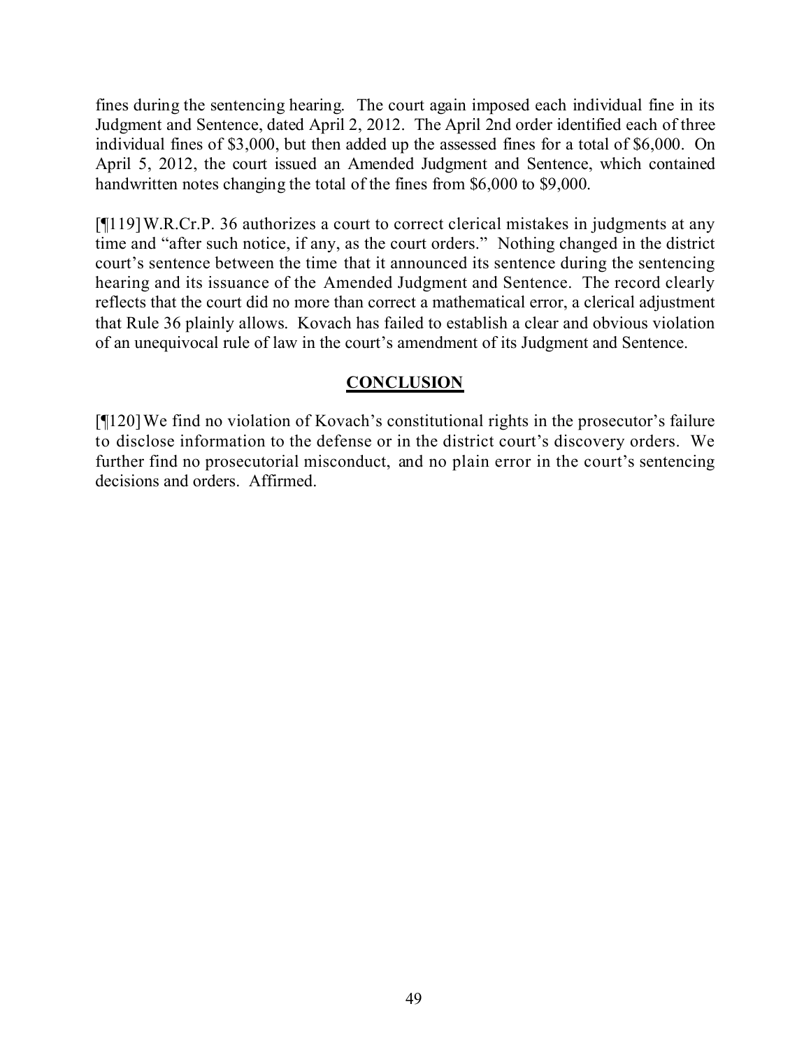fines during the sentencing hearing. The court again imposed each individual fine in its Judgment and Sentence, dated April 2, 2012. The April 2nd order identified each of three individual fines of $3,000, but then added up the assessed fines for a total of $6,000. On April 5, 2012, the court issued an Amended Judgment and Sentence, which contained handwritten notes changing the total of the fines from $6,000 to $9,000.

[¶119] W.R.Cr.P. 36 authorizes a court to correct clerical mistakes in judgments at any time and "after such notice, if any, as the court orders." Nothing changed in the district court's sentence between the time that it announced its sentence during the sentencing hearing and its issuance of the Amended Judgment and Sentence. The record clearly reflects that the court did no more than correct a mathematical error, a clerical adjustment that Rule 36 plainly allows. Kovach has failed to establish a clear and obvious violation of an unequivocal rule of law in the court's amendment of its Judgment and Sentence.

## CONCLUSION

[¶120] We find no violation of Kovach's constitutional rights in the prosecutor's failure to disclose information to the defense or in the district court's discovery orders. We further find no prosecutorial misconduct, and no plain error in the court's sentencing decisions and orders. Affirmed.